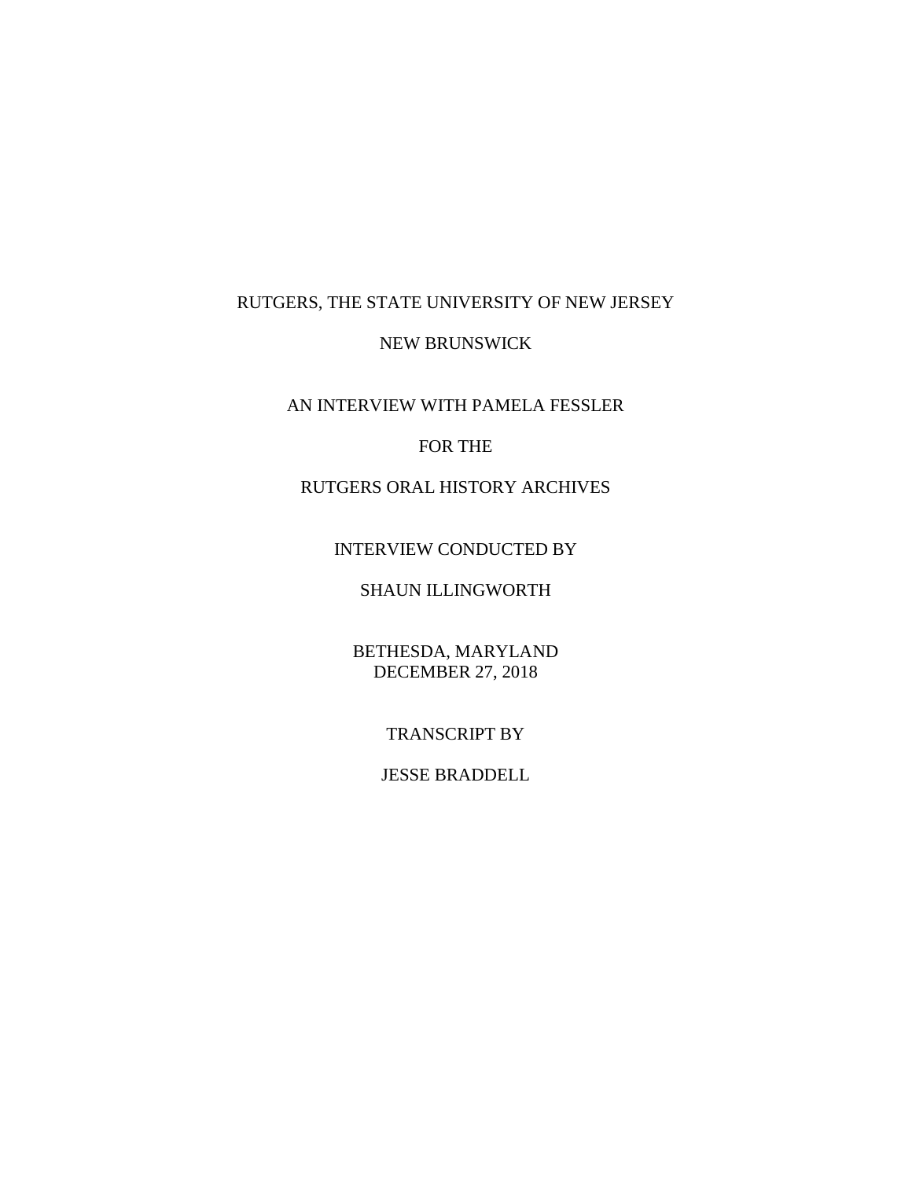RUTGERS, THE STATE UNIVERSITY OF NEW JERSEY

NEW BRUNSWICK

AN INTERVIEW WITH PAMELA FESSLER

FOR THE

RUTGERS ORAL HISTORY ARCHIVES

INTERVIEW CONDUCTED BY

SHAUN ILLINGWORTH

BETHESDA, MARYLAND
DECEMBER 27, 2018

TRANSCRIPT BY

JESSE BRADDELL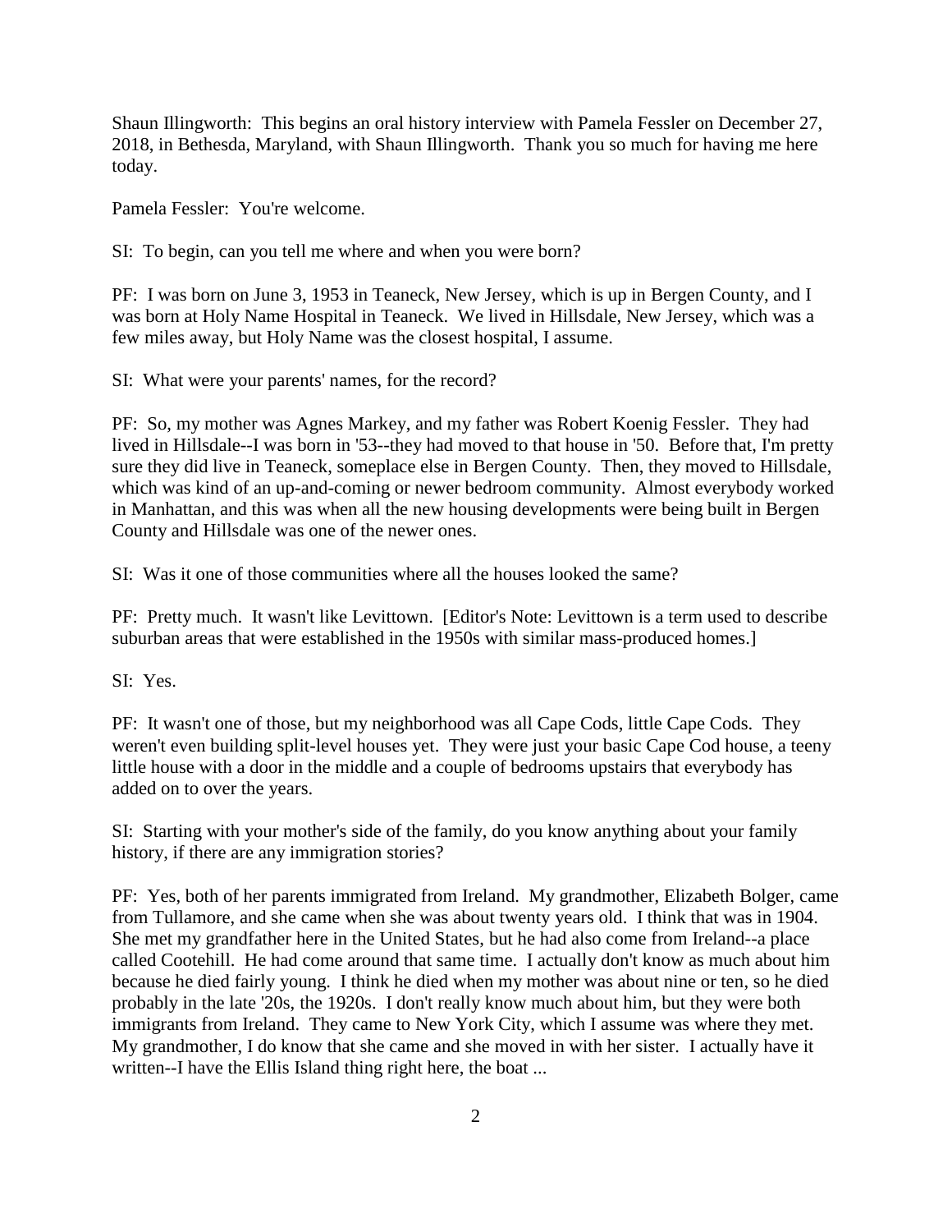Shaun Illingworth: This begins an oral history interview with Pamela Fessler on December 27, 2018, in Bethesda, Maryland, with Shaun Illingworth. Thank you so much for having me here today.

Pamela Fessler: You're welcome.

SI: To begin, can you tell me where and when you were born?

PF: I was born on June 3, 1953 in Teaneck, New Jersey, which is up in Bergen County, and I was born at Holy Name Hospital in Teaneck. We lived in Hillsdale, New Jersey, which was a few miles away, but Holy Name was the closest hospital, I assume.

SI: What were your parents' names, for the record?

PF: So, my mother was Agnes Markey, and my father was Robert Koenig Fessler. They had lived in Hillsdale--I was born in '53--they had moved to that house in '50. Before that, I'm pretty sure they did live in Teaneck, someplace else in Bergen County. Then, they moved to Hillsdale, which was kind of an up-and-coming or newer bedroom community. Almost everybody worked in Manhattan, and this was when all the new housing developments were being built in Bergen County and Hillsdale was one of the newer ones.

SI: Was it one of those communities where all the houses looked the same?

PF: Pretty much. It wasn't like Levittown. [Editor's Note: Levittown is a term used to describe suburban areas that were established in the 1950s with similar mass-produced homes.]

SI: Yes.

PF: It wasn't one of those, but my neighborhood was all Cape Cods, little Cape Cods. They weren't even building split-level houses yet. They were just your basic Cape Cod house, a teeny little house with a door in the middle and a couple of bedrooms upstairs that everybody has added on to over the years.

SI: Starting with your mother's side of the family, do you know anything about your family history, if there are any immigration stories?

PF: Yes, both of her parents immigrated from Ireland. My grandmother, Elizabeth Bolger, came from Tullamore, and she came when she was about twenty years old. I think that was in 1904. She met my grandfather here in the United States, but he had also come from Ireland--a place called Cootehill. He had come around that same time. I actually don't know as much about him because he died fairly young. I think he died when my mother was about nine or ten, so he died probably in the late '20s, the 1920s. I don't really know much about him, but they were both immigrants from Ireland. They came to New York City, which I assume was where they met. My grandmother, I do know that she came and she moved in with her sister. I actually have it written--I have the Ellis Island thing right here, the boat ...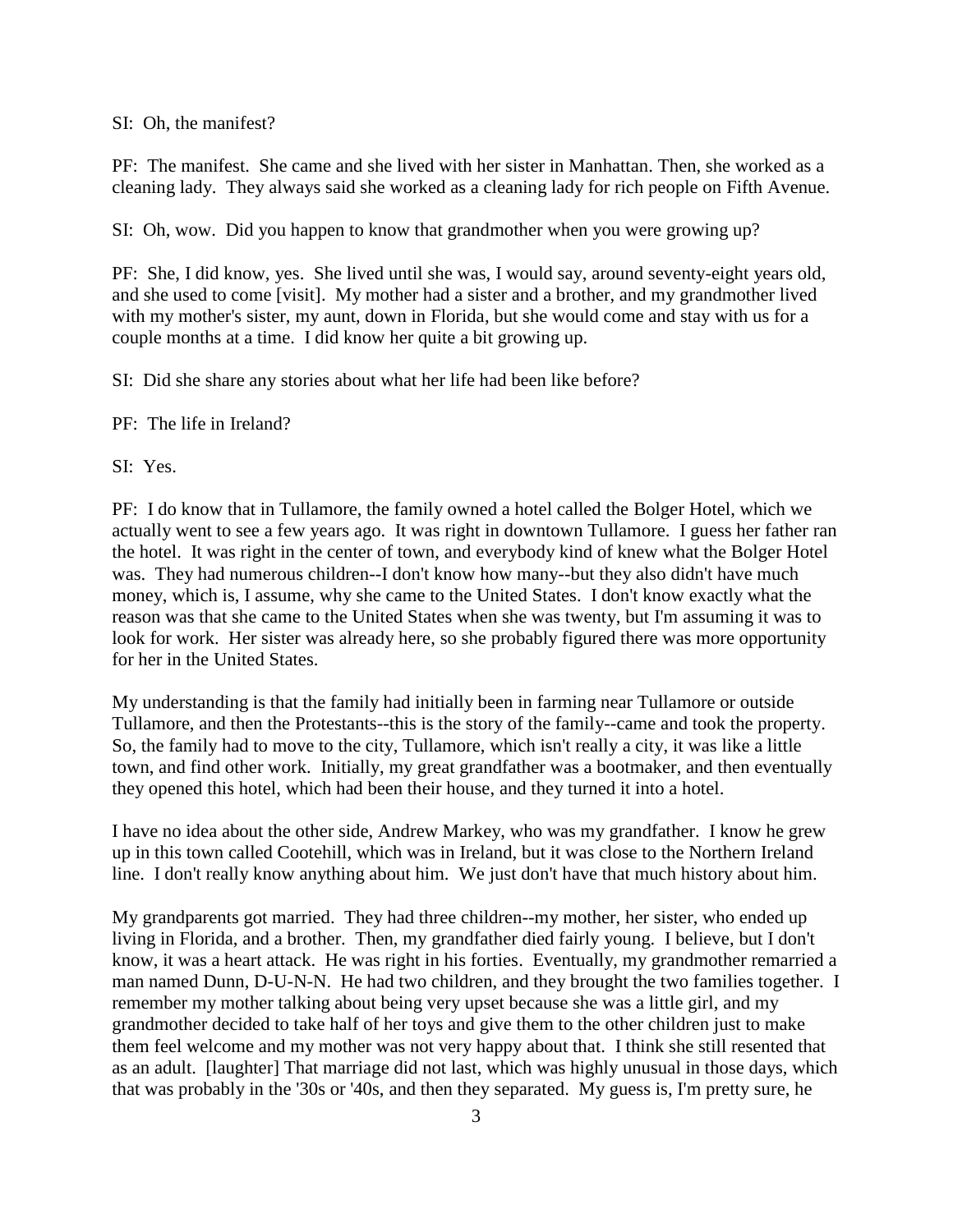SI: Oh, the manifest?

PF: The manifest. She came and she lived with her sister in Manhattan. Then, she worked as a cleaning lady. They always said she worked as a cleaning lady for rich people on Fifth Avenue.

SI: Oh, wow. Did you happen to know that grandmother when you were growing up?

PF: She, I did know, yes. She lived until she was, I would say, around seventy-eight years old, and she used to come [visit]. My mother had a sister and a brother, and my grandmother lived with my mother's sister, my aunt, down in Florida, but she would come and stay with us for a couple months at a time. I did know her quite a bit growing up.

SI: Did she share any stories about what her life had been like before?

PF: The life in Ireland?

SI: Yes.

PF: I do know that in Tullamore, the family owned a hotel called the Bolger Hotel, which we actually went to see a few years ago. It was right in downtown Tullamore. I guess her father ran the hotel. It was right in the center of town, and everybody kind of knew what the Bolger Hotel was. They had numerous children--I don't know how many--but they also didn't have much money, which is, I assume, why she came to the United States. I don't know exactly what the reason was that she came to the United States when she was twenty, but I'm assuming it was to look for work. Her sister was already here, so she probably figured there was more opportunity for her in the United States.

My understanding is that the family had initially been in farming near Tullamore or outside Tullamore, and then the Protestants--this is the story of the family--came and took the property. So, the family had to move to the city, Tullamore, which isn't really a city, it was like a little town, and find other work. Initially, my great grandfather was a bootmaker, and then eventually they opened this hotel, which had been their house, and they turned it into a hotel.

I have no idea about the other side, Andrew Markey, who was my grandfather. I know he grew up in this town called Cootehill, which was in Ireland, but it was close to the Northern Ireland line. I don't really know anything about him. We just don't have that much history about him.

My grandparents got married. They had three children--my mother, her sister, who ended up living in Florida, and a brother. Then, my grandfather died fairly young. I believe, but I don't know, it was a heart attack. He was right in his forties. Eventually, my grandmother remarried a man named Dunn, D-U-N-N. He had two children, and they brought the two families together. I remember my mother talking about being very upset because she was a little girl, and my grandmother decided to take half of her toys and give them to the other children just to make them feel welcome and my mother was not very happy about that. I think she still resented that as an adult. [laughter] That marriage did not last, which was highly unusual in those days, which that was probably in the '30s or '40s, and then they separated. My guess is, I'm pretty sure, he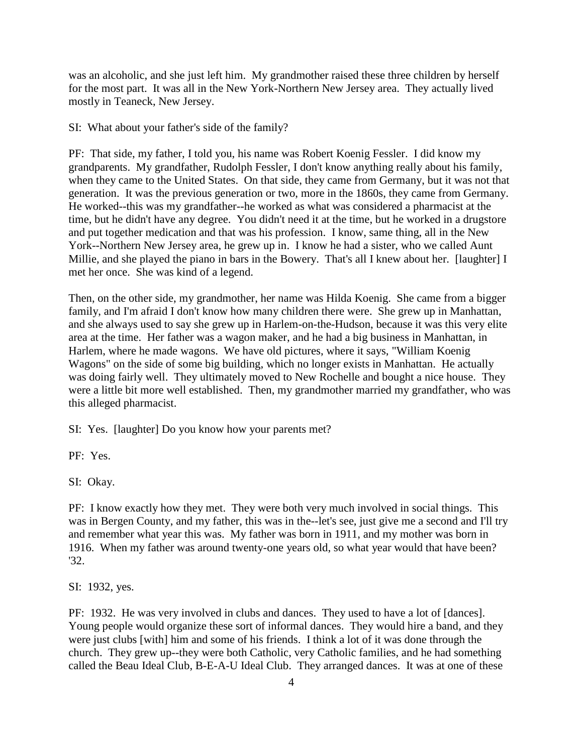was an alcoholic, and she just left him. My grandmother raised these three children by herself for the most part. It was all in the New York-Northern New Jersey area. They actually lived mostly in Teaneck, New Jersey.

SI: What about your father's side of the family?

PF: That side, my father, I told you, his name was Robert Koenig Fessler. I did know my grandparents. My grandfather, Rudolph Fessler, I don't know anything really about his family, when they came to the United States. On that side, they came from Germany, but it was not that generation. It was the previous generation or two, more in the 1860s, they came from Germany. He worked--this was my grandfather--he worked as what was considered a pharmacist at the time, but he didn't have any degree. You didn't need it at the time, but he worked in a drugstore and put together medication and that was his profession. I know, same thing, all in the New York--Northern New Jersey area, he grew up in. I know he had a sister, who we called Aunt Millie, and she played the piano in bars in the Bowery. That's all I knew about her. [laughter] I met her once. She was kind of a legend.

Then, on the other side, my grandmother, her name was Hilda Koenig. She came from a bigger family, and I'm afraid I don't know how many children there were. She grew up in Manhattan, and she always used to say she grew up in Harlem-on-the-Hudson, because it was this very elite area at the time. Her father was a wagon maker, and he had a big business in Manhattan, in Harlem, where he made wagons. We have old pictures, where it says, "William Koenig Wagons" on the side of some big building, which no longer exists in Manhattan. He actually was doing fairly well. They ultimately moved to New Rochelle and bought a nice house. They were a little bit more well established. Then, my grandmother married my grandfather, who was this alleged pharmacist.

SI: Yes. [laughter] Do you know how your parents met?

PF: Yes.

SI: Okay.

PF: I know exactly how they met. They were both very much involved in social things. This was in Bergen County, and my father, this was in the--let's see, just give me a second and I'll try and remember what year this was. My father was born in 1911, and my mother was born in 1916. When my father was around twenty-one years old, so what year would that have been? '32.

SI: 1932, yes.

PF: 1932. He was very involved in clubs and dances. They used to have a lot of [dances]. Young people would organize these sort of informal dances. They would hire a band, and they were just clubs [with] him and some of his friends. I think a lot of it was done through the church. They grew up--they were both Catholic, very Catholic families, and he had something called the Beau Ideal Club, B-E-A-U Ideal Club. They arranged dances. It was at one of these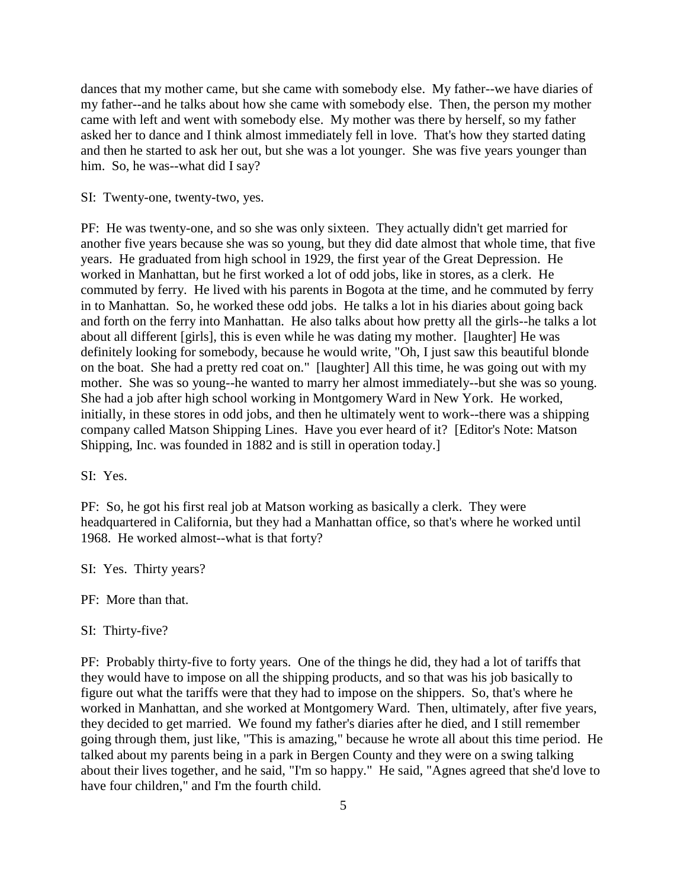dances that my mother came, but she came with somebody else. My father--we have diaries of my father--and he talks about how she came with somebody else. Then, the person my mother came with left and went with somebody else. My mother was there by herself, so my father asked her to dance and I think almost immediately fell in love. That's how they started dating and then he started to ask her out, but she was a lot younger. She was five years younger than him. So, he was--what did I say?

SI: Twenty-one, twenty-two, yes.

PF: He was twenty-one, and so she was only sixteen. They actually didn't get married for another five years because she was so young, but they did date almost that whole time, that five years. He graduated from high school in 1929, the first year of the Great Depression. He worked in Manhattan, but he first worked a lot of odd jobs, like in stores, as a clerk. He commuted by ferry. He lived with his parents in Bogota at the time, and he commuted by ferry in to Manhattan. So, he worked these odd jobs. He talks a lot in his diaries about going back and forth on the ferry into Manhattan. He also talks about how pretty all the girls--he talks a lot about all different [girls], this is even while he was dating my mother. [laughter] He was definitely looking for somebody, because he would write, "Oh, I just saw this beautiful blonde on the boat. She had a pretty red coat on." [laughter] All this time, he was going out with my mother. She was so young--he wanted to marry her almost immediately--but she was so young. She had a job after high school working in Montgomery Ward in New York. He worked, initially, in these stores in odd jobs, and then he ultimately went to work--there was a shipping company called Matson Shipping Lines. Have you ever heard of it? [Editor's Note: Matson Shipping, Inc. was founded in 1882 and is still in operation today.]

SI: Yes.

PF: So, he got his first real job at Matson working as basically a clerk. They were headquartered in California, but they had a Manhattan office, so that's where he worked until 1968. He worked almost--what is that forty?

SI: Yes. Thirty years?

PF: More than that.

SI: Thirty-five?

PF: Probably thirty-five to forty years. One of the things he did, they had a lot of tariffs that they would have to impose on all the shipping products, and so that was his job basically to figure out what the tariffs were that they had to impose on the shippers. So, that's where he worked in Manhattan, and she worked at Montgomery Ward. Then, ultimately, after five years, they decided to get married. We found my father's diaries after he died, and I still remember going through them, just like, "This is amazing," because he wrote all about this time period. He talked about my parents being in a park in Bergen County and they were on a swing talking about their lives together, and he said, "I'm so happy." He said, "Agnes agreed that she'd love to have four children," and I'm the fourth child.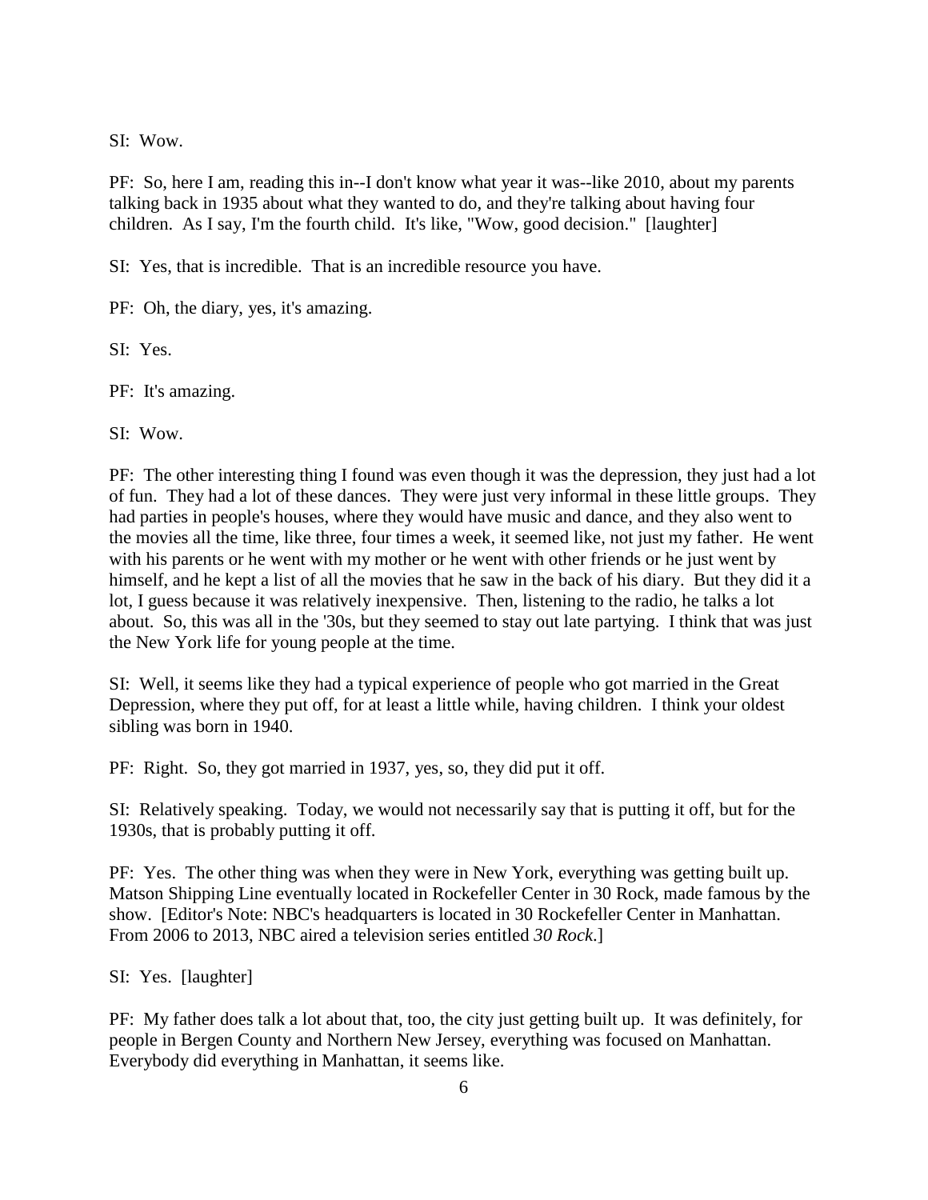SI: Wow.

PF: So, here I am, reading this in--I don't know what year it was--like 2010, about my parents talking back in 1935 about what they wanted to do, and they're talking about having four children. As I say, I'm the fourth child. It's like, "Wow, good decision." [laughter]

SI: Yes, that is incredible. That is an incredible resource you have.

PF: Oh, the diary, yes, it's amazing.

SI: Yes.

PF: It's amazing.

SI: Wow.

PF: The other interesting thing I found was even though it was the depression, they just had a lot of fun. They had a lot of these dances. They were just very informal in these little groups. They had parties in people's houses, where they would have music and dance, and they also went to the movies all the time, like three, four times a week, it seemed like, not just my father. He went with his parents or he went with my mother or he went with other friends or he just went by himself, and he kept a list of all the movies that he saw in the back of his diary. But they did it a lot, I guess because it was relatively inexpensive. Then, listening to the radio, he talks a lot about. So, this was all in the '30s, but they seemed to stay out late partying. I think that was just the New York life for young people at the time.

SI: Well, it seems like they had a typical experience of people who got married in the Great Depression, where they put off, for at least a little while, having children. I think your oldest sibling was born in 1940.

PF: Right. So, they got married in 1937, yes, so, they did put it off.

SI: Relatively speaking. Today, we would not necessarily say that is putting it off, but for the 1930s, that is probably putting it off.

PF: Yes. The other thing was when they were in New York, everything was getting built up. Matson Shipping Line eventually located in Rockefeller Center in 30 Rock, made famous by the show. [Editor's Note: NBC's headquarters is located in 30 Rockefeller Center in Manhattan. From 2006 to 2013, NBC aired a television series entitled *30 Rock*.]

SI: Yes. [laughter]

PF: My father does talk a lot about that, too, the city just getting built up. It was definitely, for people in Bergen County and Northern New Jersey, everything was focused on Manhattan. Everybody did everything in Manhattan, it seems like.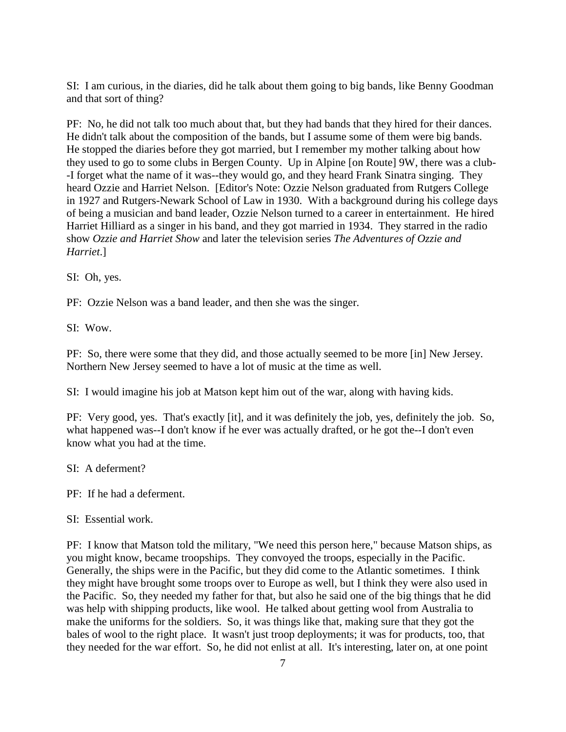SI: I am curious, in the diaries, did he talk about them going to big bands, like Benny Goodman and that sort of thing?

PF: No, he did not talk too much about that, but they had bands that they hired for their dances. He didn't talk about the composition of the bands, but I assume some of them were big bands. He stopped the diaries before they got married, but I remember my mother talking about how they used to go to some clubs in Bergen County. Up in Alpine [on Route] 9W, there was a club--I forget what the name of it was--they would go, and they heard Frank Sinatra singing. They heard Ozzie and Harriet Nelson. [Editor's Note: Ozzie Nelson graduated from Rutgers College in 1927 and Rutgers-Newark School of Law in 1930. With a background during his college days of being a musician and band leader, Ozzie Nelson turned to a career in entertainment. He hired Harriet Hilliard as a singer in his band, and they got married in 1934. They starred in the radio show *Ozzie and Harriet Show* and later the television series *The Adventures of Ozzie and Harriet*.]

SI: Oh, yes.

PF: Ozzie Nelson was a band leader, and then she was the singer.

SI: Wow.

PF: So, there were some that they did, and those actually seemed to be more [in] New Jersey. Northern New Jersey seemed to have a lot of music at the time as well.

SI: I would imagine his job at Matson kept him out of the war, along with having kids.

PF: Very good, yes. That's exactly [it], and it was definitely the job, yes, definitely the job. So, what happened was--I don't know if he ever was actually drafted, or he got the--I don't even know what you had at the time.

SI: A deferment?

PF: If he had a deferment.

SI: Essential work.

PF: I know that Matson told the military, "We need this person here," because Matson ships, as you might know, became troopships. They convoyed the troops, especially in the Pacific. Generally, the ships were in the Pacific, but they did come to the Atlantic sometimes. I think they might have brought some troops over to Europe as well, but I think they were also used in the Pacific. So, they needed my father for that, but also he said one of the big things that he did was help with shipping products, like wool. He talked about getting wool from Australia to make the uniforms for the soldiers. So, it was things like that, making sure that they got the bales of wool to the right place. It wasn't just troop deployments; it was for products, too, that they needed for the war effort. So, he did not enlist at all. It's interesting, later on, at one point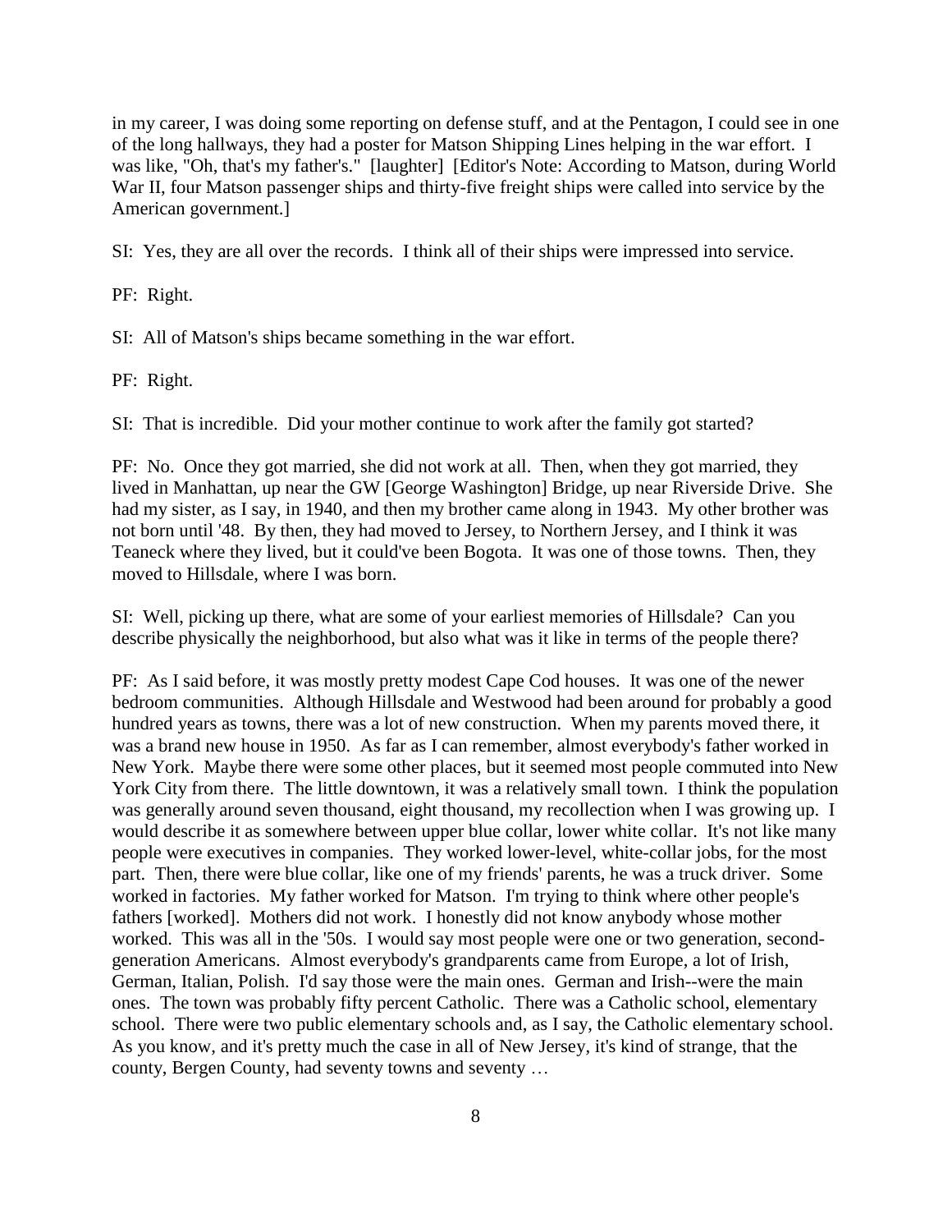in my career, I was doing some reporting on defense stuff, and at the Pentagon, I could see in one of the long hallways, they had a poster for Matson Shipping Lines helping in the war effort. I was like, "Oh, that's my father's." [laughter] [Editor's Note: According to Matson, during World War II, four Matson passenger ships and thirty-five freight ships were called into service by the American government.]

SI: Yes, they are all over the records. I think all of their ships were impressed into service.

PF: Right.

SI: All of Matson's ships became something in the war effort.

PF: Right.

SI: That is incredible. Did your mother continue to work after the family got started?

PF: No. Once they got married, she did not work at all. Then, when they got married, they lived in Manhattan, up near the GW [George Washington] Bridge, up near Riverside Drive. She had my sister, as I say, in 1940, and then my brother came along in 1943. My other brother was not born until '48. By then, they had moved to Jersey, to Northern Jersey, and I think it was Teaneck where they lived, but it could've been Bogota. It was one of those towns. Then, they moved to Hillsdale, where I was born.

SI: Well, picking up there, what are some of your earliest memories of Hillsdale? Can you describe physically the neighborhood, but also what was it like in terms of the people there?

PF: As I said before, it was mostly pretty modest Cape Cod houses. It was one of the newer bedroom communities. Although Hillsdale and Westwood had been around for probably a good hundred years as towns, there was a lot of new construction. When my parents moved there, it was a brand new house in 1950. As far as I can remember, almost everybody's father worked in New York. Maybe there were some other places, but it seemed most people commuted into New York City from there. The little downtown, it was a relatively small town. I think the population was generally around seven thousand, eight thousand, my recollection when I was growing up. I would describe it as somewhere between upper blue collar, lower white collar. It's not like many people were executives in companies. They worked lower-level, white-collar jobs, for the most part. Then, there were blue collar, like one of my friends' parents, he was a truck driver. Some worked in factories. My father worked for Matson. I'm trying to think where other people's fathers [worked]. Mothers did not work. I honestly did not know anybody whose mother worked. This was all in the '50s. I would say most people were one or two generation, second-generation Americans. Almost everybody's grandparents came from Europe, a lot of Irish, German, Italian, Polish. I'd say those were the main ones. German and Irish--were the main ones. The town was probably fifty percent Catholic. There was a Catholic school, elementary school. There were two public elementary schools and, as I say, the Catholic elementary school. As you know, and it's pretty much the case in all of New Jersey, it's kind of strange, that the county, Bergen County, had seventy towns and seventy …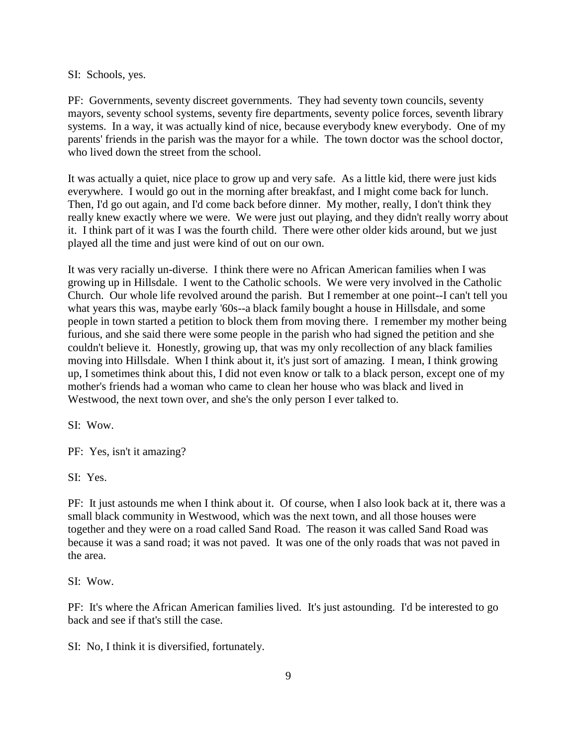SI: Schools, yes.

PF: Governments, seventy discreet governments. They had seventy town councils, seventy mayors, seventy school systems, seventy fire departments, seventy police forces, seventh library systems. In a way, it was actually kind of nice, because everybody knew everybody. One of my parents' friends in the parish was the mayor for a while. The town doctor was the school doctor, who lived down the street from the school.

It was actually a quiet, nice place to grow up and very safe. As a little kid, there were just kids everywhere. I would go out in the morning after breakfast, and I might come back for lunch. Then, I'd go out again, and I'd come back before dinner. My mother, really, I don't think they really knew exactly where we were. We were just out playing, and they didn't really worry about it. I think part of it was I was the fourth child. There were other older kids around, but we just played all the time and just were kind of out on our own.

It was very racially un-diverse. I think there were no African American families when I was growing up in Hillsdale. I went to the Catholic schools. We were very involved in the Catholic Church. Our whole life revolved around the parish. But I remember at one point--I can't tell you what years this was, maybe early '60s--a black family bought a house in Hillsdale, and some people in town started a petition to block them from moving there. I remember my mother being furious, and she said there were some people in the parish who had signed the petition and she couldn't believe it. Honestly, growing up, that was my only recollection of any black families moving into Hillsdale. When I think about it, it's just sort of amazing. I mean, I think growing up, I sometimes think about this, I did not even know or talk to a black person, except one of my mother's friends had a woman who came to clean her house who was black and lived in Westwood, the next town over, and she's the only person I ever talked to.

SI: Wow.

PF: Yes, isn't it amazing?

SI: Yes.

PF: It just astounds me when I think about it. Of course, when I also look back at it, there was a small black community in Westwood, which was the next town, and all those houses were together and they were on a road called Sand Road. The reason it was called Sand Road was because it was a sand road; it was not paved. It was one of the only roads that was not paved in the area.

SI: Wow.

PF: It's where the African American families lived. It's just astounding. I'd be interested to go back and see if that's still the case.

SI: No, I think it is diversified, fortunately.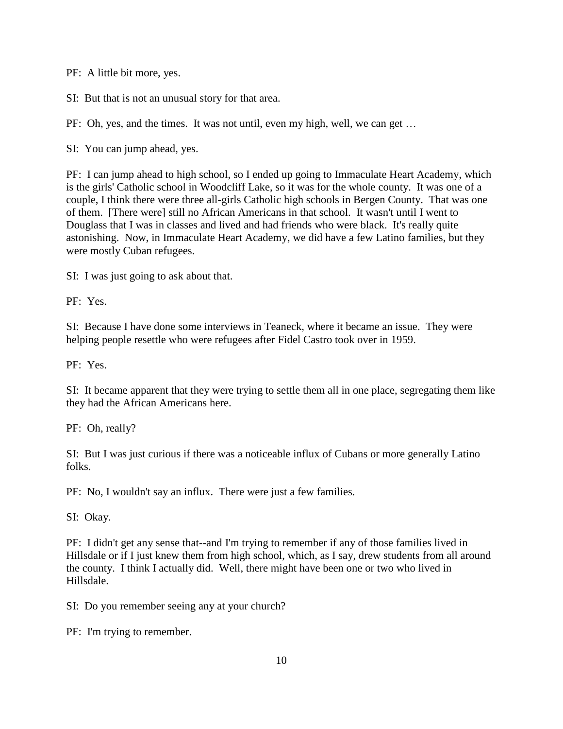PF: A little bit more, yes.

SI: But that is not an unusual story for that area.

PF: Oh, yes, and the times. It was not until, even my high, well, we can get …

SI: You can jump ahead, yes.

PF: I can jump ahead to high school, so I ended up going to Immaculate Heart Academy, which is the girls' Catholic school in Woodcliff Lake, so it was for the whole county. It was one of a couple, I think there were three all-girls Catholic high schools in Bergen County. That was one of them. [There were] still no African Americans in that school. It wasn't until I went to Douglass that I was in classes and lived and had friends who were black. It's really quite astonishing. Now, in Immaculate Heart Academy, we did have a few Latino families, but they were mostly Cuban refugees.

SI: I was just going to ask about that.

PF: Yes.

SI: Because I have done some interviews in Teaneck, where it became an issue. They were helping people resettle who were refugees after Fidel Castro took over in 1959.

PF: Yes.

SI: It became apparent that they were trying to settle them all in one place, segregating them like they had the African Americans here.

PF: Oh, really?

SI: But I was just curious if there was a noticeable influx of Cubans or more generally Latino folks.

PF: No, I wouldn't say an influx. There were just a few families.

SI: Okay.

PF: I didn't get any sense that--and I'm trying to remember if any of those families lived in Hillsdale or if I just knew them from high school, which, as I say, drew students from all around the county. I think I actually did. Well, there might have been one or two who lived in Hillsdale.

SI: Do you remember seeing any at your church?

PF: I'm trying to remember.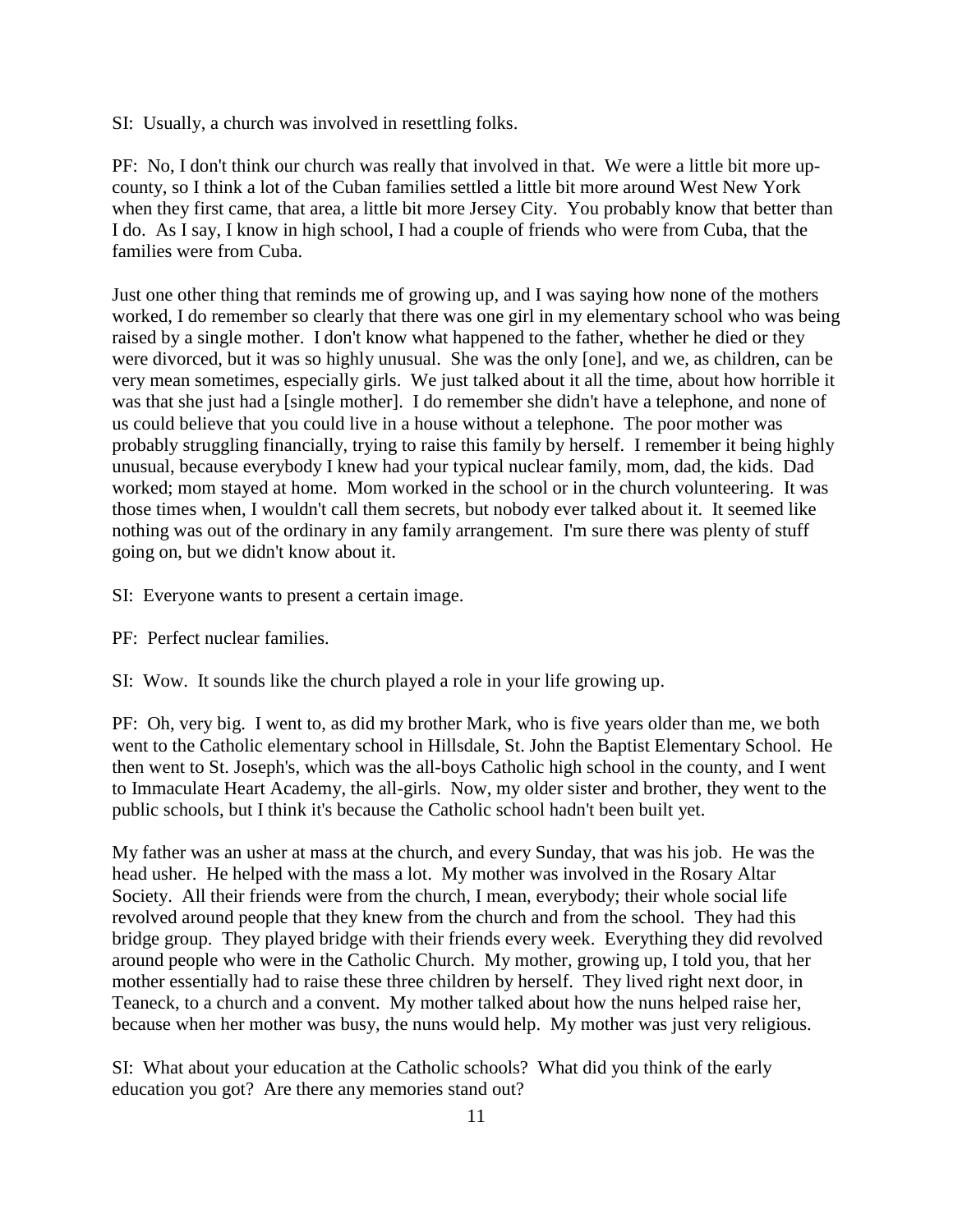SI: Usually, a church was involved in resettling folks.

PF: No, I don't think our church was really that involved in that. We were a little bit more up-county, so I think a lot of the Cuban families settled a little bit more around West New York when they first came, that area, a little bit more Jersey City. You probably know that better than I do. As I say, I know in high school, I had a couple of friends who were from Cuba, that the families were from Cuba.

Just one other thing that reminds me of growing up, and I was saying how none of the mothers worked, I do remember so clearly that there was one girl in my elementary school who was being raised by a single mother. I don't know what happened to the father, whether he died or they were divorced, but it was so highly unusual. She was the only [one], and we, as children, can be very mean sometimes, especially girls. We just talked about it all the time, about how horrible it was that she just had a [single mother]. I do remember she didn't have a telephone, and none of us could believe that you could live in a house without a telephone. The poor mother was probably struggling financially, trying to raise this family by herself. I remember it being highly unusual, because everybody I knew had your typical nuclear family, mom, dad, the kids. Dad worked; mom stayed at home. Mom worked in the school or in the church volunteering. It was those times when, I wouldn't call them secrets, but nobody ever talked about it. It seemed like nothing was out of the ordinary in any family arrangement. I'm sure there was plenty of stuff going on, but we didn't know about it.

SI: Everyone wants to present a certain image.

PF: Perfect nuclear families.

SI: Wow. It sounds like the church played a role in your life growing up.

PF: Oh, very big. I went to, as did my brother Mark, who is five years older than me, we both went to the Catholic elementary school in Hillsdale, St. John the Baptist Elementary School. He then went to St. Joseph's, which was the all-boys Catholic high school in the county, and I went to Immaculate Heart Academy, the all-girls. Now, my older sister and brother, they went to the public schools, but I think it's because the Catholic school hadn't been built yet.

My father was an usher at mass at the church, and every Sunday, that was his job. He was the head usher. He helped with the mass a lot. My mother was involved in the Rosary Altar Society. All their friends were from the church, I mean, everybody; their whole social life revolved around people that they knew from the church and from the school. They had this bridge group. They played bridge with their friends every week. Everything they did revolved around people who were in the Catholic Church. My mother, growing up, I told you, that her mother essentially had to raise these three children by herself. They lived right next door, in Teaneck, to a church and a convent. My mother talked about how the nuns helped raise her, because when her mother was busy, the nuns would help. My mother was just very religious.

SI: What about your education at the Catholic schools? What did you think of the early education you got? Are there any memories stand out?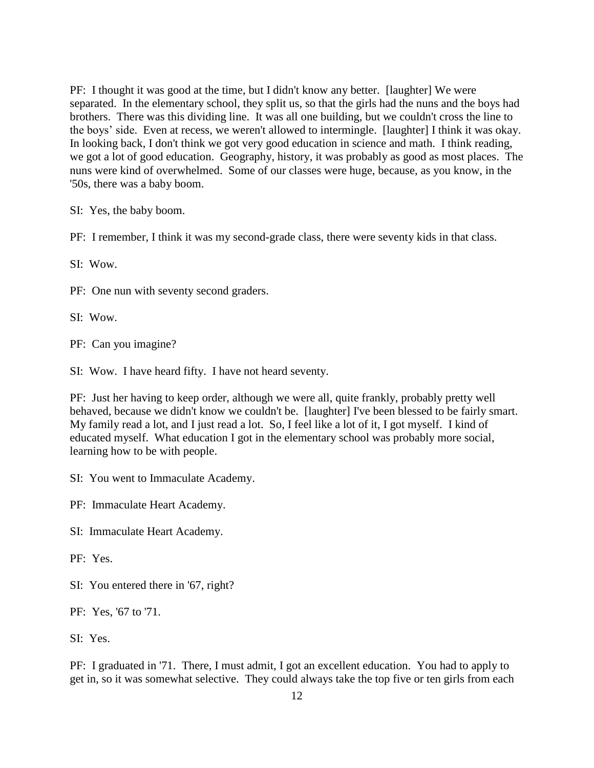PF: I thought it was good at the time, but I didn't know any better. [laughter] We were separated. In the elementary school, they split us, so that the girls had the nuns and the boys had brothers. There was this dividing line. It was all one building, but we couldn't cross the line to the boys' side. Even at recess, we weren't allowed to intermingle. [laughter] I think it was okay. In looking back, I don't think we got very good education in science and math. I think reading, we got a lot of good education. Geography, history, it was probably as good as most places. The nuns were kind of overwhelmed. Some of our classes were huge, because, as you know, in the '50s, there was a baby boom.

SI: Yes, the baby boom.

PF: I remember, I think it was my second-grade class, there were seventy kids in that class.

SI: Wow.

PF: One nun with seventy second graders.

SI: Wow.

PF: Can you imagine?

SI: Wow. I have heard fifty. I have not heard seventy.

PF: Just her having to keep order, although we were all, quite frankly, probably pretty well behaved, because we didn't know we couldn't be. [laughter] I've been blessed to be fairly smart. My family read a lot, and I just read a lot. So, I feel like a lot of it, I got myself. I kind of educated myself. What education I got in the elementary school was probably more social, learning how to be with people.

SI: You went to Immaculate Academy.

PF: Immaculate Heart Academy.

SI: Immaculate Heart Academy.

PF: Yes.

SI: You entered there in '67, right?

PF: Yes, '67 to '71.

SI: Yes.

PF: I graduated in '71. There, I must admit, I got an excellent education. You had to apply to get in, so it was somewhat selective. They could always take the top five or ten girls from each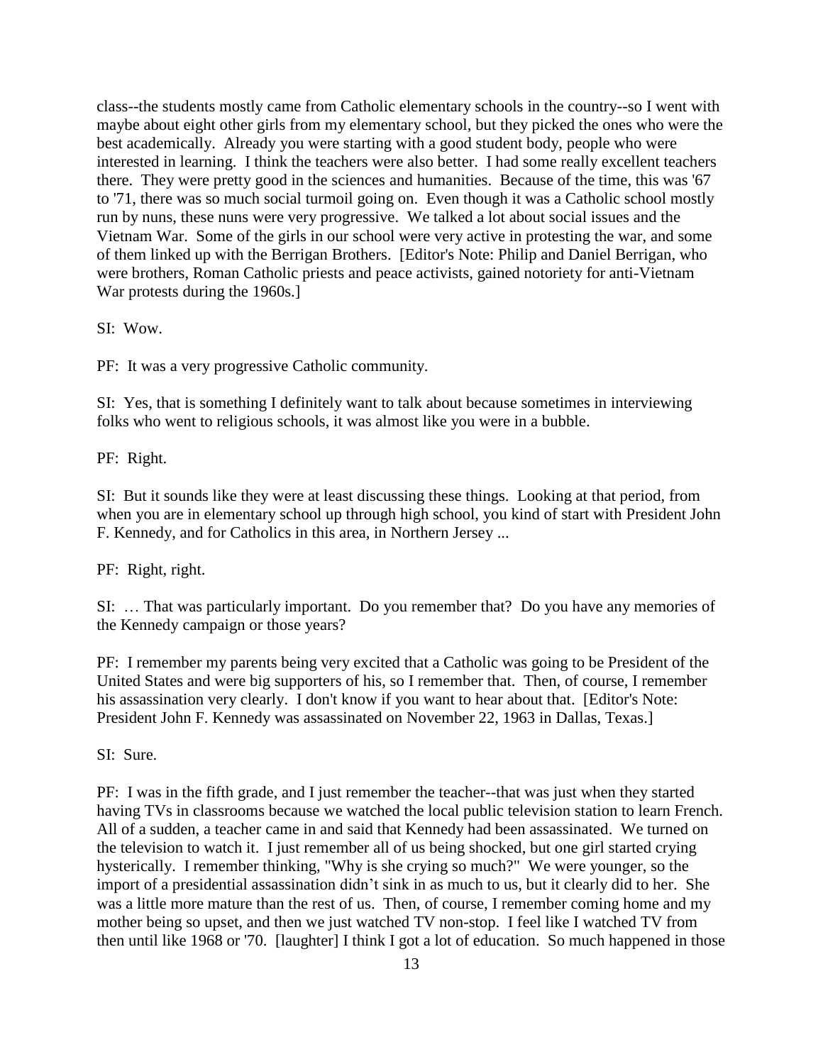class--the students mostly came from Catholic elementary schools in the country--so I went with maybe about eight other girls from my elementary school, but they picked the ones who were the best academically. Already you were starting with a good student body, people who were interested in learning. I think the teachers were also better. I had some really excellent teachers there. They were pretty good in the sciences and humanities. Because of the time, this was '67 to '71, there was so much social turmoil going on. Even though it was a Catholic school mostly run by nuns, these nuns were very progressive. We talked a lot about social issues and the Vietnam War. Some of the girls in our school were very active in protesting the war, and some of them linked up with the Berrigan Brothers. [Editor's Note: Philip and Daniel Berrigan, who were brothers, Roman Catholic priests and peace activists, gained notoriety for anti-Vietnam War protests during the 1960s.]

SI: Wow.

PF: It was a very progressive Catholic community.

SI: Yes, that is something I definitely want to talk about because sometimes in interviewing folks who went to religious schools, it was almost like you were in a bubble.

PF: Right.

SI: But it sounds like they were at least discussing these things. Looking at that period, from when you are in elementary school up through high school, you kind of start with President John F. Kennedy, and for Catholics in this area, in Northern Jersey ...

PF: Right, right.

SI: … That was particularly important. Do you remember that? Do you have any memories of the Kennedy campaign or those years?

PF: I remember my parents being very excited that a Catholic was going to be President of the United States and were big supporters of his, so I remember that. Then, of course, I remember his assassination very clearly. I don't know if you want to hear about that. [Editor's Note: President John F. Kennedy was assassinated on November 22, 1963 in Dallas, Texas.]

SI: Sure.

PF: I was in the fifth grade, and I just remember the teacher--that was just when they started having TVs in classrooms because we watched the local public television station to learn French. All of a sudden, a teacher came in and said that Kennedy had been assassinated. We turned on the television to watch it. I just remember all of us being shocked, but one girl started crying hysterically. I remember thinking, "Why is she crying so much?" We were younger, so the import of a presidential assassination didn't sink in as much to us, but it clearly did to her. She was a little more mature than the rest of us. Then, of course, I remember coming home and my mother being so upset, and then we just watched TV non-stop. I feel like I watched TV from then until like 1968 or '70. [laughter] I think I got a lot of education. So much happened in those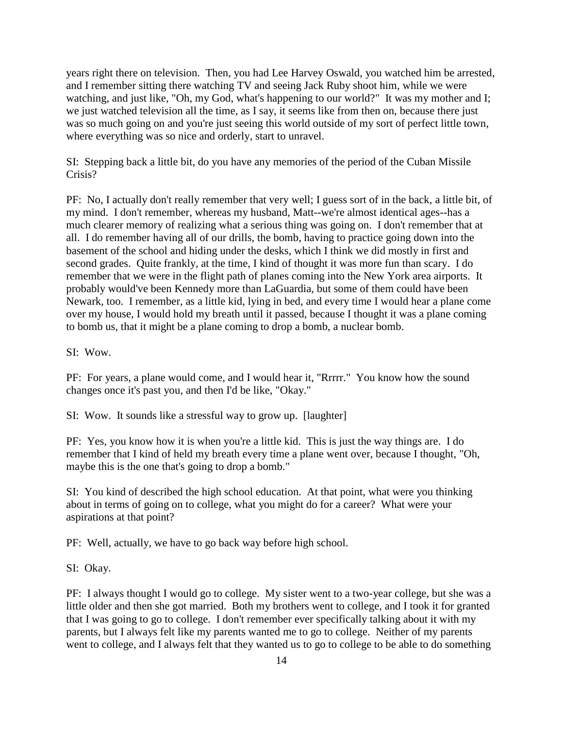years right there on television. Then, you had Lee Harvey Oswald, you watched him be arrested, and I remember sitting there watching TV and seeing Jack Ruby shoot him, while we were watching, and just like, "Oh, my God, what's happening to our world?" It was my mother and I; we just watched television all the time, as I say, it seems like from then on, because there just was so much going on and you're just seeing this world outside of my sort of perfect little town, where everything was so nice and orderly, start to unravel.

SI: Stepping back a little bit, do you have any memories of the period of the Cuban Missile Crisis?

PF: No, I actually don't really remember that very well; I guess sort of in the back, a little bit, of my mind. I don't remember, whereas my husband, Matt--we're almost identical ages--has a much clearer memory of realizing what a serious thing was going on. I don't remember that at all. I do remember having all of our drills, the bomb, having to practice going down into the basement of the school and hiding under the desks, which I think we did mostly in first and second grades. Quite frankly, at the time, I kind of thought it was more fun than scary. I do remember that we were in the flight path of planes coming into the New York area airports. It probably would've been Kennedy more than LaGuardia, but some of them could have been Newark, too. I remember, as a little kid, lying in bed, and every time I would hear a plane come over my house, I would hold my breath until it passed, because I thought it was a plane coming to bomb us, that it might be a plane coming to drop a bomb, a nuclear bomb.

SI: Wow.

PF: For years, a plane would come, and I would hear it, "Rrrrr." You know how the sound changes once it's past you, and then I'd be like, "Okay."

SI: Wow. It sounds like a stressful way to grow up. [laughter]

PF: Yes, you know how it is when you're a little kid. This is just the way things are. I do remember that I kind of held my breath every time a plane went over, because I thought, "Oh, maybe this is the one that's going to drop a bomb."

SI: You kind of described the high school education. At that point, what were you thinking about in terms of going on to college, what you might do for a career? What were your aspirations at that point?

PF: Well, actually, we have to go back way before high school.

SI: Okay.

PF: I always thought I would go to college. My sister went to a two-year college, but she was a little older and then she got married. Both my brothers went to college, and I took it for granted that I was going to go to college. I don't remember ever specifically talking about it with my parents, but I always felt like my parents wanted me to go to college. Neither of my parents went to college, and I always felt that they wanted us to go to college to be able to do something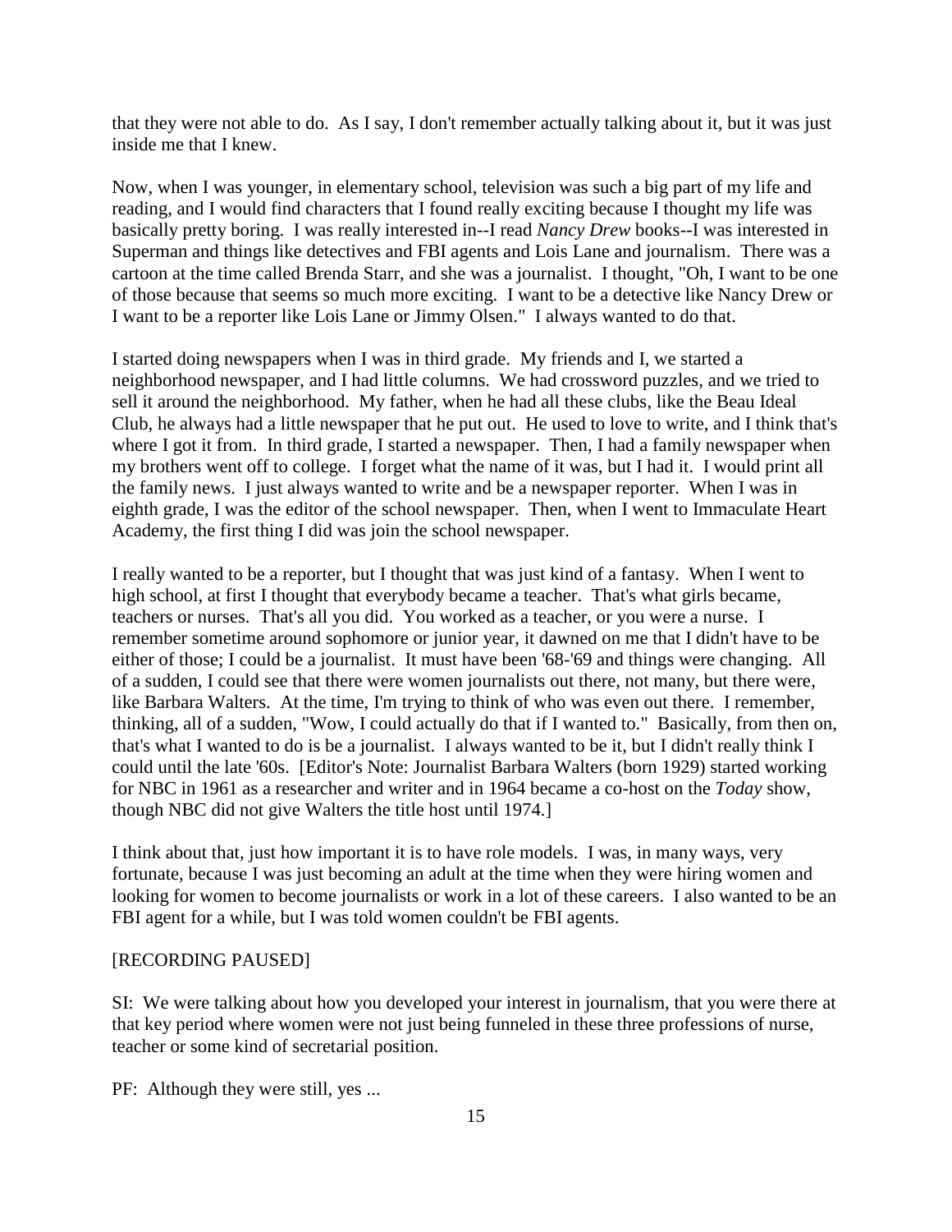that they were not able to do. As I say, I don't remember actually talking about it, but it was just inside me that I knew.

Now, when I was younger, in elementary school, television was such a big part of my life and reading, and I would find characters that I found really exciting because I thought my life was basically pretty boring. I was really interested in--I read *Nancy Drew* books--I was interested in Superman and things like detectives and FBI agents and Lois Lane and journalism. There was a cartoon at the time called Brenda Starr, and she was a journalist. I thought, "Oh, I want to be one of those because that seems so much more exciting. I want to be a detective like Nancy Drew or I want to be a reporter like Lois Lane or Jimmy Olsen." I always wanted to do that.

I started doing newspapers when I was in third grade. My friends and I, we started a neighborhood newspaper, and I had little columns. We had crossword puzzles, and we tried to sell it around the neighborhood. My father, when he had all these clubs, like the Beau Ideal Club, he always had a little newspaper that he put out. He used to love to write, and I think that's where I got it from. In third grade, I started a newspaper. Then, I had a family newspaper when my brothers went off to college. I forget what the name of it was, but I had it. I would print all the family news. I just always wanted to write and be a newspaper reporter. When I was in eighth grade, I was the editor of the school newspaper. Then, when I went to Immaculate Heart Academy, the first thing I did was join the school newspaper.

I really wanted to be a reporter, but I thought that was just kind of a fantasy. When I went to high school, at first I thought that everybody became a teacher. That's what girls became, teachers or nurses. That's all you did. You worked as a teacher, or you were a nurse. I remember sometime around sophomore or junior year, it dawned on me that I didn't have to be either of those; I could be a journalist. It must have been '68-'69 and things were changing. All of a sudden, I could see that there were women journalists out there, not many, but there were, like Barbara Walters. At the time, I'm trying to think of who was even out there. I remember, thinking, all of a sudden, "Wow, I could actually do that if I wanted to." Basically, from then on, that's what I wanted to do is be a journalist. I always wanted to be it, but I didn't really think I could until the late '60s. [Editor's Note: Journalist Barbara Walters (born 1929) started working for NBC in 1961 as a researcher and writer and in 1964 became a co-host on the *Today* show, though NBC did not give Walters the title host until 1974.]

I think about that, just how important it is to have role models. I was, in many ways, very fortunate, because I was just becoming an adult at the time when they were hiring women and looking for women to become journalists or work in a lot of these careers. I also wanted to be an FBI agent for a while, but I was told women couldn't be FBI agents.

[RECORDING PAUSED]

SI: We were talking about how you developed your interest in journalism, that you were there at that key period where women were not just being funneled in these three professions of nurse, teacher or some kind of secretarial position.

PF: Although they were still, yes ...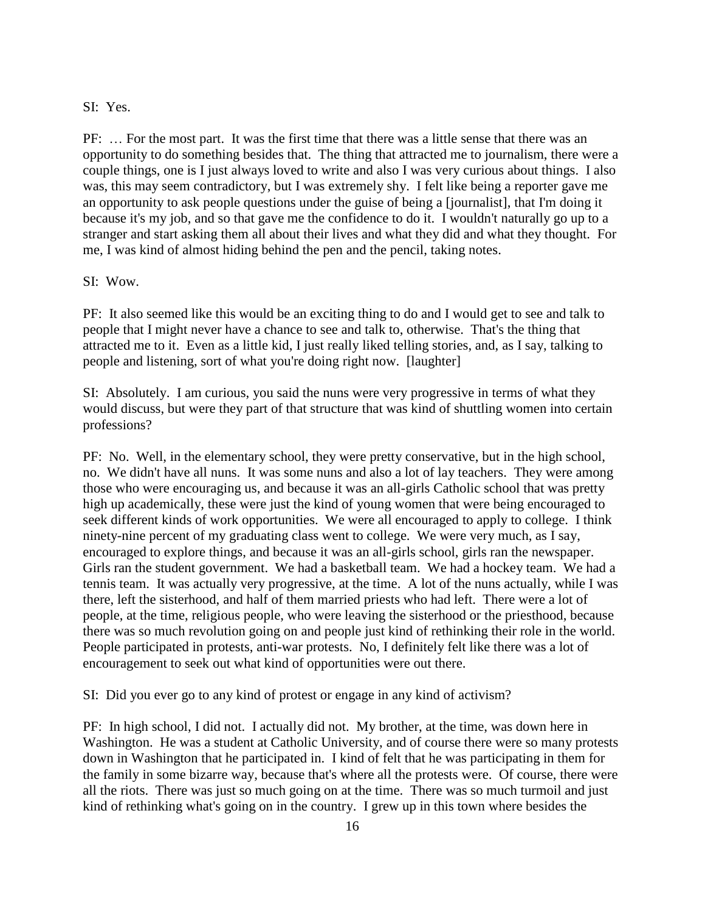SI: Yes.

PF: … For the most part. It was the first time that there was a little sense that there was an opportunity to do something besides that. The thing that attracted me to journalism, there were a couple things, one is I just always loved to write and also I was very curious about things. I also was, this may seem contradictory, but I was extremely shy. I felt like being a reporter gave me an opportunity to ask people questions under the guise of being a [journalist], that I'm doing it because it's my job, and so that gave me the confidence to do it. I wouldn't naturally go up to a stranger and start asking them all about their lives and what they did and what they thought. For me, I was kind of almost hiding behind the pen and the pencil, taking notes.

SI: Wow.

PF: It also seemed like this would be an exciting thing to do and I would get to see and talk to people that I might never have a chance to see and talk to, otherwise. That's the thing that attracted me to it. Even as a little kid, I just really liked telling stories, and, as I say, talking to people and listening, sort of what you're doing right now. [laughter]

SI: Absolutely. I am curious, you said the nuns were very progressive in terms of what they would discuss, but were they part of that structure that was kind of shuttling women into certain professions?

PF: No. Well, in the elementary school, they were pretty conservative, but in the high school, no. We didn't have all nuns. It was some nuns and also a lot of lay teachers. They were among those who were encouraging us, and because it was an all-girls Catholic school that was pretty high up academically, these were just the kind of young women that were being encouraged to seek different kinds of work opportunities. We were all encouraged to apply to college. I think ninety-nine percent of my graduating class went to college. We were very much, as I say, encouraged to explore things, and because it was an all-girls school, girls ran the newspaper. Girls ran the student government. We had a basketball team. We had a hockey team. We had a tennis team. It was actually very progressive, at the time. A lot of the nuns actually, while I was there, left the sisterhood, and half of them married priests who had left. There were a lot of people, at the time, religious people, who were leaving the sisterhood or the priesthood, because there was so much revolution going on and people just kind of rethinking their role in the world. People participated in protests, anti-war protests. No, I definitely felt like there was a lot of encouragement to seek out what kind of opportunities were out there.

SI: Did you ever go to any kind of protest or engage in any kind of activism?

PF: In high school, I did not. I actually did not. My brother, at the time, was down here in Washington. He was a student at Catholic University, and of course there were so many protests down in Washington that he participated in. I kind of felt that he was participating in them for the family in some bizarre way, because that's where all the protests were. Of course, there were all the riots. There was just so much going on at the time. There was so much turmoil and just kind of rethinking what's going on in the country. I grew up in this town where besides the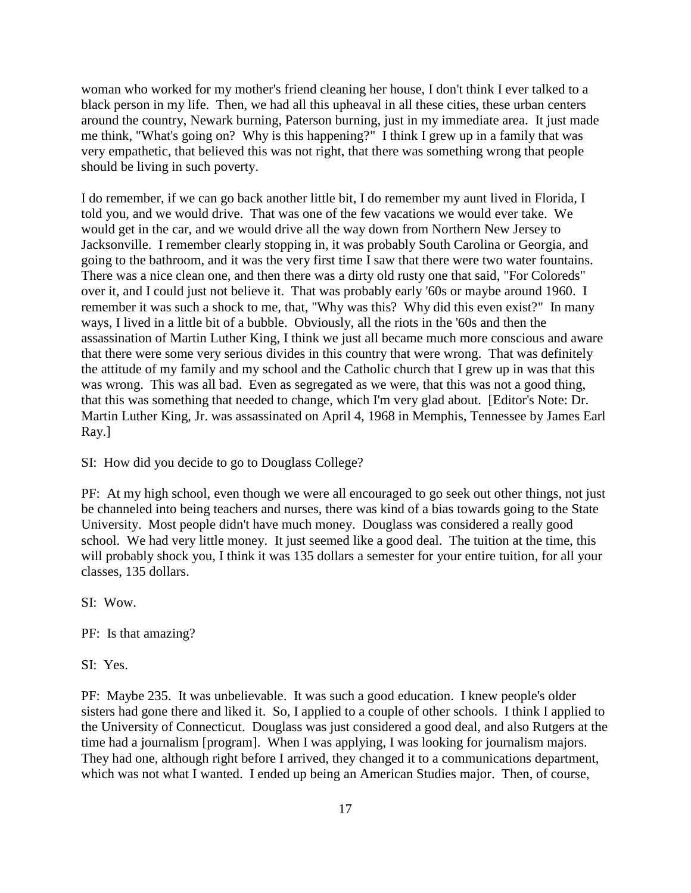woman who worked for my mother's friend cleaning her house, I don't think I ever talked to a black person in my life. Then, we had all this upheaval in all these cities, these urban centers around the country, Newark burning, Paterson burning, just in my immediate area. It just made me think, "What's going on? Why is this happening?" I think I grew up in a family that was very empathetic, that believed this was not right, that there was something wrong that people should be living in such poverty.

I do remember, if we can go back another little bit, I do remember my aunt lived in Florida, I told you, and we would drive. That was one of the few vacations we would ever take. We would get in the car, and we would drive all the way down from Northern New Jersey to Jacksonville. I remember clearly stopping in, it was probably South Carolina or Georgia, and going to the bathroom, and it was the very first time I saw that there were two water fountains. There was a nice clean one, and then there was a dirty old rusty one that said, "For Coloreds" over it, and I could just not believe it. That was probably early '60s or maybe around 1960. I remember it was such a shock to me, that, "Why was this? Why did this even exist?" In many ways, I lived in a little bit of a bubble. Obviously, all the riots in the '60s and then the assassination of Martin Luther King, I think we just all became much more conscious and aware that there were some very serious divides in this country that were wrong. That was definitely the attitude of my family and my school and the Catholic church that I grew up in was that this was wrong. This was all bad. Even as segregated as we were, that this was not a good thing, that this was something that needed to change, which I'm very glad about. [Editor's Note: Dr. Martin Luther King, Jr. was assassinated on April 4, 1968 in Memphis, Tennessee by James Earl Ray.]

SI: How did you decide to go to Douglass College?

PF: At my high school, even though we were all encouraged to go seek out other things, not just be channeled into being teachers and nurses, there was kind of a bias towards going to the State University. Most people didn't have much money. Douglass was considered a really good school. We had very little money. It just seemed like a good deal. The tuition at the time, this will probably shock you, I think it was 135 dollars a semester for your entire tuition, for all your classes, 135 dollars.

SI: Wow.

PF: Is that amazing?

SI: Yes.

PF: Maybe 235. It was unbelievable. It was such a good education. I knew people's older sisters had gone there and liked it. So, I applied to a couple of other schools. I think I applied to the University of Connecticut. Douglass was just considered a good deal, and also Rutgers at the time had a journalism [program]. When I was applying, I was looking for journalism majors. They had one, although right before I arrived, they changed it to a communications department, which was not what I wanted. I ended up being an American Studies major. Then, of course,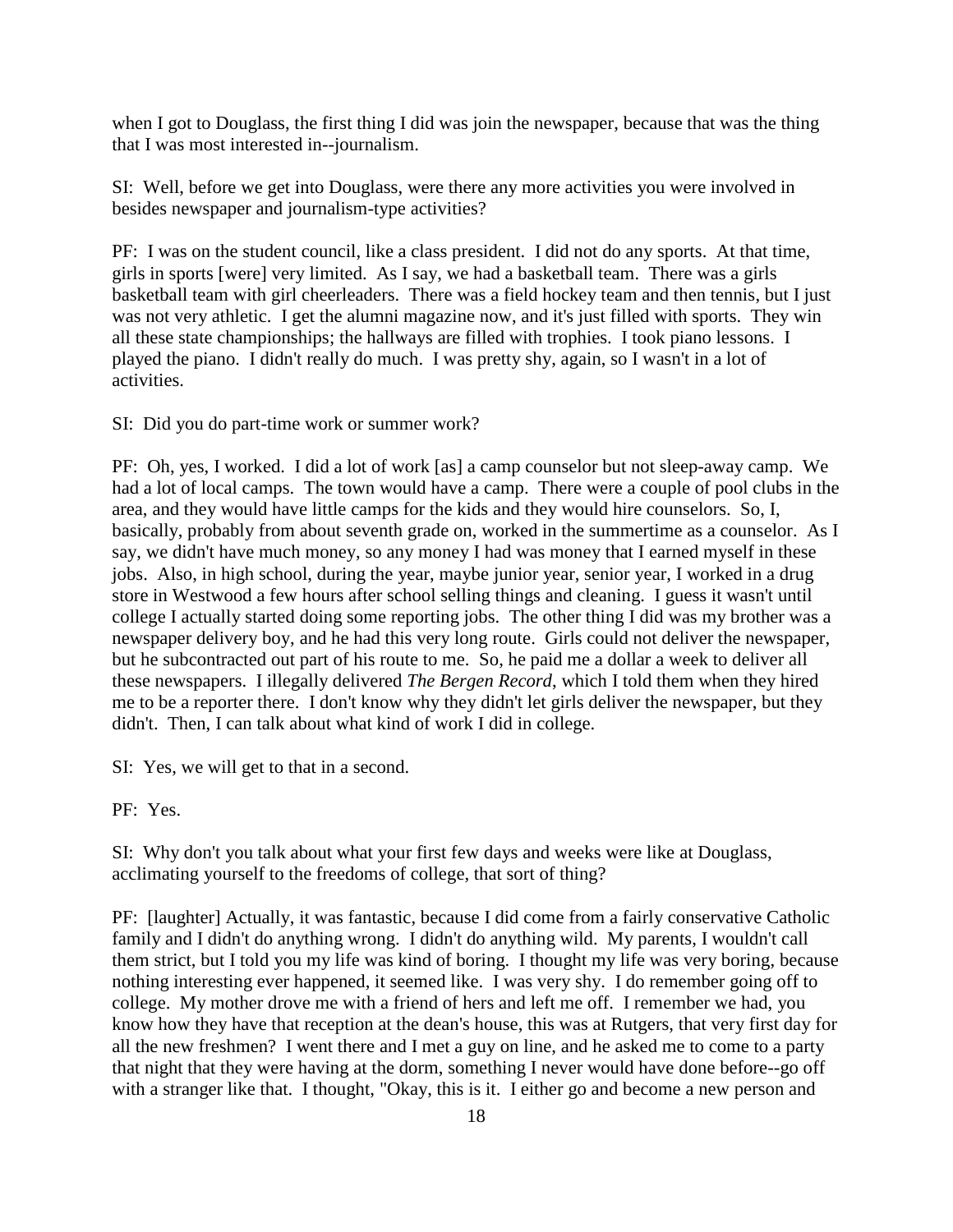when I got to Douglass, the first thing I did was join the newspaper, because that was the thing that I was most interested in--journalism.

SI: Well, before we get into Douglass, were there any more activities you were involved in besides newspaper and journalism-type activities?

PF: I was on the student council, like a class president. I did not do any sports. At that time, girls in sports [were] very limited. As I say, we had a basketball team. There was a girls basketball team with girl cheerleaders. There was a field hockey team and then tennis, but I just was not very athletic. I get the alumni magazine now, and it's just filled with sports. They win all these state championships; the hallways are filled with trophies. I took piano lessons. I played the piano. I didn't really do much. I was pretty shy, again, so I wasn't in a lot of activities.

SI: Did you do part-time work or summer work?

PF: Oh, yes, I worked. I did a lot of work [as] a camp counselor but not sleep-away camp. We had a lot of local camps. The town would have a camp. There were a couple of pool clubs in the area, and they would have little camps for the kids and they would hire counselors. So, I, basically, probably from about seventh grade on, worked in the summertime as a counselor. As I say, we didn't have much money, so any money I had was money that I earned myself in these jobs. Also, in high school, during the year, maybe junior year, senior year, I worked in a drug store in Westwood a few hours after school selling things and cleaning. I guess it wasn't until college I actually started doing some reporting jobs. The other thing I did was my brother was a newspaper delivery boy, and he had this very long route. Girls could not deliver the newspaper, but he subcontracted out part of his route to me. So, he paid me a dollar a week to deliver all these newspapers. I illegally delivered *The Bergen Record*, which I told them when they hired me to be a reporter there. I don't know why they didn't let girls deliver the newspaper, but they didn't. Then, I can talk about what kind of work I did in college.

SI: Yes, we will get to that in a second.

PF: Yes.

SI: Why don't you talk about what your first few days and weeks were like at Douglass, acclimating yourself to the freedoms of college, that sort of thing?

PF: [laughter] Actually, it was fantastic, because I did come from a fairly conservative Catholic family and I didn't do anything wrong. I didn't do anything wild. My parents, I wouldn't call them strict, but I told you my life was kind of boring. I thought my life was very boring, because nothing interesting ever happened, it seemed like. I was very shy. I do remember going off to college. My mother drove me with a friend of hers and left me off. I remember we had, you know how they have that reception at the dean's house, this was at Rutgers, that very first day for all the new freshmen? I went there and I met a guy on line, and he asked me to come to a party that night that they were having at the dorm, something I never would have done before--go off with a stranger like that. I thought, "Okay, this is it. I either go and become a new person and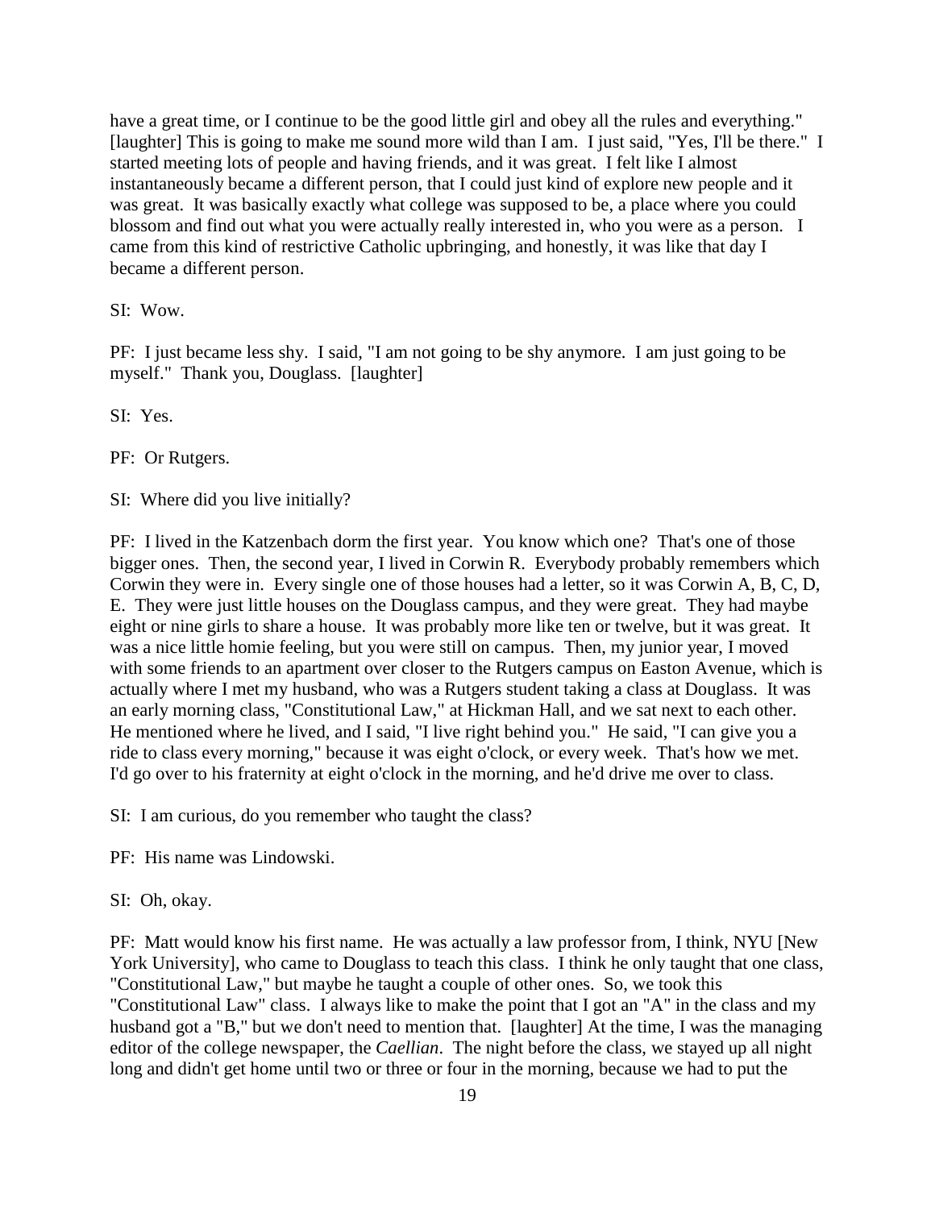have a great time, or I continue to be the good little girl and obey all the rules and everything." [laughter] This is going to make me sound more wild than I am. I just said, "Yes, I'll be there." I started meeting lots of people and having friends, and it was great. I felt like I almost instantaneously became a different person, that I could just kind of explore new people and it was great. It was basically exactly what college was supposed to be, a place where you could blossom and find out what you were actually really interested in, who you were as a person. I came from this kind of restrictive Catholic upbringing, and honestly, it was like that day I became a different person.

SI: Wow.

PF: I just became less shy. I said, "I am not going to be shy anymore. I am just going to be myself." Thank you, Douglass. [laughter]

SI: Yes.

PF: Or Rutgers.

SI: Where did you live initially?

PF: I lived in the Katzenbach dorm the first year. You know which one? That's one of those bigger ones. Then, the second year, I lived in Corwin R. Everybody probably remembers which Corwin they were in. Every single one of those houses had a letter, so it was Corwin A, B, C, D, E. They were just little houses on the Douglass campus, and they were great. They had maybe eight or nine girls to share a house. It was probably more like ten or twelve, but it was great. It was a nice little homie feeling, but you were still on campus. Then, my junior year, I moved with some friends to an apartment over closer to the Rutgers campus on Easton Avenue, which is actually where I met my husband, who was a Rutgers student taking a class at Douglass. It was an early morning class, "Constitutional Law," at Hickman Hall, and we sat next to each other. He mentioned where he lived, and I said, "I live right behind you." He said, "I can give you a ride to class every morning," because it was eight o'clock, or every week. That's how we met. I'd go over to his fraternity at eight o'clock in the morning, and he'd drive me over to class.

SI: I am curious, do you remember who taught the class?

PF: His name was Lindowski.

SI: Oh, okay.

PF: Matt would know his first name. He was actually a law professor from, I think, NYU [New York University], who came to Douglass to teach this class. I think he only taught that one class, "Constitutional Law," but maybe he taught a couple of other ones. So, we took this "Constitutional Law" class. I always like to make the point that I got an "A" in the class and my husband got a "B," but we don't need to mention that. [laughter] At the time, I was the managing editor of the college newspaper, the *Caellian*. The night before the class, we stayed up all night long and didn't get home until two or three or four in the morning, because we had to put the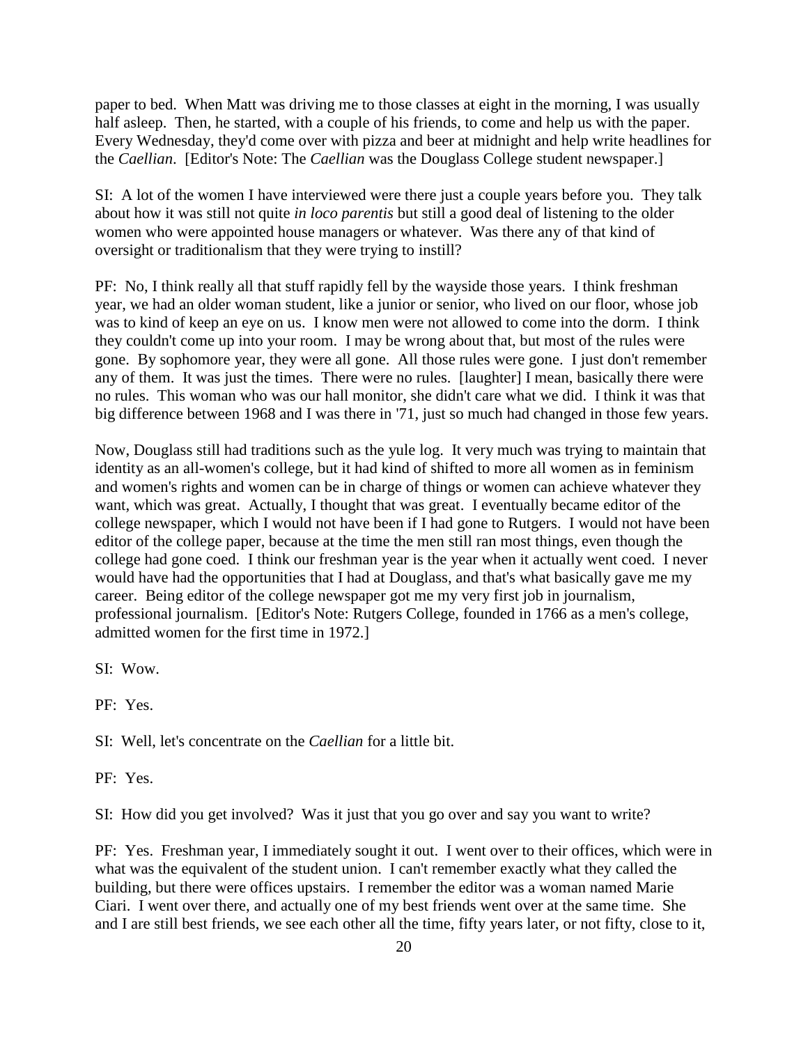paper to bed. When Matt was driving me to those classes at eight in the morning, I was usually half asleep. Then, he started, with a couple of his friends, to come and help us with the paper. Every Wednesday, they'd come over with pizza and beer at midnight and help write headlines for the *Caellian*. [Editor's Note: The *Caellian* was the Douglass College student newspaper.]

SI: A lot of the women I have interviewed were there just a couple years before you. They talk about how it was still not quite *in loco parentis* but still a good deal of listening to the older women who were appointed house managers or whatever. Was there any of that kind of oversight or traditionalism that they were trying to instill?

PF: No, I think really all that stuff rapidly fell by the wayside those years. I think freshman year, we had an older woman student, like a junior or senior, who lived on our floor, whose job was to kind of keep an eye on us. I know men were not allowed to come into the dorm. I think they couldn't come up into your room. I may be wrong about that, but most of the rules were gone. By sophomore year, they were all gone. All those rules were gone. I just don't remember any of them. It was just the times. There were no rules. [laughter] I mean, basically there were no rules. This woman who was our hall monitor, she didn't care what we did. I think it was that big difference between 1968 and I was there in '71, just so much had changed in those few years.

Now, Douglass still had traditions such as the yule log. It very much was trying to maintain that identity as an all-women's college, but it had kind of shifted to more all women as in feminism and women's rights and women can be in charge of things or women can achieve whatever they want, which was great. Actually, I thought that was great. I eventually became editor of the college newspaper, which I would not have been if I had gone to Rutgers. I would not have been editor of the college paper, because at the time the men still ran most things, even though the college had gone coed. I think our freshman year is the year when it actually went coed. I never would have had the opportunities that I had at Douglass, and that's what basically gave me my career. Being editor of the college newspaper got me my very first job in journalism, professional journalism. [Editor's Note: Rutgers College, founded in 1766 as a men's college, admitted women for the first time in 1972.]

SI: Wow.

PF: Yes.

SI: Well, let's concentrate on the *Caellian* for a little bit.

PF: Yes.

SI: How did you get involved? Was it just that you go over and say you want to write?

PF: Yes. Freshman year, I immediately sought it out. I went over to their offices, which were in what was the equivalent of the student union. I can't remember exactly what they called the building, but there were offices upstairs. I remember the editor was a woman named Marie Ciari. I went over there, and actually one of my best friends went over at the same time. She and I are still best friends, we see each other all the time, fifty years later, or not fifty, close to it,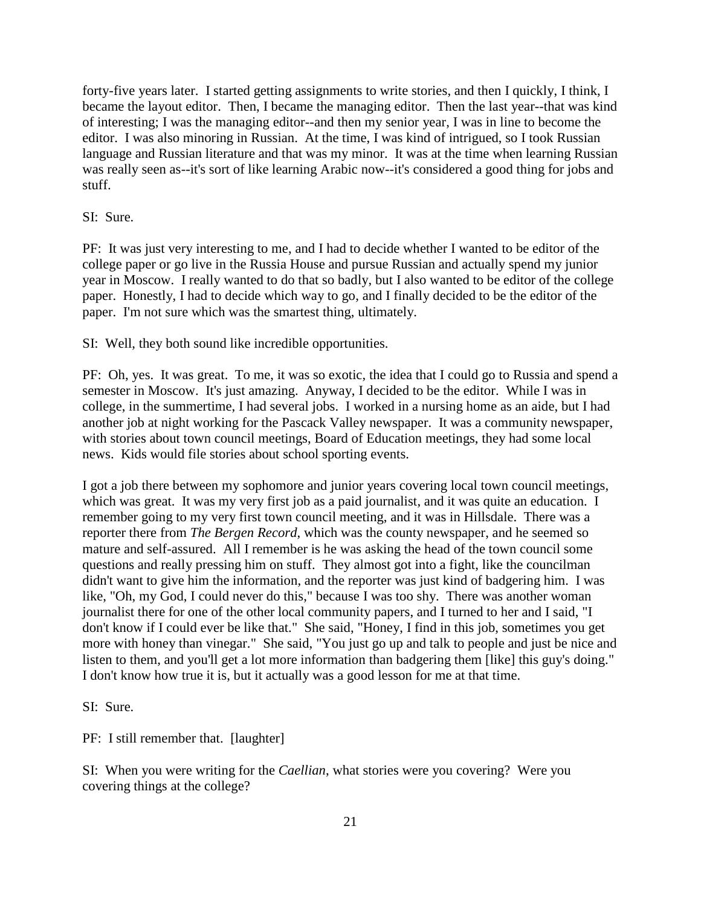forty-five years later. I started getting assignments to write stories, and then I quickly, I think, I became the layout editor. Then, I became the managing editor. Then the last year--that was kind of interesting; I was the managing editor--and then my senior year, I was in line to become the editor. I was also minoring in Russian. At the time, I was kind of intrigued, so I took Russian language and Russian literature and that was my minor. It was at the time when learning Russian was really seen as--it's sort of like learning Arabic now--it's considered a good thing for jobs and stuff.

SI: Sure.

PF: It was just very interesting to me, and I had to decide whether I wanted to be editor of the college paper or go live in the Russia House and pursue Russian and actually spend my junior year in Moscow. I really wanted to do that so badly, but I also wanted to be editor of the college paper. Honestly, I had to decide which way to go, and I finally decided to be the editor of the paper. I'm not sure which was the smartest thing, ultimately.

SI: Well, they both sound like incredible opportunities.

PF: Oh, yes. It was great. To me, it was so exotic, the idea that I could go to Russia and spend a semester in Moscow. It's just amazing. Anyway, I decided to be the editor. While I was in college, in the summertime, I had several jobs. I worked in a nursing home as an aide, but I had another job at night working for the Pascack Valley newspaper. It was a community newspaper, with stories about town council meetings, Board of Education meetings, they had some local news. Kids would file stories about school sporting events.

I got a job there between my sophomore and junior years covering local town council meetings, which was great. It was my very first job as a paid journalist, and it was quite an education. I remember going to my very first town council meeting, and it was in Hillsdale. There was a reporter there from *The Bergen Record*, which was the county newspaper, and he seemed so mature and self-assured. All I remember is he was asking the head of the town council some questions and really pressing him on stuff. They almost got into a fight, like the councilman didn't want to give him the information, and the reporter was just kind of badgering him. I was like, "Oh, my God, I could never do this," because I was too shy. There was another woman journalist there for one of the other local community papers, and I turned to her and I said, "I don't know if I could ever be like that." She said, "Honey, I find in this job, sometimes you get more with honey than vinegar." She said, "You just go up and talk to people and just be nice and listen to them, and you'll get a lot more information than badgering them [like] this guy's doing." I don't know how true it is, but it actually was a good lesson for me at that time.

SI: Sure.

PF: I still remember that. [laughter]

SI: When you were writing for the *Caellian*, what stories were you covering? Were you covering things at the college?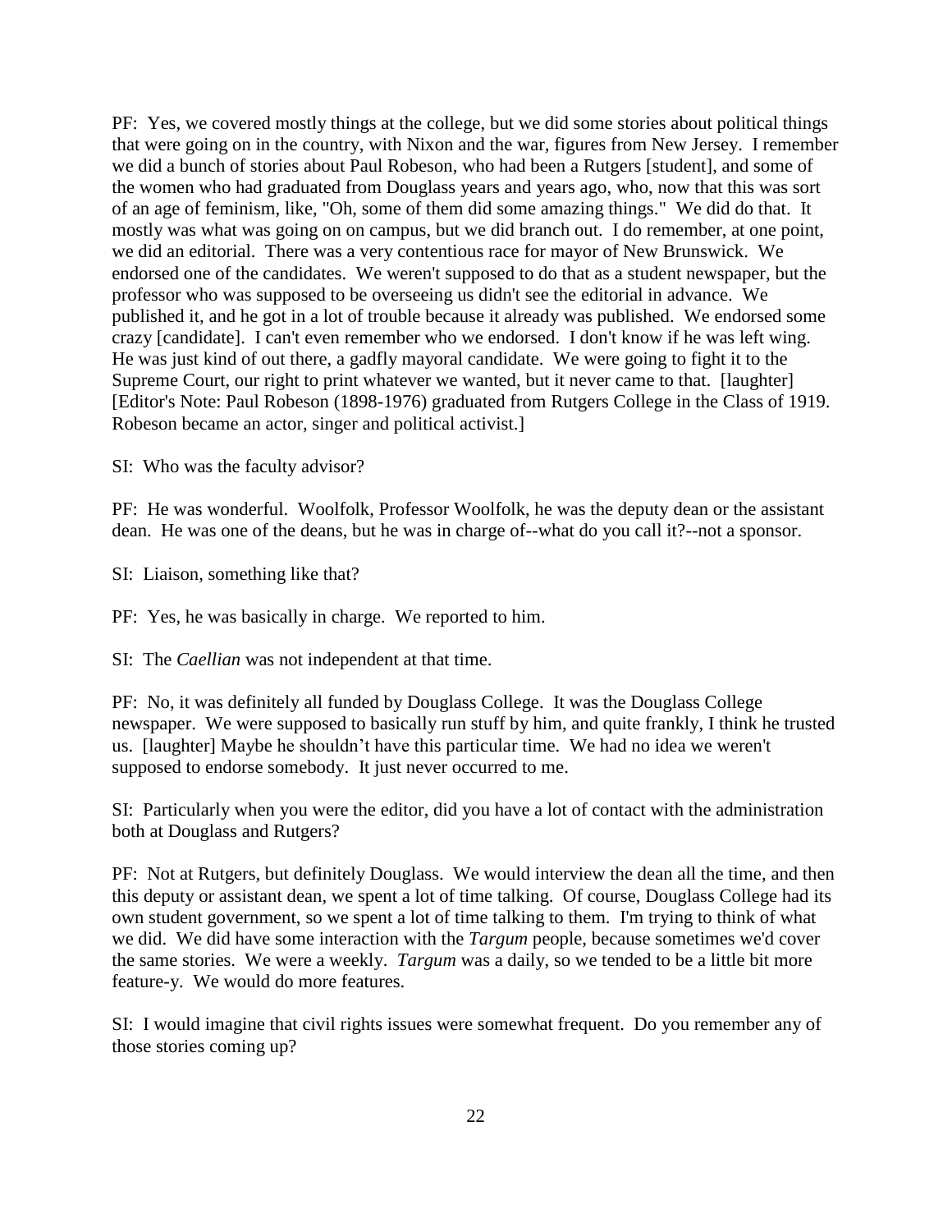PF: Yes, we covered mostly things at the college, but we did some stories about political things that were going on in the country, with Nixon and the war, figures from New Jersey. I remember we did a bunch of stories about Paul Robeson, who had been a Rutgers [student], and some of the women who had graduated from Douglass years and years ago, who, now that this was sort of an age of feminism, like, "Oh, some of them did some amazing things." We did do that. It mostly was what was going on on campus, but we did branch out. I do remember, at one point, we did an editorial. There was a very contentious race for mayor of New Brunswick. We endorsed one of the candidates. We weren't supposed to do that as a student newspaper, but the professor who was supposed to be overseeing us didn't see the editorial in advance. We published it, and he got in a lot of trouble because it already was published. We endorsed some crazy [candidate]. I can't even remember who we endorsed. I don't know if he was left wing. He was just kind of out there, a gadfly mayoral candidate. We were going to fight it to the Supreme Court, our right to print whatever we wanted, but it never came to that. [laughter] [Editor's Note: Paul Robeson (1898-1976) graduated from Rutgers College in the Class of 1919. Robeson became an actor, singer and political activist.]

SI: Who was the faculty advisor?

PF: He was wonderful. Woolfolk, Professor Woolfolk, he was the deputy dean or the assistant dean. He was one of the deans, but he was in charge of--what do you call it?--not a sponsor.

SI: Liaison, something like that?

PF: Yes, he was basically in charge. We reported to him.

SI: The *Caellian* was not independent at that time.

PF: No, it was definitely all funded by Douglass College. It was the Douglass College newspaper. We were supposed to basically run stuff by him, and quite frankly, I think he trusted us. [laughter] Maybe he shouldn't have this particular time. We had no idea we weren't supposed to endorse somebody. It just never occurred to me.

SI: Particularly when you were the editor, did you have a lot of contact with the administration both at Douglass and Rutgers?

PF: Not at Rutgers, but definitely Douglass. We would interview the dean all the time, and then this deputy or assistant dean, we spent a lot of time talking. Of course, Douglass College had its own student government, so we spent a lot of time talking to them. I'm trying to think of what we did. We did have some interaction with the *Targum* people, because sometimes we'd cover the same stories. We were a weekly. *Targum* was a daily, so we tended to be a little bit more feature-y. We would do more features.

SI: I would imagine that civil rights issues were somewhat frequent. Do you remember any of those stories coming up?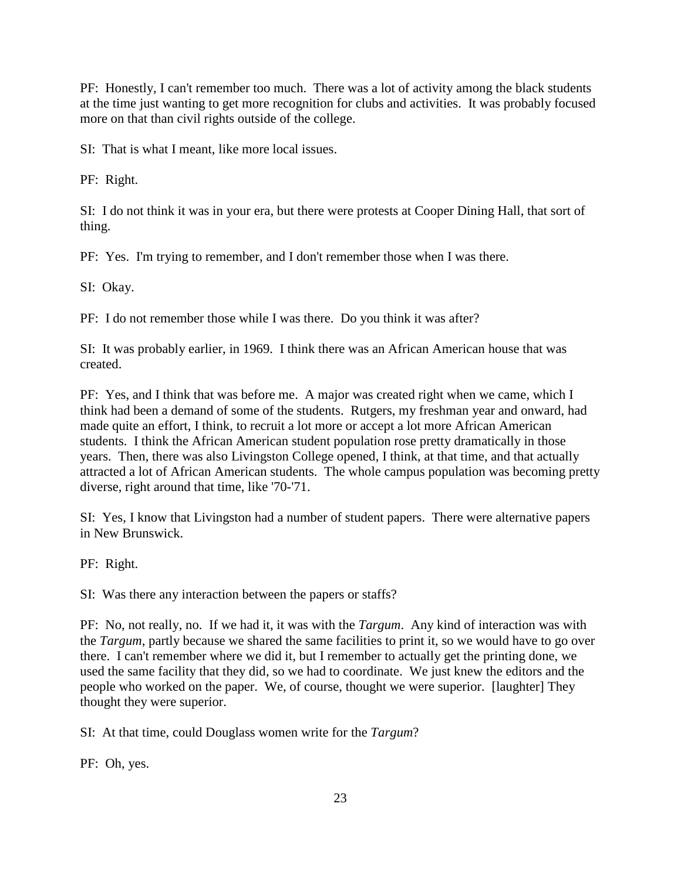PF: Honestly, I can't remember too much. There was a lot of activity among the black students at the time just wanting to get more recognition for clubs and activities. It was probably focused more on that than civil rights outside of the college.

SI: That is what I meant, like more local issues.

PF: Right.

SI: I do not think it was in your era, but there were protests at Cooper Dining Hall, that sort of thing.

PF: Yes. I'm trying to remember, and I don't remember those when I was there.

SI: Okay.

PF: I do not remember those while I was there. Do you think it was after?

SI: It was probably earlier, in 1969. I think there was an African American house that was created.

PF: Yes, and I think that was before me. A major was created right when we came, which I think had been a demand of some of the students. Rutgers, my freshman year and onward, had made quite an effort, I think, to recruit a lot more or accept a lot more African American students. I think the African American student population rose pretty dramatically in those years. Then, there was also Livingston College opened, I think, at that time, and that actually attracted a lot of African American students. The whole campus population was becoming pretty diverse, right around that time, like '70-'71.

SI: Yes, I know that Livingston had a number of student papers. There were alternative papers in New Brunswick.

PF: Right.

SI: Was there any interaction between the papers or staffs?

PF: No, not really, no. If we had it, it was with the *Targum*. Any kind of interaction was with the *Targum*, partly because we shared the same facilities to print it, so we would have to go over there. I can't remember where we did it, but I remember to actually get the printing done, we used the same facility that they did, so we had to coordinate. We just knew the editors and the people who worked on the paper. We, of course, thought we were superior. [laughter] They thought they were superior.

SI: At that time, could Douglass women write for the *Targum*?

PF: Oh, yes.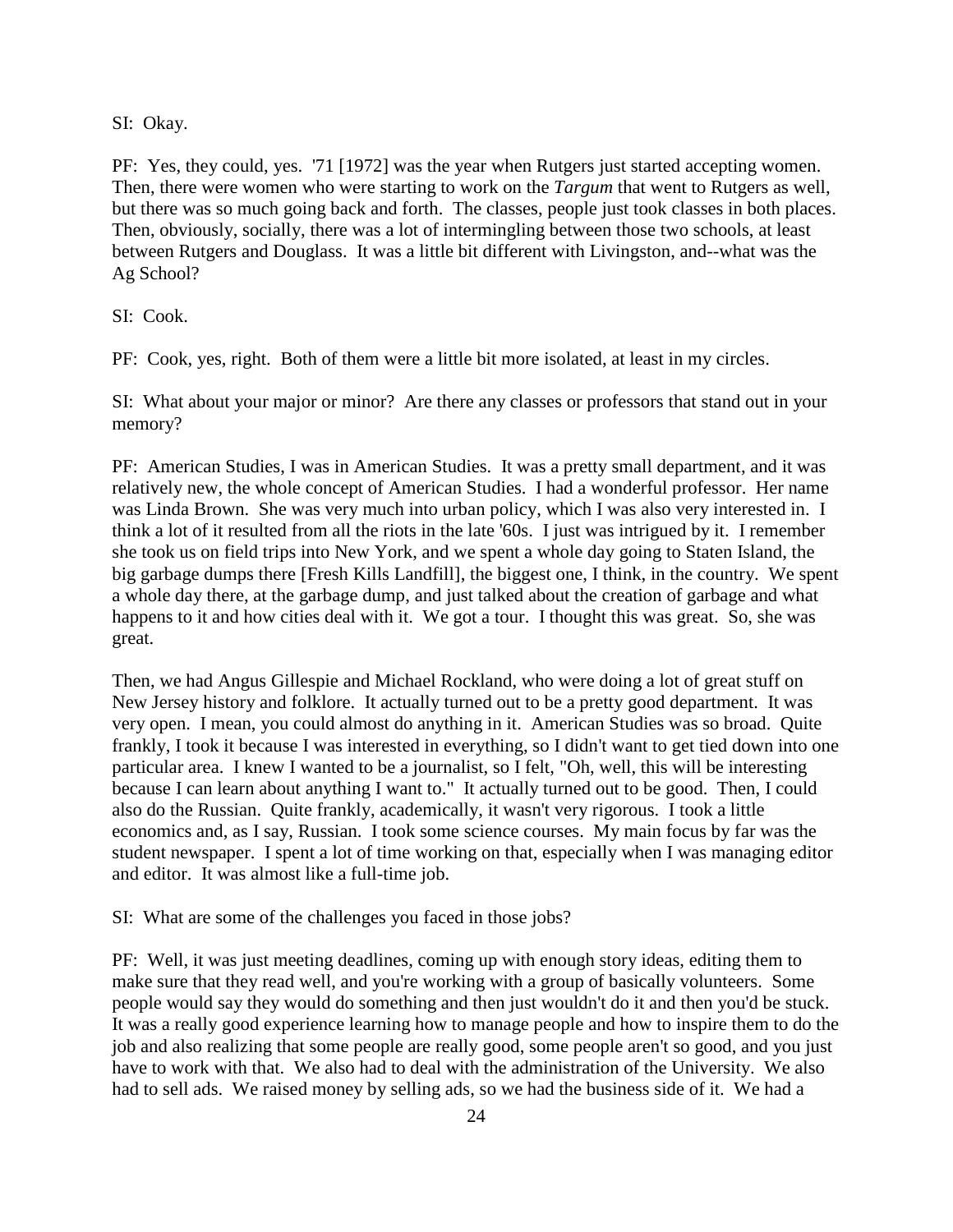SI: Okay.

PF: Yes, they could, yes. '71 [1972] was the year when Rutgers just started accepting women. Then, there were women who were starting to work on the *Targum* that went to Rutgers as well, but there was so much going back and forth. The classes, people just took classes in both places. Then, obviously, socially, there was a lot of intermingling between those two schools, at least between Rutgers and Douglass. It was a little bit different with Livingston, and--what was the Ag School?

SI: Cook.

PF: Cook, yes, right. Both of them were a little bit more isolated, at least in my circles.

SI: What about your major or minor? Are there any classes or professors that stand out in your memory?

PF: American Studies, I was in American Studies. It was a pretty small department, and it was relatively new, the whole concept of American Studies. I had a wonderful professor. Her name was Linda Brown. She was very much into urban policy, which I was also very interested in. I think a lot of it resulted from all the riots in the late '60s. I just was intrigued by it. I remember she took us on field trips into New York, and we spent a whole day going to Staten Island, the big garbage dumps there [Fresh Kills Landfill], the biggest one, I think, in the country. We spent a whole day there, at the garbage dump, and just talked about the creation of garbage and what happens to it and how cities deal with it. We got a tour. I thought this was great. So, she was great.

Then, we had Angus Gillespie and Michael Rockland, who were doing a lot of great stuff on New Jersey history and folklore. It actually turned out to be a pretty good department. It was very open. I mean, you could almost do anything in it. American Studies was so broad. Quite frankly, I took it because I was interested in everything, so I didn't want to get tied down into one particular area. I knew I wanted to be a journalist, so I felt, "Oh, well, this will be interesting because I can learn about anything I want to." It actually turned out to be good. Then, I could also do the Russian. Quite frankly, academically, it wasn't very rigorous. I took a little economics and, as I say, Russian. I took some science courses. My main focus by far was the student newspaper. I spent a lot of time working on that, especially when I was managing editor and editor. It was almost like a full-time job.

SI: What are some of the challenges you faced in those jobs?

PF: Well, it was just meeting deadlines, coming up with enough story ideas, editing them to make sure that they read well, and you're working with a group of basically volunteers. Some people would say they would do something and then just wouldn't do it and then you'd be stuck. It was a really good experience learning how to manage people and how to inspire them to do the job and also realizing that some people are really good, some people aren't so good, and you just have to work with that. We also had to deal with the administration of the University. We also had to sell ads. We raised money by selling ads, so we had the business side of it. We had a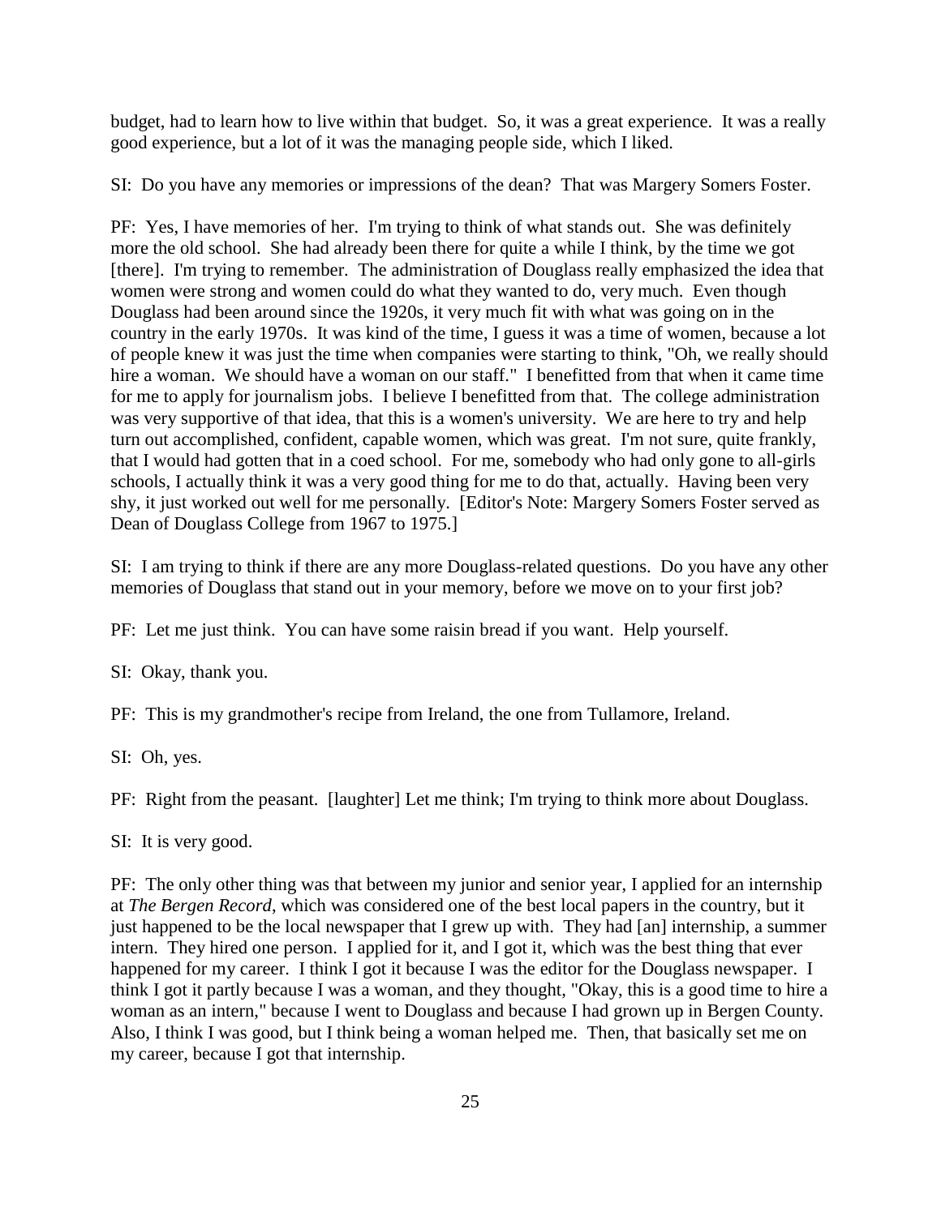budget, had to learn how to live within that budget. So, it was a great experience. It was a really good experience, but a lot of it was the managing people side, which I liked.

SI: Do you have any memories or impressions of the dean? That was Margery Somers Foster.

PF: Yes, I have memories of her. I'm trying to think of what stands out. She was definitely more the old school. She had already been there for quite a while I think, by the time we got [there]. I'm trying to remember. The administration of Douglass really emphasized the idea that women were strong and women could do what they wanted to do, very much. Even though Douglass had been around since the 1920s, it very much fit with what was going on in the country in the early 1970s. It was kind of the time, I guess it was a time of women, because a lot of people knew it was just the time when companies were starting to think, "Oh, we really should hire a woman. We should have a woman on our staff." I benefitted from that when it came time for me to apply for journalism jobs. I believe I benefitted from that. The college administration was very supportive of that idea, that this is a women's university. We are here to try and help turn out accomplished, confident, capable women, which was great. I'm not sure, quite frankly, that I would had gotten that in a coed school. For me, somebody who had only gone to all-girls schools, I actually think it was a very good thing for me to do that, actually. Having been very shy, it just worked out well for me personally. [Editor's Note: Margery Somers Foster served as Dean of Douglass College from 1967 to 1975.]

SI: I am trying to think if there are any more Douglass-related questions. Do you have any other memories of Douglass that stand out in your memory, before we move on to your first job?

PF: Let me just think. You can have some raisin bread if you want. Help yourself.

SI: Okay, thank you.

PF: This is my grandmother's recipe from Ireland, the one from Tullamore, Ireland.

SI: Oh, yes.

PF: Right from the peasant. [laughter] Let me think; I'm trying to think more about Douglass.

SI: It is very good.

PF: The only other thing was that between my junior and senior year, I applied for an internship at *The Bergen Record*, which was considered one of the best local papers in the country, but it just happened to be the local newspaper that I grew up with. They had [an] internship, a summer intern. They hired one person. I applied for it, and I got it, which was the best thing that ever happened for my career. I think I got it because I was the editor for the Douglass newspaper. I think I got it partly because I was a woman, and they thought, "Okay, this is a good time to hire a woman as an intern," because I went to Douglass and because I had grown up in Bergen County. Also, I think I was good, but I think being a woman helped me. Then, that basically set me on my career, because I got that internship.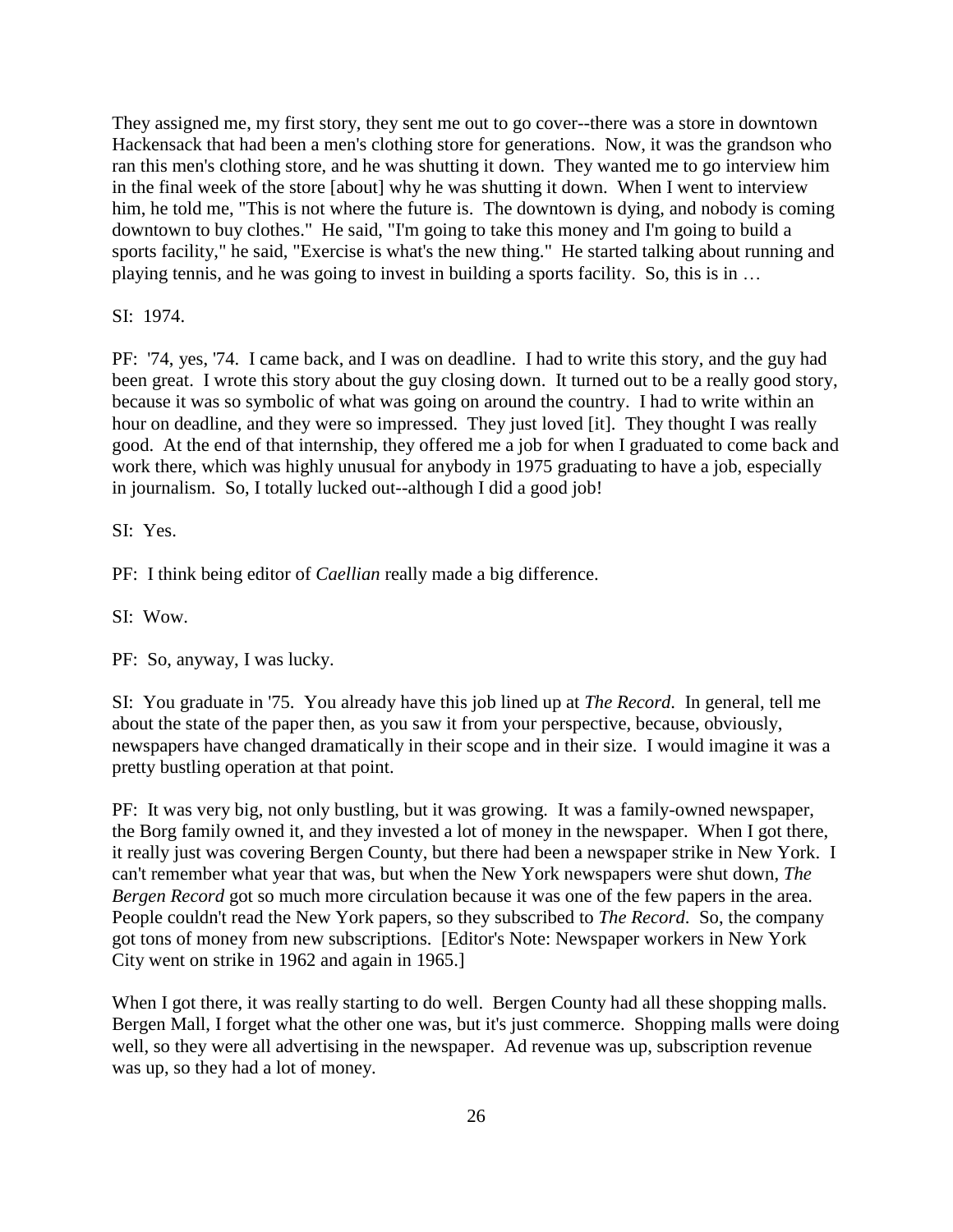They assigned me, my first story, they sent me out to go cover--there was a store in downtown Hackensack that had been a men's clothing store for generations. Now, it was the grandson who ran this men's clothing store, and he was shutting it down. They wanted me to go interview him in the final week of the store [about] why he was shutting it down. When I went to interview him, he told me, "This is not where the future is. The downtown is dying, and nobody is coming downtown to buy clothes." He said, "I'm going to take this money and I'm going to build a sports facility," he said, "Exercise is what's the new thing." He started talking about running and playing tennis, and he was going to invest in building a sports facility. So, this is in …

SI: 1974.

PF: '74, yes, '74. I came back, and I was on deadline. I had to write this story, and the guy had been great. I wrote this story about the guy closing down. It turned out to be a really good story, because it was so symbolic of what was going on around the country. I had to write within an hour on deadline, and they were so impressed. They just loved [it]. They thought I was really good. At the end of that internship, they offered me a job for when I graduated to come back and work there, which was highly unusual for anybody in 1975 graduating to have a job, especially in journalism. So, I totally lucked out--although I did a good job!

SI: Yes.

PF: I think being editor of *Caellian* really made a big difference.

SI: Wow.

PF: So, anyway, I was lucky.

SI: You graduate in '75. You already have this job lined up at *The Record*. In general, tell me about the state of the paper then, as you saw it from your perspective, because, obviously, newspapers have changed dramatically in their scope and in their size. I would imagine it was a pretty bustling operation at that point.

PF: It was very big, not only bustling, but it was growing. It was a family-owned newspaper, the Borg family owned it, and they invested a lot of money in the newspaper. When I got there, it really just was covering Bergen County, but there had been a newspaper strike in New York. I can't remember what year that was, but when the New York newspapers were shut down, *The Bergen Record* got so much more circulation because it was one of the few papers in the area. People couldn't read the New York papers, so they subscribed to *The Record*. So, the company got tons of money from new subscriptions. [Editor's Note: Newspaper workers in New York City went on strike in 1962 and again in 1965.]

When I got there, it was really starting to do well. Bergen County had all these shopping malls. Bergen Mall, I forget what the other one was, but it's just commerce. Shopping malls were doing well, so they were all advertising in the newspaper. Ad revenue was up, subscription revenue was up, so they had a lot of money.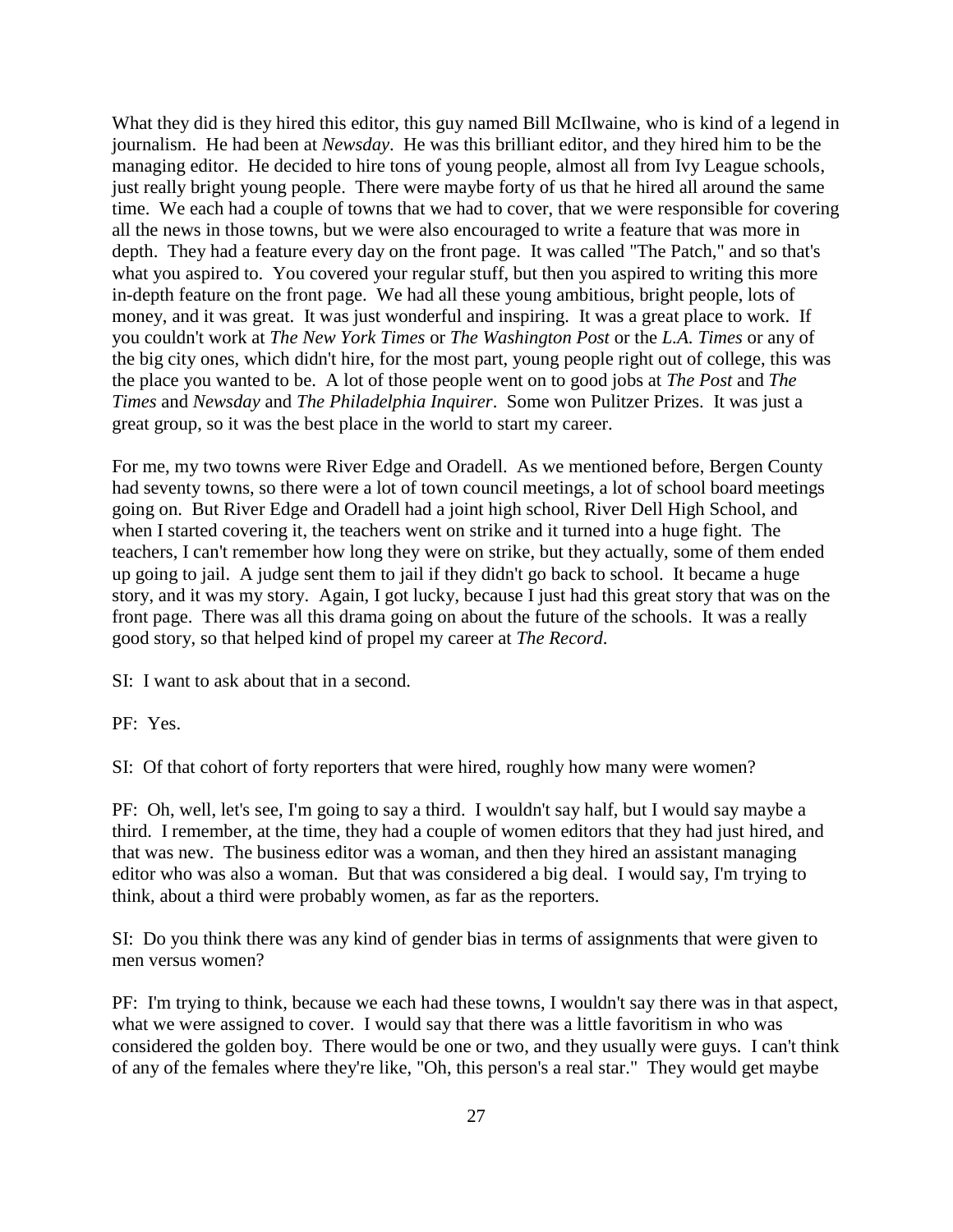What they did is they hired this editor, this guy named Bill McIlwaine, who is kind of a legend in journalism. He had been at *Newsday*. He was this brilliant editor, and they hired him to be the managing editor. He decided to hire tons of young people, almost all from Ivy League schools, just really bright young people. There were maybe forty of us that he hired all around the same time. We each had a couple of towns that we had to cover, that we were responsible for covering all the news in those towns, but we were also encouraged to write a feature that was more in depth. They had a feature every day on the front page. It was called "The Patch," and so that's what you aspired to. You covered your regular stuff, but then you aspired to writing this more in-depth feature on the front page. We had all these young ambitious, bright people, lots of money, and it was great. It was just wonderful and inspiring. It was a great place to work. If you couldn't work at *The New York Times* or *The Washington Post* or the *L.A. Times* or any of the big city ones, which didn't hire, for the most part, young people right out of college, this was the place you wanted to be. A lot of those people went on to good jobs at *The Post* and *The Times* and *Newsday* and *The Philadelphia Inquirer*. Some won Pulitzer Prizes. It was just a great group, so it was the best place in the world to start my career.

For me, my two towns were River Edge and Oradell. As we mentioned before, Bergen County had seventy towns, so there were a lot of town council meetings, a lot of school board meetings going on. But River Edge and Oradell had a joint high school, River Dell High School, and when I started covering it, the teachers went on strike and it turned into a huge fight. The teachers, I can't remember how long they were on strike, but they actually, some of them ended up going to jail. A judge sent them to jail if they didn't go back to school. It became a huge story, and it was my story. Again, I got lucky, because I just had this great story that was on the front page. There was all this drama going on about the future of the schools. It was a really good story, so that helped kind of propel my career at *The Record*.

SI: I want to ask about that in a second.

PF: Yes.

SI: Of that cohort of forty reporters that were hired, roughly how many were women?

PF: Oh, well, let's see, I'm going to say a third. I wouldn't say half, but I would say maybe a third. I remember, at the time, they had a couple of women editors that they had just hired, and that was new. The business editor was a woman, and then they hired an assistant managing editor who was also a woman. But that was considered a big deal. I would say, I'm trying to think, about a third were probably women, as far as the reporters.

SI: Do you think there was any kind of gender bias in terms of assignments that were given to men versus women?

PF: I'm trying to think, because we each had these towns, I wouldn't say there was in that aspect, what we were assigned to cover. I would say that there was a little favoritism in who was considered the golden boy. There would be one or two, and they usually were guys. I can't think of any of the females where they're like, "Oh, this person's a real star." They would get maybe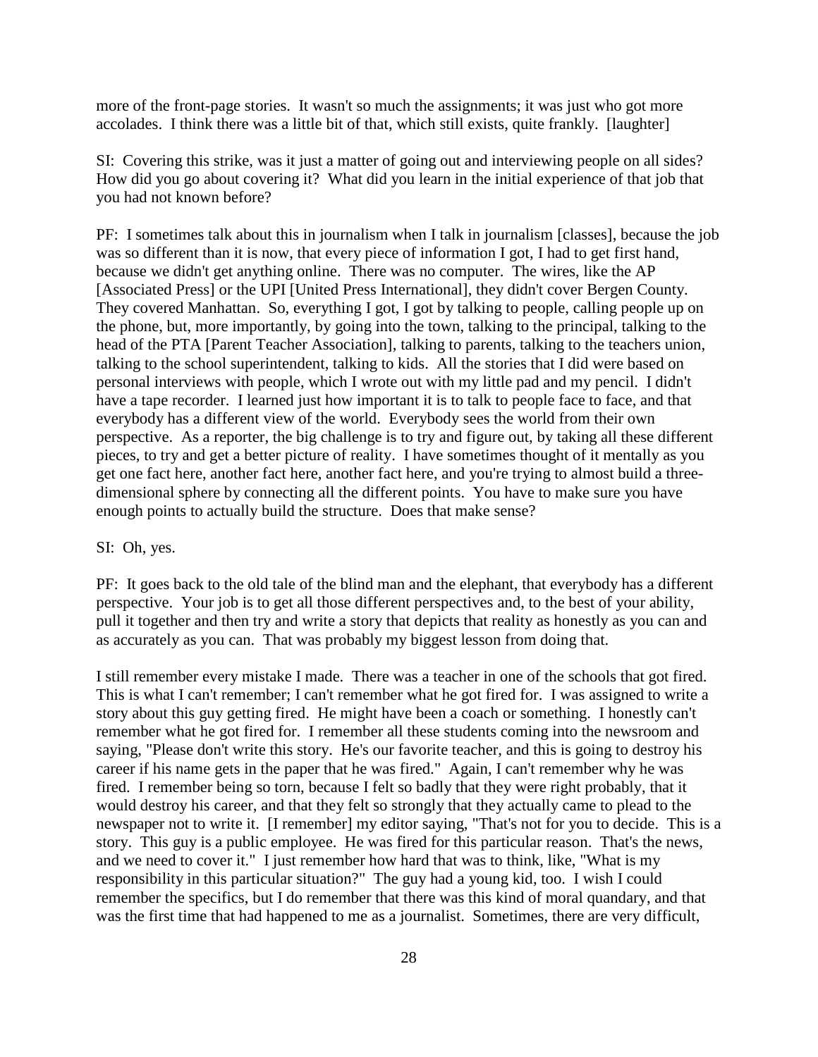more of the front-page stories. It wasn't so much the assignments; it was just who got more accolades. I think there was a little bit of that, which still exists, quite frankly. [laughter]

SI: Covering this strike, was it just a matter of going out and interviewing people on all sides? How did you go about covering it? What did you learn in the initial experience of that job that you had not known before?

PF: I sometimes talk about this in journalism when I talk in journalism [classes], because the job was so different than it is now, that every piece of information I got, I had to get first hand, because we didn't get anything online. There was no computer. The wires, like the AP [Associated Press] or the UPI [United Press International], they didn't cover Bergen County. They covered Manhattan. So, everything I got, I got by talking to people, calling people up on the phone, but, more importantly, by going into the town, talking to the principal, talking to the head of the PTA [Parent Teacher Association], talking to parents, talking to the teachers union, talking to the school superintendent, talking to kids. All the stories that I did were based on personal interviews with people, which I wrote out with my little pad and my pencil. I didn't have a tape recorder. I learned just how important it is to talk to people face to face, and that everybody has a different view of the world. Everybody sees the world from their own perspective. As a reporter, the big challenge is to try and figure out, by taking all these different pieces, to try and get a better picture of reality. I have sometimes thought of it mentally as you get one fact here, another fact here, another fact here, and you're trying to almost build a three-dimensional sphere by connecting all the different points. You have to make sure you have enough points to actually build the structure. Does that make sense?

SI: Oh, yes.

PF: It goes back to the old tale of the blind man and the elephant, that everybody has a different perspective. Your job is to get all those different perspectives and, to the best of your ability, pull it together and then try and write a story that depicts that reality as honestly as you can and as accurately as you can. That was probably my biggest lesson from doing that.

I still remember every mistake I made. There was a teacher in one of the schools that got fired. This is what I can't remember; I can't remember what he got fired for. I was assigned to write a story about this guy getting fired. He might have been a coach or something. I honestly can't remember what he got fired for. I remember all these students coming into the newsroom and saying, "Please don't write this story. He's our favorite teacher, and this is going to destroy his career if his name gets in the paper that he was fired." Again, I can't remember why he was fired. I remember being so torn, because I felt so badly that they were right probably, that it would destroy his career, and that they felt so strongly that they actually came to plead to the newspaper not to write it. [I remember] my editor saying, "That's not for you to decide. This is a story. This guy is a public employee. He was fired for this particular reason. That's the news, and we need to cover it." I just remember how hard that was to think, like, "What is my responsibility in this particular situation?" The guy had a young kid, too. I wish I could remember the specifics, but I do remember that there was this kind of moral quandary, and that was the first time that had happened to me as a journalist. Sometimes, there are very difficult,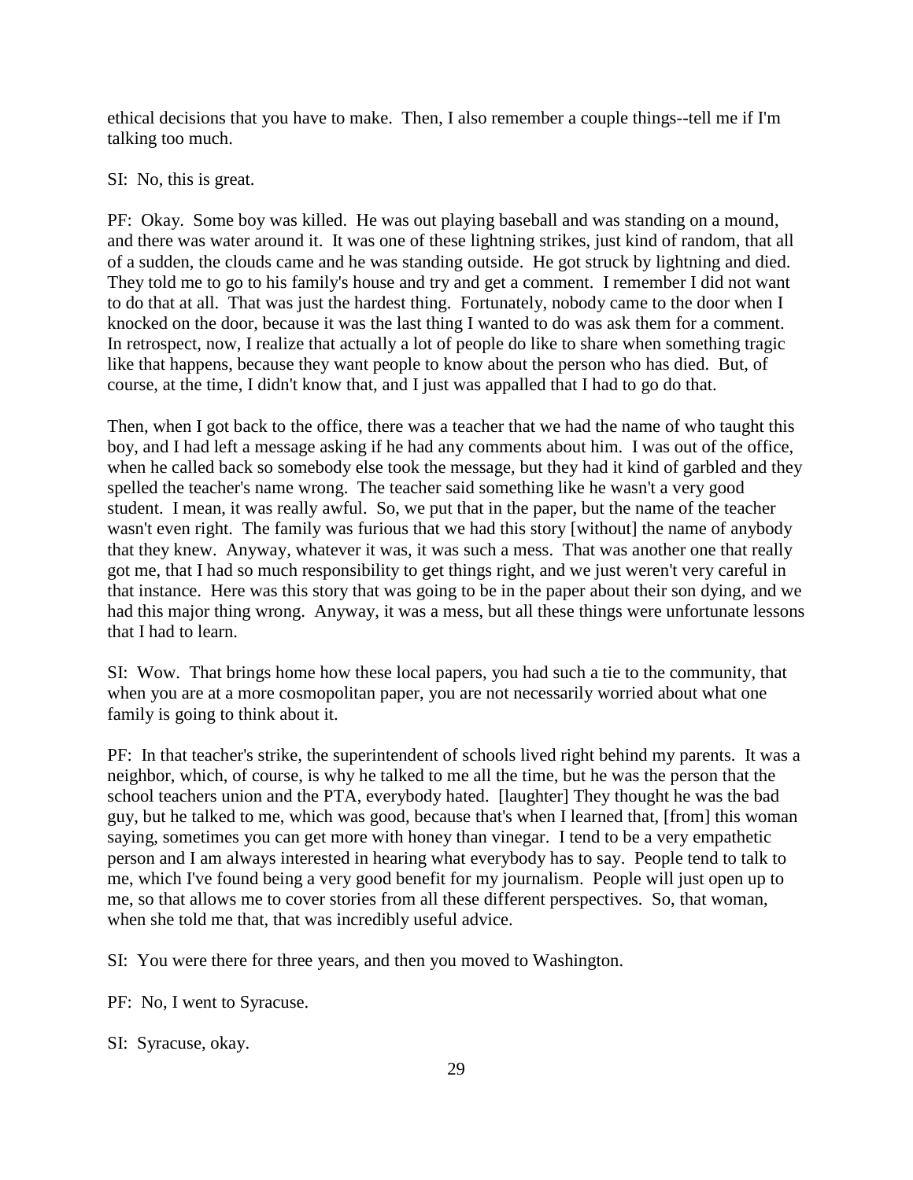ethical decisions that you have to make. Then, I also remember a couple things--tell me if I'm talking too much.

SI: No, this is great.

PF: Okay. Some boy was killed. He was out playing baseball and was standing on a mound, and there was water around it. It was one of these lightning strikes, just kind of random, that all of a sudden, the clouds came and he was standing outside. He got struck by lightning and died. They told me to go to his family's house and try and get a comment. I remember I did not want to do that at all. That was just the hardest thing. Fortunately, nobody came to the door when I knocked on the door, because it was the last thing I wanted to do was ask them for a comment. In retrospect, now, I realize that actually a lot of people do like to share when something tragic like that happens, because they want people to know about the person who has died. But, of course, at the time, I didn't know that, and I just was appalled that I had to go do that.

Then, when I got back to the office, there was a teacher that we had the name of who taught this boy, and I had left a message asking if he had any comments about him. I was out of the office, when he called back so somebody else took the message, but they had it kind of garbled and they spelled the teacher's name wrong. The teacher said something like he wasn't a very good student. I mean, it was really awful. So, we put that in the paper, but the name of the teacher wasn't even right. The family was furious that we had this story [without] the name of anybody that they knew. Anyway, whatever it was, it was such a mess. That was another one that really got me, that I had so much responsibility to get things right, and we just weren't very careful in that instance. Here was this story that was going to be in the paper about their son dying, and we had this major thing wrong. Anyway, it was a mess, but all these things were unfortunate lessons that I had to learn.

SI: Wow. That brings home how these local papers, you had such a tie to the community, that when you are at a more cosmopolitan paper, you are not necessarily worried about what one family is going to think about it.

PF: In that teacher's strike, the superintendent of schools lived right behind my parents. It was a neighbor, which, of course, is why he talked to me all the time, but he was the person that the school teachers union and the PTA, everybody hated. [laughter] They thought he was the bad guy, but he talked to me, which was good, because that's when I learned that, [from] this woman saying, sometimes you can get more with honey than vinegar. I tend to be a very empathetic person and I am always interested in hearing what everybody has to say. People tend to talk to me, which I've found being a very good benefit for my journalism. People will just open up to me, so that allows me to cover stories from all these different perspectives. So, that woman, when she told me that, that was incredibly useful advice.

SI: You were there for three years, and then you moved to Washington.

PF: No, I went to Syracuse.

SI: Syracuse, okay.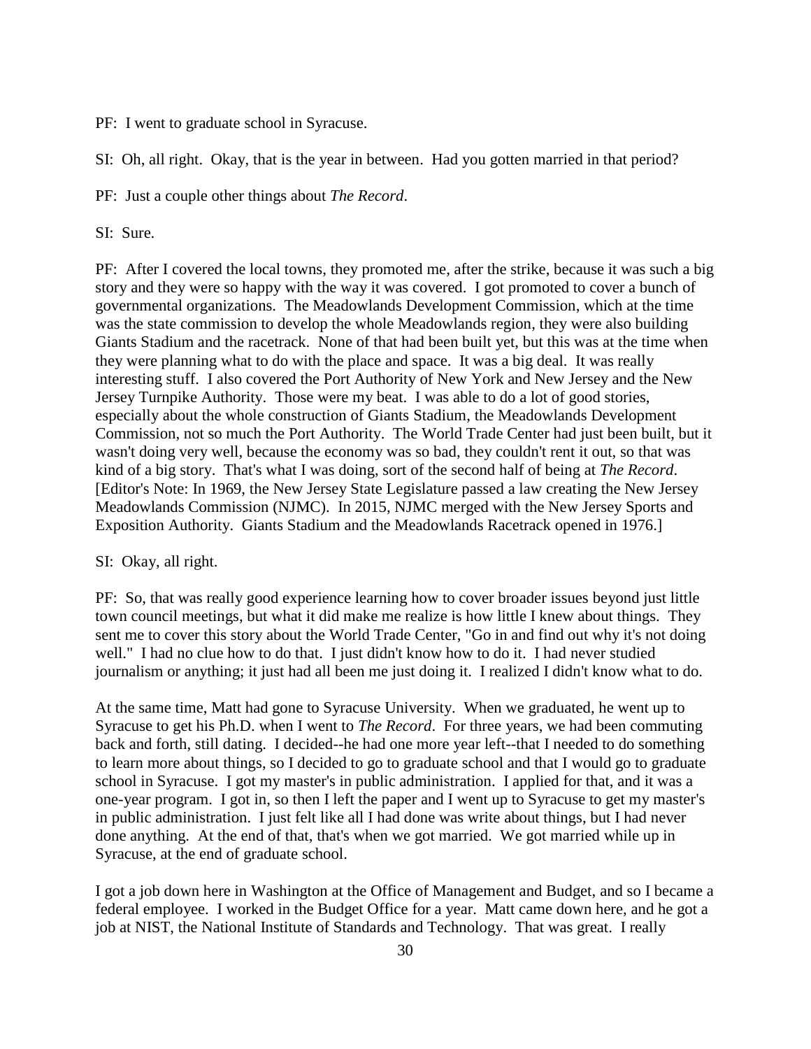PF: I went to graduate school in Syracuse.

SI: Oh, all right. Okay, that is the year in between. Had you gotten married in that period?

PF: Just a couple other things about *The Record*.

SI: Sure.

PF: After I covered the local towns, they promoted me, after the strike, because it was such a big story and they were so happy with the way it was covered. I got promoted to cover a bunch of governmental organizations. The Meadowlands Development Commission, which at the time was the state commission to develop the whole Meadowlands region, they were also building Giants Stadium and the racetrack. None of that had been built yet, but this was at the time when they were planning what to do with the place and space. It was a big deal. It was really interesting stuff. I also covered the Port Authority of New York and New Jersey and the New Jersey Turnpike Authority. Those were my beat. I was able to do a lot of good stories, especially about the whole construction of Giants Stadium, the Meadowlands Development Commission, not so much the Port Authority. The World Trade Center had just been built, but it wasn't doing very well, because the economy was so bad, they couldn't rent it out, so that was kind of a big story. That's what I was doing, sort of the second half of being at *The Record*. [Editor's Note: In 1969, the New Jersey State Legislature passed a law creating the New Jersey Meadowlands Commission (NJMC). In 2015, NJMC merged with the New Jersey Sports and Exposition Authority. Giants Stadium and the Meadowlands Racetrack opened in 1976.]

SI: Okay, all right.

PF: So, that was really good experience learning how to cover broader issues beyond just little town council meetings, but what it did make me realize is how little I knew about things. They sent me to cover this story about the World Trade Center, "Go in and find out why it's not doing well." I had no clue how to do that. I just didn't know how to do it. I had never studied journalism or anything; it just had all been me just doing it. I realized I didn't know what to do.

At the same time, Matt had gone to Syracuse University. When we graduated, he went up to Syracuse to get his Ph.D. when I went to *The Record*. For three years, we had been commuting back and forth, still dating. I decided--he had one more year left--that I needed to do something to learn more about things, so I decided to go to graduate school and that I would go to graduate school in Syracuse. I got my master's in public administration. I applied for that, and it was a one-year program. I got in, so then I left the paper and I went up to Syracuse to get my master's in public administration. I just felt like all I had done was write about things, but I had never done anything. At the end of that, that's when we got married. We got married while up in Syracuse, at the end of graduate school.

I got a job down here in Washington at the Office of Management and Budget, and so I became a federal employee. I worked in the Budget Office for a year. Matt came down here, and he got a job at NIST, the National Institute of Standards and Technology. That was great. I really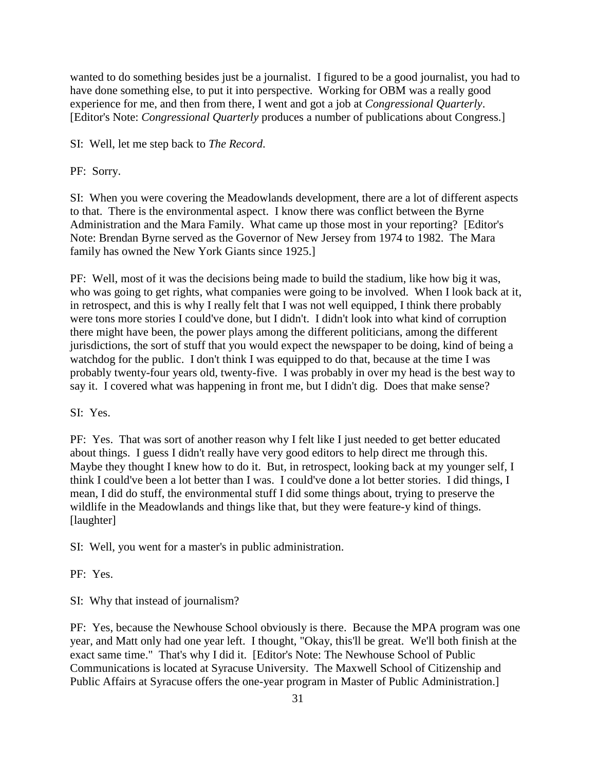wanted to do something besides just be a journalist. I figured to be a good journalist, you had to have done something else, to put it into perspective. Working for OBM was a really good experience for me, and then from there, I went and got a job at *Congressional Quarterly*. [Editor's Note: *Congressional Quarterly* produces a number of publications about Congress.]

SI: Well, let me step back to *The Record*.

PF: Sorry.

SI: When you were covering the Meadowlands development, there are a lot of different aspects to that. There is the environmental aspect. I know there was conflict between the Byrne Administration and the Mara Family. What came up those most in your reporting? [Editor's Note: Brendan Byrne served as the Governor of New Jersey from 1974 to 1982. The Mara family has owned the New York Giants since 1925.]

PF: Well, most of it was the decisions being made to build the stadium, like how big it was, who was going to get rights, what companies were going to be involved. When I look back at it, in retrospect, and this is why I really felt that I was not well equipped, I think there probably were tons more stories I could've done, but I didn't. I didn't look into what kind of corruption there might have been, the power plays among the different politicians, among the different jurisdictions, the sort of stuff that you would expect the newspaper to be doing, kind of being a watchdog for the public. I don't think I was equipped to do that, because at the time I was probably twenty-four years old, twenty-five. I was probably in over my head is the best way to say it. I covered what was happening in front me, but I didn't dig. Does that make sense?

SI: Yes.

PF: Yes. That was sort of another reason why I felt like I just needed to get better educated about things. I guess I didn't really have very good editors to help direct me through this. Maybe they thought I knew how to do it. But, in retrospect, looking back at my younger self, I think I could've been a lot better than I was. I could've done a lot better stories. I did things, I mean, I did do stuff, the environmental stuff I did some things about, trying to preserve the wildlife in the Meadowlands and things like that, but they were feature-y kind of things. [laughter]

SI: Well, you went for a master's in public administration.

PF: Yes.

SI: Why that instead of journalism?

PF: Yes, because the Newhouse School obviously is there. Because the MPA program was one year, and Matt only had one year left. I thought, "Okay, this'll be great. We'll both finish at the exact same time." That's why I did it. [Editor's Note: The Newhouse School of Public Communications is located at Syracuse University. The Maxwell School of Citizenship and Public Affairs at Syracuse offers the one-year program in Master of Public Administration.]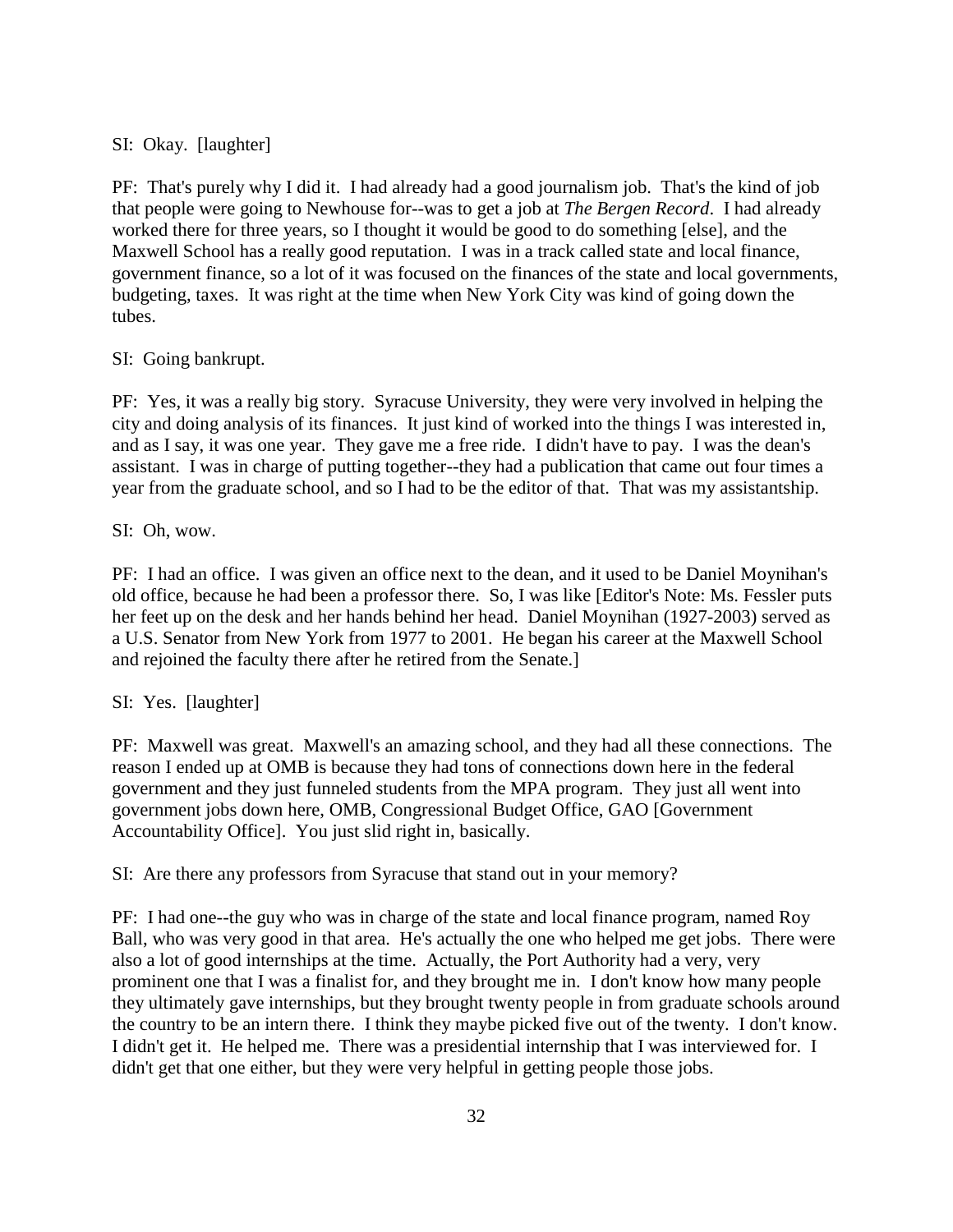SI: Okay. [laughter]

PF: That's purely why I did it. I had already had a good journalism job. That's the kind of job that people were going to Newhouse for--was to get a job at *The Bergen Record*. I had already worked there for three years, so I thought it would be good to do something [else], and the Maxwell School has a really good reputation. I was in a track called state and local finance, government finance, so a lot of it was focused on the finances of the state and local governments, budgeting, taxes. It was right at the time when New York City was kind of going down the tubes.

SI: Going bankrupt.

PF: Yes, it was a really big story. Syracuse University, they were very involved in helping the city and doing analysis of its finances. It just kind of worked into the things I was interested in, and as I say, it was one year. They gave me a free ride. I didn't have to pay. I was the dean's assistant. I was in charge of putting together--they had a publication that came out four times a year from the graduate school, and so I had to be the editor of that. That was my assistantship.

SI: Oh, wow.

PF: I had an office. I was given an office next to the dean, and it used to be Daniel Moynihan's old office, because he had been a professor there. So, I was like [Editor's Note: Ms. Fessler puts her feet up on the desk and her hands behind her head. Daniel Moynihan (1927-2003) served as a U.S. Senator from New York from 1977 to 2001. He began his career at the Maxwell School and rejoined the faculty there after he retired from the Senate.]

SI: Yes. [laughter]

PF: Maxwell was great. Maxwell's an amazing school, and they had all these connections. The reason I ended up at OMB is because they had tons of connections down here in the federal government and they just funneled students from the MPA program. They just all went into government jobs down here, OMB, Congressional Budget Office, GAO [Government Accountability Office]. You just slid right in, basically.

SI: Are there any professors from Syracuse that stand out in your memory?

PF: I had one--the guy who was in charge of the state and local finance program, named Roy Ball, who was very good in that area. He's actually the one who helped me get jobs. There were also a lot of good internships at the time. Actually, the Port Authority had a very, very prominent one that I was a finalist for, and they brought me in. I don't know how many people they ultimately gave internships, but they brought twenty people in from graduate schools around the country to be an intern there. I think they maybe picked five out of the twenty. I don't know. I didn't get it. He helped me. There was a presidential internship that I was interviewed for. I didn't get that one either, but they were very helpful in getting people those jobs.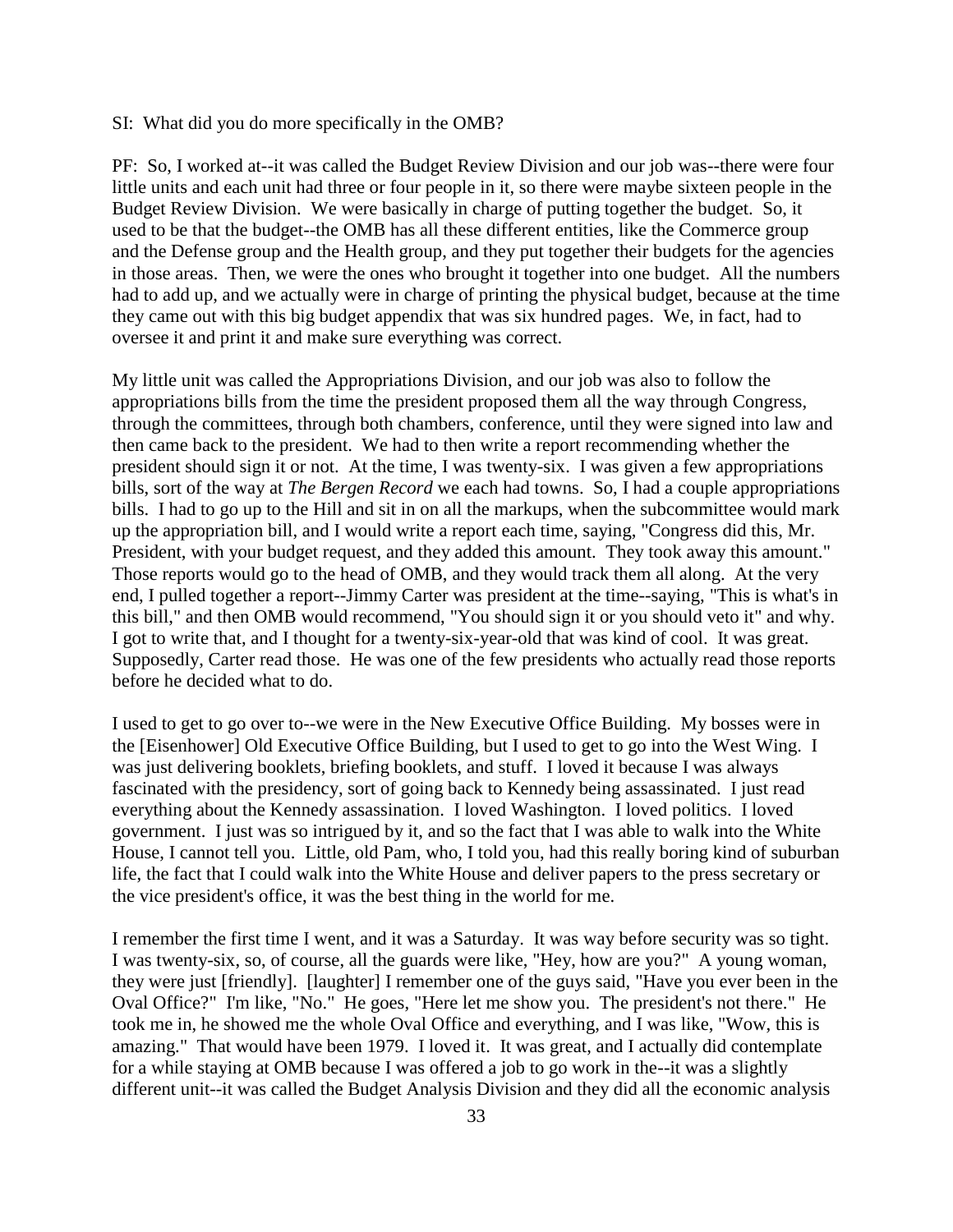SI: What did you do more specifically in the OMB?

PF: So, I worked at--it was called the Budget Review Division and our job was--there were four little units and each unit had three or four people in it, so there were maybe sixteen people in the Budget Review Division. We were basically in charge of putting together the budget. So, it used to be that the budget--the OMB has all these different entities, like the Commerce group and the Defense group and the Health group, and they put together their budgets for the agencies in those areas. Then, we were the ones who brought it together into one budget. All the numbers had to add up, and we actually were in charge of printing the physical budget, because at the time they came out with this big budget appendix that was six hundred pages. We, in fact, had to oversee it and print it and make sure everything was correct.

My little unit was called the Appropriations Division, and our job was also to follow the appropriations bills from the time the president proposed them all the way through Congress, through the committees, through both chambers, conference, until they were signed into law and then came back to the president. We had to then write a report recommending whether the president should sign it or not. At the time, I was twenty-six. I was given a few appropriations bills, sort of the way at *The Bergen Record* we each had towns. So, I had a couple appropriations bills. I had to go up to the Hill and sit in on all the markups, when the subcommittee would mark up the appropriation bill, and I would write a report each time, saying, "Congress did this, Mr. President, with your budget request, and they added this amount. They took away this amount." Those reports would go to the head of OMB, and they would track them all along. At the very end, I pulled together a report--Jimmy Carter was president at the time--saying, "This is what's in this bill," and then OMB would recommend, "You should sign it or you should veto it" and why. I got to write that, and I thought for a twenty-six-year-old that was kind of cool. It was great. Supposedly, Carter read those. He was one of the few presidents who actually read those reports before he decided what to do.

I used to get to go over to--we were in the New Executive Office Building. My bosses were in the [Eisenhower] Old Executive Office Building, but I used to get to go into the West Wing. I was just delivering booklets, briefing booklets, and stuff. I loved it because I was always fascinated with the presidency, sort of going back to Kennedy being assassinated. I just read everything about the Kennedy assassination. I loved Washington. I loved politics. I loved government. I just was so intrigued by it, and so the fact that I was able to walk into the White House, I cannot tell you. Little, old Pam, who, I told you, had this really boring kind of suburban life, the fact that I could walk into the White House and deliver papers to the press secretary or the vice president's office, it was the best thing in the world for me.

I remember the first time I went, and it was a Saturday. It was way before security was so tight. I was twenty-six, so, of course, all the guards were like, "Hey, how are you?" A young woman, they were just [friendly]. [laughter] I remember one of the guys said, "Have you ever been in the Oval Office?" I'm like, "No." He goes, "Here let me show you. The president's not there." He took me in, he showed me the whole Oval Office and everything, and I was like, "Wow, this is amazing." That would have been 1979. I loved it. It was great, and I actually did contemplate for a while staying at OMB because I was offered a job to go work in the--it was a slightly different unit--it was called the Budget Analysis Division and they did all the economic analysis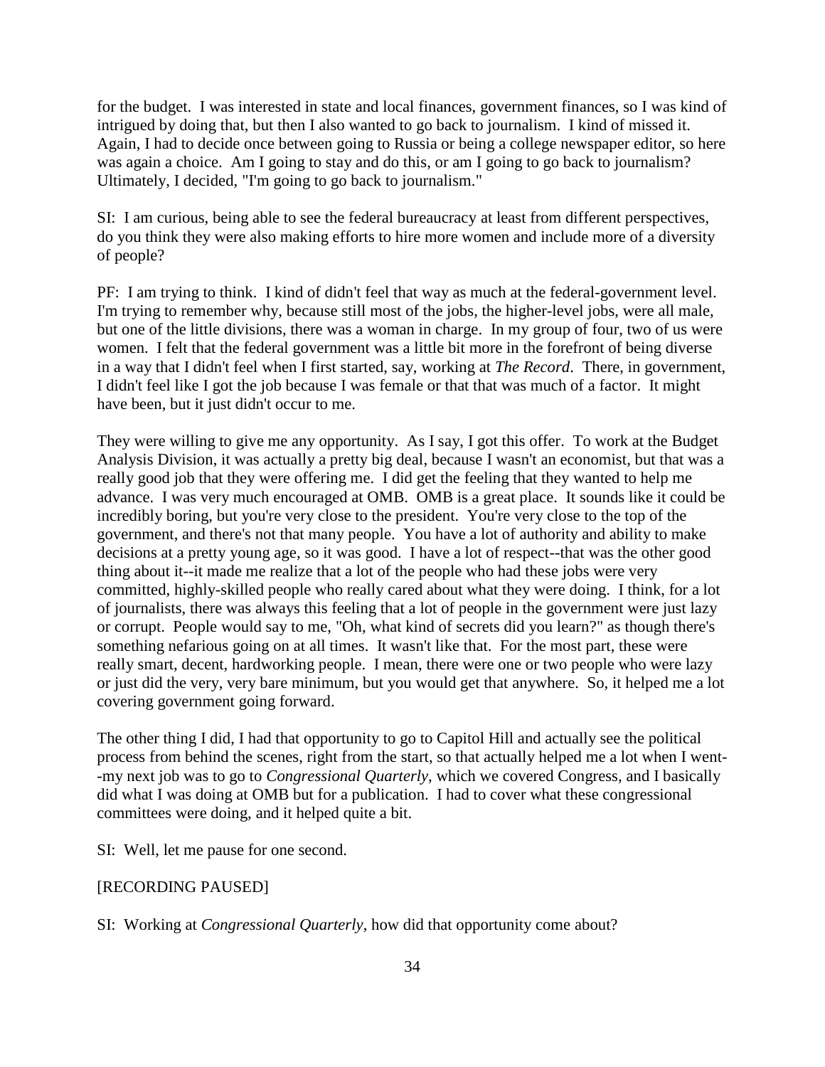for the budget. I was interested in state and local finances, government finances, so I was kind of intrigued by doing that, but then I also wanted to go back to journalism. I kind of missed it. Again, I had to decide once between going to Russia or being a college newspaper editor, so here was again a choice. Am I going to stay and do this, or am I going to go back to journalism? Ultimately, I decided, "I'm going to go back to journalism."

SI: I am curious, being able to see the federal bureaucracy at least from different perspectives, do you think they were also making efforts to hire more women and include more of a diversity of people?

PF: I am trying to think. I kind of didn't feel that way as much at the federal-government level. I'm trying to remember why, because still most of the jobs, the higher-level jobs, were all male, but one of the little divisions, there was a woman in charge. In my group of four, two of us were women. I felt that the federal government was a little bit more in the forefront of being diverse in a way that I didn't feel when I first started, say, working at *The Record*. There, in government, I didn't feel like I got the job because I was female or that that was much of a factor. It might have been, but it just didn't occur to me.

They were willing to give me any opportunity. As I say, I got this offer. To work at the Budget Analysis Division, it was actually a pretty big deal, because I wasn't an economist, but that was a really good job that they were offering me. I did get the feeling that they wanted to help me advance. I was very much encouraged at OMB. OMB is a great place. It sounds like it could be incredibly boring, but you're very close to the president. You're very close to the top of the government, and there's not that many people. You have a lot of authority and ability to make decisions at a pretty young age, so it was good. I have a lot of respect--that was the other good thing about it--it made me realize that a lot of the people who had these jobs were very committed, highly-skilled people who really cared about what they were doing. I think, for a lot of journalists, there was always this feeling that a lot of people in the government were just lazy or corrupt. People would say to me, "Oh, what kind of secrets did you learn?" as though there's something nefarious going on at all times. It wasn't like that. For the most part, these were really smart, decent, hardworking people. I mean, there were one or two people who were lazy or just did the very, very bare minimum, but you would get that anywhere. So, it helped me a lot covering government going forward.

The other thing I did, I had that opportunity to go to Capitol Hill and actually see the political process from behind the scenes, right from the start, so that actually helped me a lot when I went--my next job was to go to *Congressional Quarterly*, which we covered Congress, and I basically did what I was doing at OMB but for a publication. I had to cover what these congressional committees were doing, and it helped quite a bit.

SI: Well, let me pause for one second.

[RECORDING PAUSED]

SI: Working at *Congressional Quarterly*, how did that opportunity come about?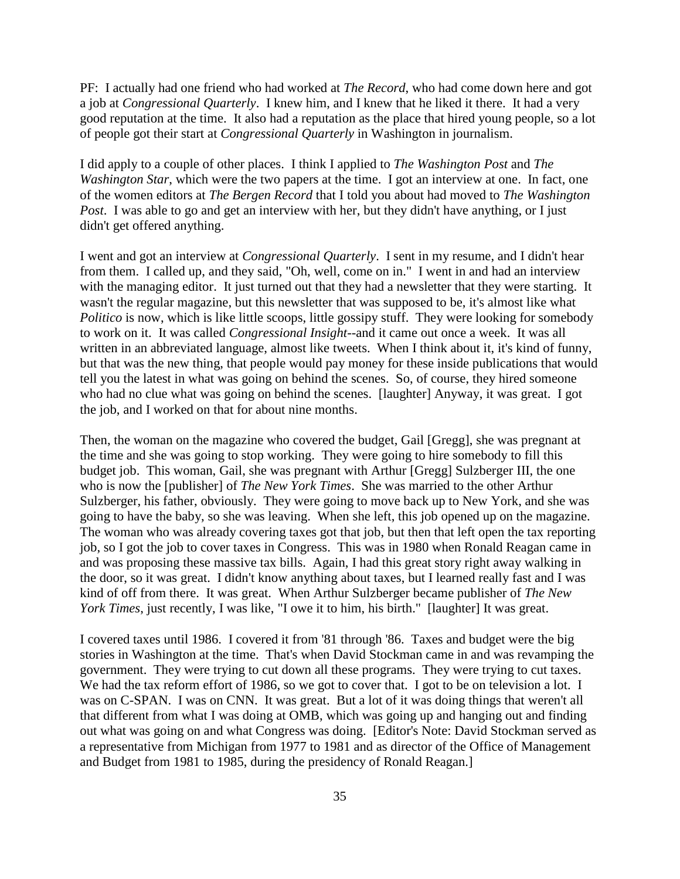PF: I actually had one friend who had worked at *The Record*, who had come down here and got a job at *Congressional Quarterly*. I knew him, and I knew that he liked it there. It had a very good reputation at the time. It also had a reputation as the place that hired young people, so a lot of people got their start at *Congressional Quarterly* in Washington in journalism.

I did apply to a couple of other places. I think I applied to *The Washington Post* and *The Washington Star*, which were the two papers at the time. I got an interview at one. In fact, one of the women editors at *The Bergen Record* that I told you about had moved to *The Washington Post*. I was able to go and get an interview with her, but they didn't have anything, or I just didn't get offered anything.

I went and got an interview at *Congressional Quarterly*. I sent in my resume, and I didn't hear from them. I called up, and they said, "Oh, well, come on in." I went in and had an interview with the managing editor. It just turned out that they had a newsletter that they were starting. It wasn't the regular magazine, but this newsletter that was supposed to be, it's almost like what *Politico* is now, which is like little scoops, little gossipy stuff. They were looking for somebody to work on it. It was called *Congressional Insight*--and it came out once a week. It was all written in an abbreviated language, almost like tweets. When I think about it, it's kind of funny, but that was the new thing, that people would pay money for these inside publications that would tell you the latest in what was going on behind the scenes. So, of course, they hired someone who had no clue what was going on behind the scenes. [laughter] Anyway, it was great. I got the job, and I worked on that for about nine months.

Then, the woman on the magazine who covered the budget, Gail [Gregg], she was pregnant at the time and she was going to stop working. They were going to hire somebody to fill this budget job. This woman, Gail, she was pregnant with Arthur [Gregg] Sulzberger III, the one who is now the [publisher] of *The New York Times*. She was married to the other Arthur Sulzberger, his father, obviously. They were going to move back up to New York, and she was going to have the baby, so she was leaving. When she left, this job opened up on the magazine. The woman who was already covering taxes got that job, but then that left open the tax reporting job, so I got the job to cover taxes in Congress. This was in 1980 when Ronald Reagan came in and was proposing these massive tax bills. Again, I had this great story right away walking in the door, so it was great. I didn't know anything about taxes, but I learned really fast and I was kind of off from there. It was great. When Arthur Sulzberger became publisher of *The New York Times*, just recently, I was like, "I owe it to him, his birth." [laughter] It was great.

I covered taxes until 1986. I covered it from '81 through '86. Taxes and budget were the big stories in Washington at the time. That's when David Stockman came in and was revamping the government. They were trying to cut down all these programs. They were trying to cut taxes. We had the tax reform effort of 1986, so we got to cover that. I got to be on television a lot. I was on C-SPAN. I was on CNN. It was great. But a lot of it was doing things that weren't all that different from what I was doing at OMB, which was going up and hanging out and finding out what was going on and what Congress was doing. [Editor's Note: David Stockman served as a representative from Michigan from 1977 to 1981 and as director of the Office of Management and Budget from 1981 to 1985, during the presidency of Ronald Reagan.]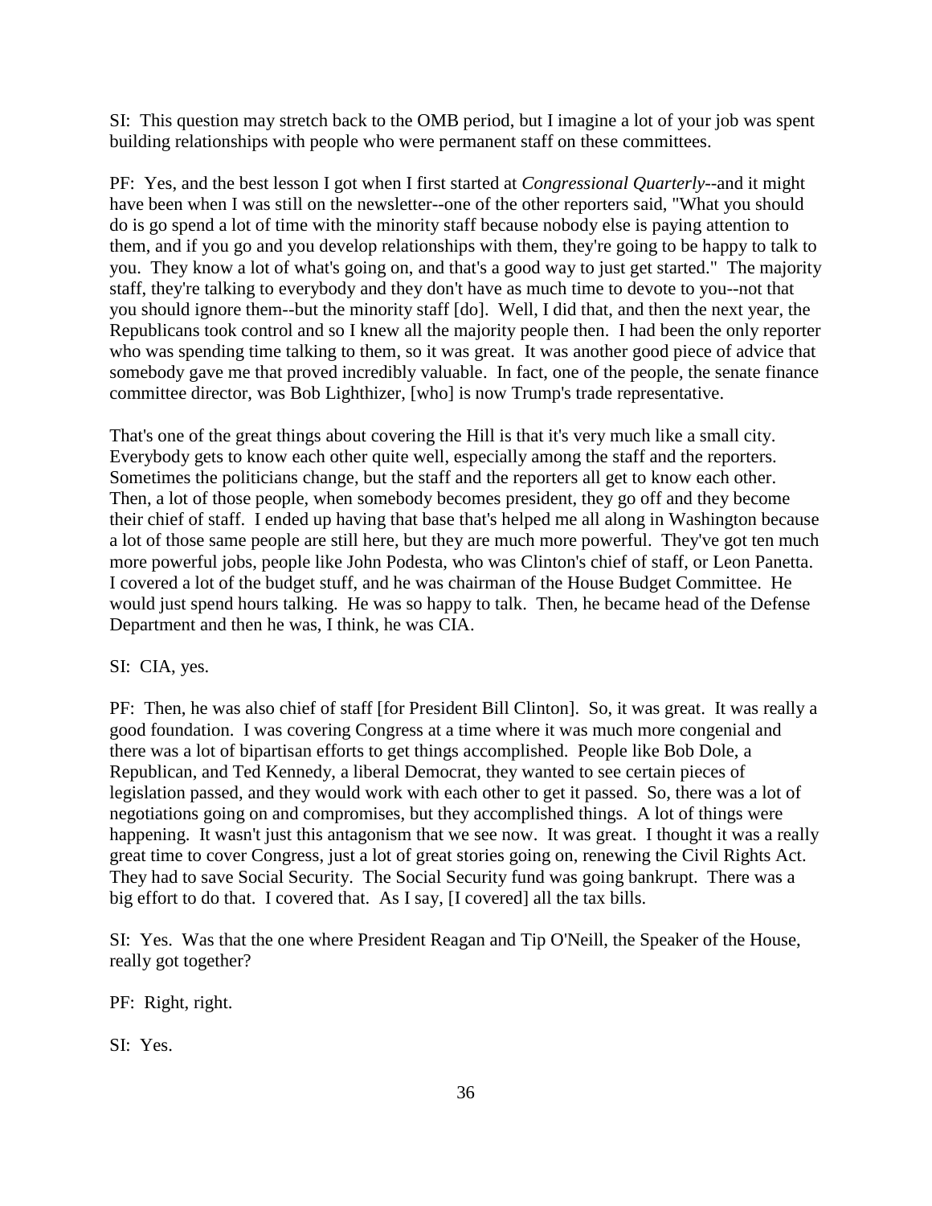SI: This question may stretch back to the OMB period, but I imagine a lot of your job was spent building relationships with people who were permanent staff on these committees.

PF: Yes, and the best lesson I got when I first started at *Congressional Quarterly*--and it might have been when I was still on the newsletter--one of the other reporters said, "What you should do is go spend a lot of time with the minority staff because nobody else is paying attention to them, and if you go and you develop relationships with them, they're going to be happy to talk to you. They know a lot of what's going on, and that's a good way to just get started." The majority staff, they're talking to everybody and they don't have as much time to devote to you--not that you should ignore them--but the minority staff [do]. Well, I did that, and then the next year, the Republicans took control and so I knew all the majority people then. I had been the only reporter who was spending time talking to them, so it was great. It was another good piece of advice that somebody gave me that proved incredibly valuable. In fact, one of the people, the senate finance committee director, was Bob Lighthizer, [who] is now Trump's trade representative.

That's one of the great things about covering the Hill is that it's very much like a small city. Everybody gets to know each other quite well, especially among the staff and the reporters. Sometimes the politicians change, but the staff and the reporters all get to know each other. Then, a lot of those people, when somebody becomes president, they go off and they become their chief of staff. I ended up having that base that's helped me all along in Washington because a lot of those same people are still here, but they are much more powerful. They've got ten much more powerful jobs, people like John Podesta, who was Clinton's chief of staff, or Leon Panetta. I covered a lot of the budget stuff, and he was chairman of the House Budget Committee. He would just spend hours talking. He was so happy to talk. Then, he became head of the Defense Department and then he was, I think, he was CIA.

SI: CIA, yes.

PF: Then, he was also chief of staff [for President Bill Clinton]. So, it was great. It was really a good foundation. I was covering Congress at a time where it was much more congenial and there was a lot of bipartisan efforts to get things accomplished. People like Bob Dole, a Republican, and Ted Kennedy, a liberal Democrat, they wanted to see certain pieces of legislation passed, and they would work with each other to get it passed. So, there was a lot of negotiations going on and compromises, but they accomplished things. A lot of things were happening. It wasn't just this antagonism that we see now. It was great. I thought it was a really great time to cover Congress, just a lot of great stories going on, renewing the Civil Rights Act. They had to save Social Security. The Social Security fund was going bankrupt. There was a big effort to do that. I covered that. As I say, [I covered] all the tax bills.

SI: Yes. Was that the one where President Reagan and Tip O'Neill, the Speaker of the House, really got together?

PF: Right, right.

SI: Yes.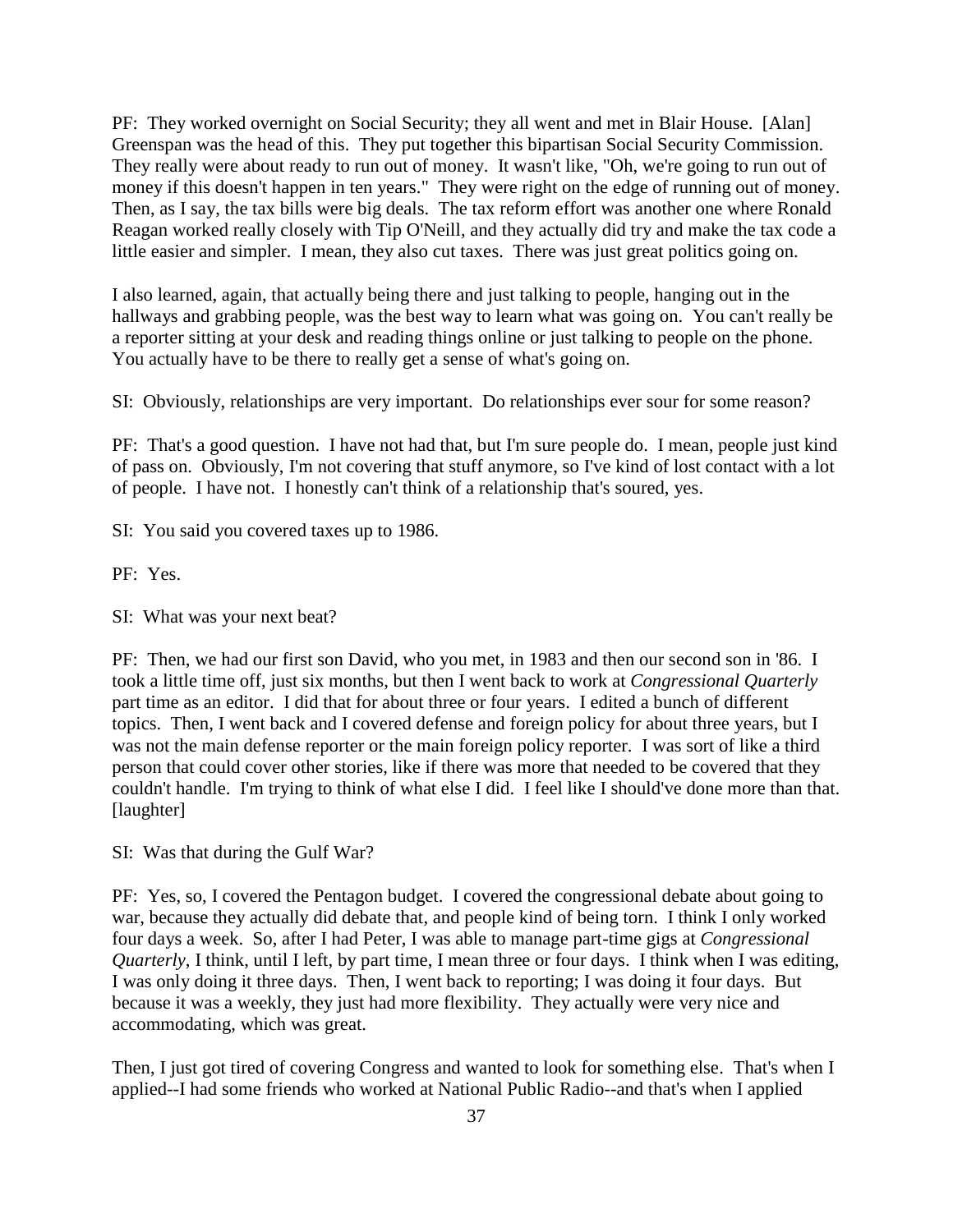PF: They worked overnight on Social Security; they all went and met in Blair House. [Alan] Greenspan was the head of this. They put together this bipartisan Social Security Commission. They really were about ready to run out of money. It wasn't like, "Oh, we're going to run out of money if this doesn't happen in ten years." They were right on the edge of running out of money. Then, as I say, the tax bills were big deals. The tax reform effort was another one where Ronald Reagan worked really closely with Tip O'Neill, and they actually did try and make the tax code a little easier and simpler. I mean, they also cut taxes. There was just great politics going on.

I also learned, again, that actually being there and just talking to people, hanging out in the hallways and grabbing people, was the best way to learn what was going on. You can't really be a reporter sitting at your desk and reading things online or just talking to people on the phone. You actually have to be there to really get a sense of what's going on.

SI: Obviously, relationships are very important. Do relationships ever sour for some reason?

PF: That's a good question. I have not had that, but I'm sure people do. I mean, people just kind of pass on. Obviously, I'm not covering that stuff anymore, so I've kind of lost contact with a lot of people. I have not. I honestly can't think of a relationship that's soured, yes.

SI: You said you covered taxes up to 1986.

PF: Yes.

SI: What was your next beat?

PF: Then, we had our first son David, who you met, in 1983 and then our second son in '86. I took a little time off, just six months, but then I went back to work at *Congressional Quarterly* part time as an editor. I did that for about three or four years. I edited a bunch of different topics. Then, I went back and I covered defense and foreign policy for about three years, but I was not the main defense reporter or the main foreign policy reporter. I was sort of like a third person that could cover other stories, like if there was more that needed to be covered that they couldn't handle. I'm trying to think of what else I did. I feel like I should've done more than that. [laughter]

SI: Was that during the Gulf War?

PF: Yes, so, I covered the Pentagon budget. I covered the congressional debate about going to war, because they actually did debate that, and people kind of being torn. I think I only worked four days a week. So, after I had Peter, I was able to manage part-time gigs at *Congressional Quarterly*, I think, until I left, by part time, I mean three or four days. I think when I was editing, I was only doing it three days. Then, I went back to reporting; I was doing it four days. But because it was a weekly, they just had more flexibility. They actually were very nice and accommodating, which was great.

Then, I just got tired of covering Congress and wanted to look for something else. That's when I applied--I had some friends who worked at National Public Radio--and that's when I applied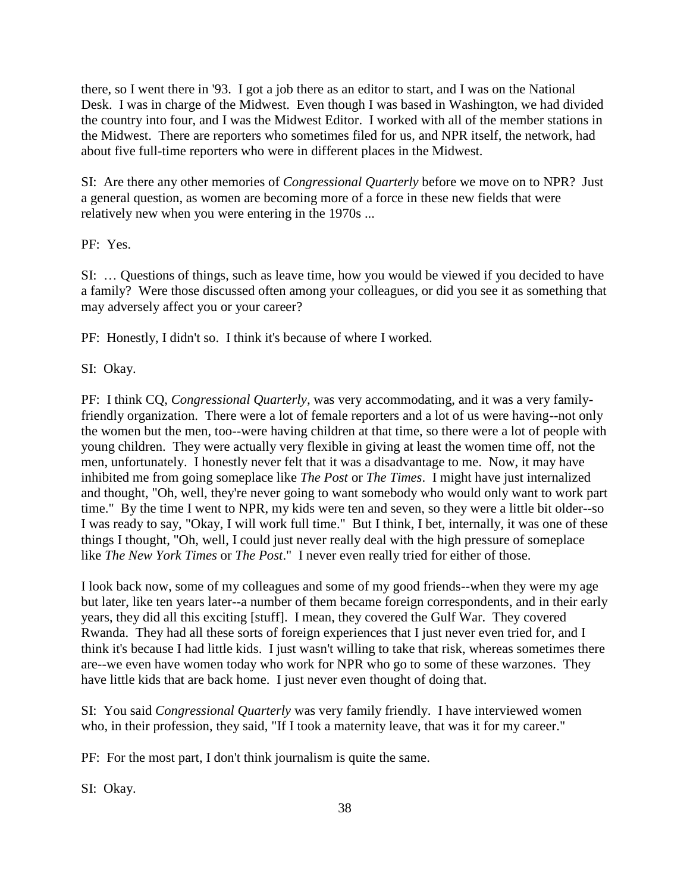there, so I went there in '93. I got a job there as an editor to start, and I was on the National Desk. I was in charge of the Midwest. Even though I was based in Washington, we had divided the country into four, and I was the Midwest Editor. I worked with all of the member stations in the Midwest. There are reporters who sometimes filed for us, and NPR itself, the network, had about five full-time reporters who were in different places in the Midwest.

SI: Are there any other memories of *Congressional Quarterly* before we move on to NPR? Just a general question, as women are becoming more of a force in these new fields that were relatively new when you were entering in the 1970s ...

PF: Yes.

SI: … Questions of things, such as leave time, how you would be viewed if you decided to have a family? Were those discussed often among your colleagues, or did you see it as something that may adversely affect you or your career?

PF: Honestly, I didn't so. I think it's because of where I worked.

SI: Okay.

PF: I think CQ, *Congressional Quarterly*, was very accommodating, and it was a very family-friendly organization. There were a lot of female reporters and a lot of us were having--not only the women but the men, too--were having children at that time, so there were a lot of people with young children. They were actually very flexible in giving at least the women time off, not the men, unfortunately. I honestly never felt that it was a disadvantage to me. Now, it may have inhibited me from going someplace like *The Post* or *The Times*. I might have just internalized and thought, "Oh, well, they're never going to want somebody who would only want to work part time." By the time I went to NPR, my kids were ten and seven, so they were a little bit older--so I was ready to say, "Okay, I will work full time." But I think, I bet, internally, it was one of these things I thought, "Oh, well, I could just never really deal with the high pressure of someplace like *The New York Times* or *The Post*." I never even really tried for either of those.

I look back now, some of my colleagues and some of my good friends--when they were my age but later, like ten years later--a number of them became foreign correspondents, and in their early years, they did all this exciting [stuff]. I mean, they covered the Gulf War. They covered Rwanda. They had all these sorts of foreign experiences that I just never even tried for, and I think it's because I had little kids. I just wasn't willing to take that risk, whereas sometimes there are--we even have women today who work for NPR who go to some of these warzones. They have little kids that are back home. I just never even thought of doing that.

SI: You said *Congressional Quarterly* was very family friendly. I have interviewed women who, in their profession, they said, "If I took a maternity leave, that was it for my career."

PF: For the most part, I don't think journalism is quite the same.

SI: Okay.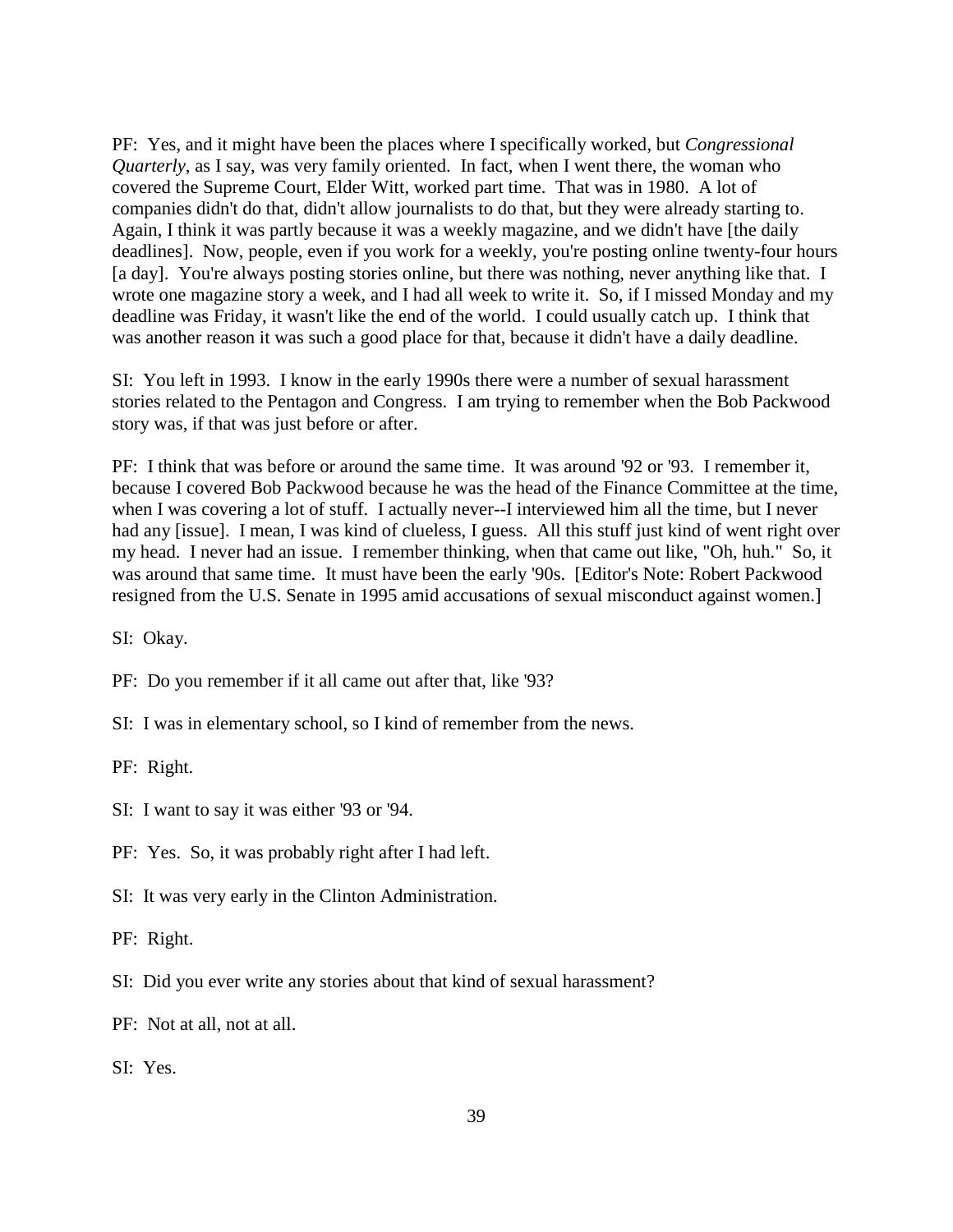PF: Yes, and it might have been the places where I specifically worked, but *Congressional Quarterly*, as I say, was very family oriented. In fact, when I went there, the woman who covered the Supreme Court, Elder Witt, worked part time. That was in 1980. A lot of companies didn't do that, didn't allow journalists to do that, but they were already starting to. Again, I think it was partly because it was a weekly magazine, and we didn't have [the daily deadlines]. Now, people, even if you work for a weekly, you're posting online twenty-four hours [a day]. You're always posting stories online, but there was nothing, never anything like that. I wrote one magazine story a week, and I had all week to write it. So, if I missed Monday and my deadline was Friday, it wasn't like the end of the world. I could usually catch up. I think that was another reason it was such a good place for that, because it didn't have a daily deadline.

SI: You left in 1993. I know in the early 1990s there were a number of sexual harassment stories related to the Pentagon and Congress. I am trying to remember when the Bob Packwood story was, if that was just before or after.

PF: I think that was before or around the same time. It was around '92 or '93. I remember it, because I covered Bob Packwood because he was the head of the Finance Committee at the time, when I was covering a lot of stuff. I actually never--I interviewed him all the time, but I never had any [issue]. I mean, I was kind of clueless, I guess. All this stuff just kind of went right over my head. I never had an issue. I remember thinking, when that came out like, "Oh, huh." So, it was around that same time. It must have been the early '90s. [Editor's Note: Robert Packwood resigned from the U.S. Senate in 1995 amid accusations of sexual misconduct against women.]

SI: Okay.

PF: Do you remember if it all came out after that, like '93?

SI: I was in elementary school, so I kind of remember from the news.

PF: Right.

SI: I want to say it was either '93 or '94.

PF: Yes. So, it was probably right after I had left.

SI: It was very early in the Clinton Administration.

PF: Right.

SI: Did you ever write any stories about that kind of sexual harassment?

PF: Not at all, not at all.

SI: Yes.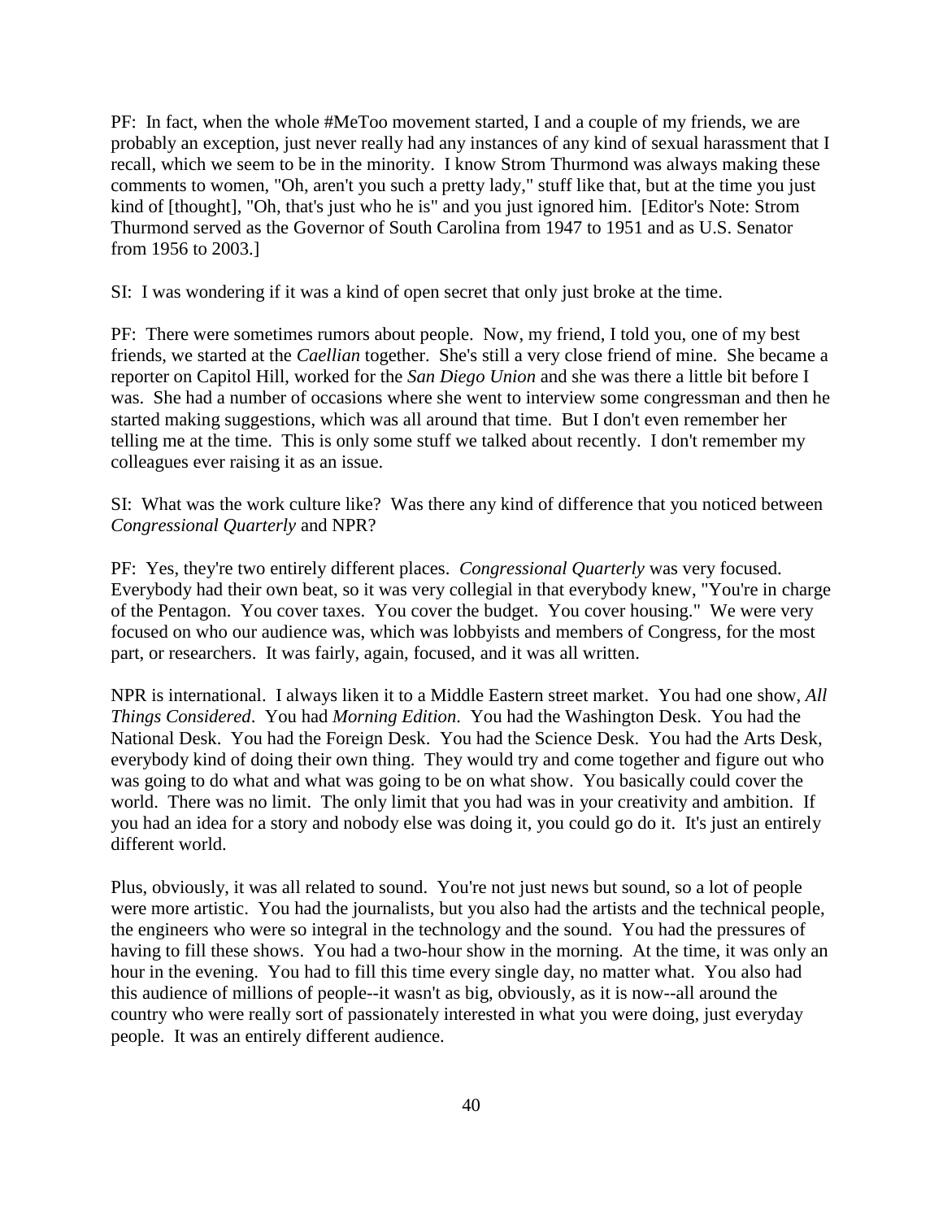PF: In fact, when the whole #MeToo movement started, I and a couple of my friends, we are probably an exception, just never really had any instances of any kind of sexual harassment that I recall, which we seem to be in the minority. I know Strom Thurmond was always making these comments to women, "Oh, aren't you such a pretty lady," stuff like that, but at the time you just kind of [thought], "Oh, that's just who he is" and you just ignored him. [Editor's Note: Strom Thurmond served as the Governor of South Carolina from 1947 to 1951 and as U.S. Senator from 1956 to 2003.]

SI: I was wondering if it was a kind of open secret that only just broke at the time.

PF: There were sometimes rumors about people. Now, my friend, I told you, one of my best friends, we started at the *Caellian* together. She's still a very close friend of mine. She became a reporter on Capitol Hill, worked for the *San Diego Union* and she was there a little bit before I was. She had a number of occasions where she went to interview some congressman and then he started making suggestions, which was all around that time. But I don't even remember her telling me at the time. This is only some stuff we talked about recently. I don't remember my colleagues ever raising it as an issue.

SI: What was the work culture like? Was there any kind of difference that you noticed between *Congressional Quarterly* and NPR?

PF: Yes, they're two entirely different places. *Congressional Quarterly* was very focused. Everybody had their own beat, so it was very collegial in that everybody knew, "You're in charge of the Pentagon. You cover taxes. You cover the budget. You cover housing." We were very focused on who our audience was, which was lobbyists and members of Congress, for the most part, or researchers. It was fairly, again, focused, and it was all written.

NPR is international. I always liken it to a Middle Eastern street market. You had one show, *All Things Considered*. You had *Morning Edition*. You had the Washington Desk. You had the National Desk. You had the Foreign Desk. You had the Science Desk. You had the Arts Desk, everybody kind of doing their own thing. They would try and come together and figure out who was going to do what and what was going to be on what show. You basically could cover the world. There was no limit. The only limit that you had was in your creativity and ambition. If you had an idea for a story and nobody else was doing it, you could go do it. It's just an entirely different world.

Plus, obviously, it was all related to sound. You're not just news but sound, so a lot of people were more artistic. You had the journalists, but you also had the artists and the technical people, the engineers who were so integral in the technology and the sound. You had the pressures of having to fill these shows. You had a two-hour show in the morning. At the time, it was only an hour in the evening. You had to fill this time every single day, no matter what. You also had this audience of millions of people--it wasn't as big, obviously, as it is now--all around the country who were really sort of passionately interested in what you were doing, just everyday people. It was an entirely different audience.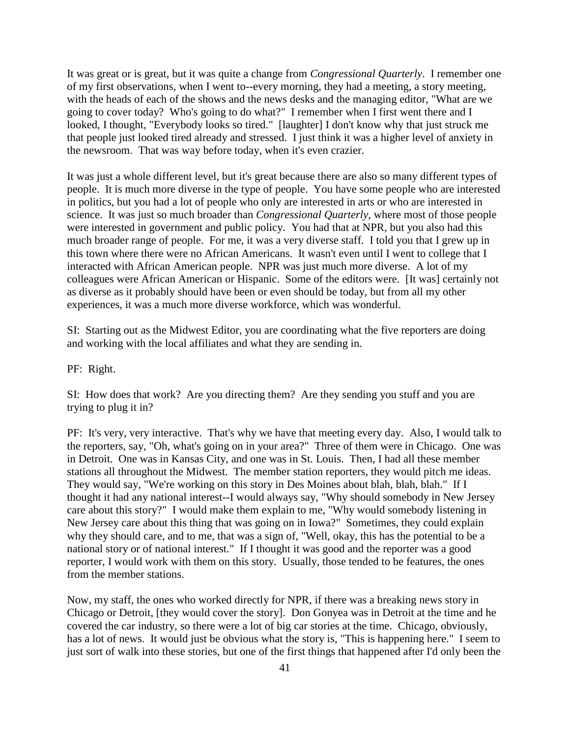It was great or is great, but it was quite a change from *Congressional Quarterly*. I remember one of my first observations, when I went to--every morning, they had a meeting, a story meeting, with the heads of each of the shows and the news desks and the managing editor, "What are we going to cover today? Who's going to do what?" I remember when I first went there and I looked, I thought, "Everybody looks so tired." [laughter] I don't know why that just struck me that people just looked tired already and stressed. I just think it was a higher level of anxiety in the newsroom. That was way before today, when it's even crazier.

It was just a whole different level, but it's great because there are also so many different types of people. It is much more diverse in the type of people. You have some people who are interested in politics, but you had a lot of people who only are interested in arts or who are interested in science. It was just so much broader than *Congressional Quarterly*, where most of those people were interested in government and public policy. You had that at NPR, but you also had this much broader range of people. For me, it was a very diverse staff. I told you that I grew up in this town where there were no African Americans. It wasn't even until I went to college that I interacted with African American people. NPR was just much more diverse. A lot of my colleagues were African American or Hispanic. Some of the editors were. [It was] certainly not as diverse as it probably should have been or even should be today, but from all my other experiences, it was a much more diverse workforce, which was wonderful.

SI: Starting out as the Midwest Editor, you are coordinating what the five reporters are doing and working with the local affiliates and what they are sending in.

PF: Right.

SI: How does that work? Are you directing them? Are they sending you stuff and you are trying to plug it in?

PF: It's very, very interactive. That's why we have that meeting every day. Also, I would talk to the reporters, say, "Oh, what's going on in your area?" Three of them were in Chicago. One was in Detroit. One was in Kansas City, and one was in St. Louis. Then, I had all these member stations all throughout the Midwest. The member station reporters, they would pitch me ideas. They would say, "We're working on this story in Des Moines about blah, blah, blah." If I thought it had any national interest--I would always say, "Why should somebody in New Jersey care about this story?" I would make them explain to me, "Why would somebody listening in New Jersey care about this thing that was going on in Iowa?" Sometimes, they could explain why they should care, and to me, that was a sign of, "Well, okay, this has the potential to be a national story or of national interest." If I thought it was good and the reporter was a good reporter, I would work with them on this story. Usually, those tended to be features, the ones from the member stations.

Now, my staff, the ones who worked directly for NPR, if there was a breaking news story in Chicago or Detroit, [they would cover the story]. Don Gonyea was in Detroit at the time and he covered the car industry, so there were a lot of big car stories at the time. Chicago, obviously, has a lot of news. It would just be obvious what the story is, "This is happening here." I seem to just sort of walk into these stories, but one of the first things that happened after I'd only been the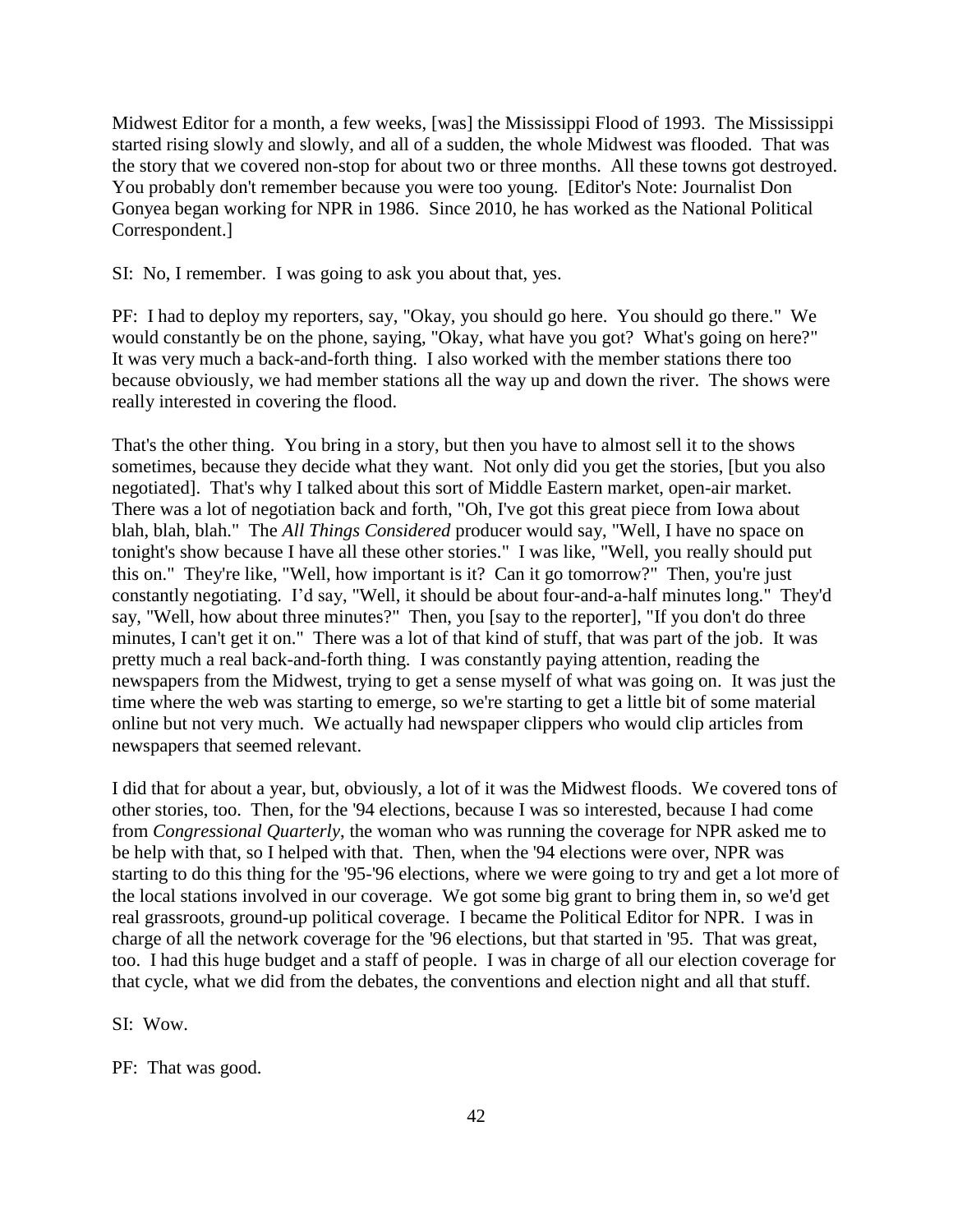Midwest Editor for a month, a few weeks, [was] the Mississippi Flood of 1993. The Mississippi started rising slowly and slowly, and all of a sudden, the whole Midwest was flooded. That was the story that we covered non-stop for about two or three months. All these towns got destroyed. You probably don't remember because you were too young. [Editor's Note: Journalist Don Gonyea began working for NPR in 1986. Since 2010, he has worked as the National Political Correspondent.]

SI: No, I remember. I was going to ask you about that, yes.

PF: I had to deploy my reporters, say, "Okay, you should go here. You should go there." We would constantly be on the phone, saying, "Okay, what have you got? What's going on here?" It was very much a back-and-forth thing. I also worked with the member stations there too because obviously, we had member stations all the way up and down the river. The shows were really interested in covering the flood.

That's the other thing. You bring in a story, but then you have to almost sell it to the shows sometimes, because they decide what they want. Not only did you get the stories, [but you also negotiated]. That's why I talked about this sort of Middle Eastern market, open-air market. There was a lot of negotiation back and forth, "Oh, I've got this great piece from Iowa about blah, blah, blah." The *All Things Considered* producer would say, "Well, I have no space on tonight's show because I have all these other stories." I was like, "Well, you really should put this on." They're like, "Well, how important is it? Can it go tomorrow?" Then, you're just constantly negotiating. I'd say, "Well, it should be about four-and-a-half minutes long." They'd say, "Well, how about three minutes?" Then, you [say to the reporter], "If you don't do three minutes, I can't get it on." There was a lot of that kind of stuff, that was part of the job. It was pretty much a real back-and-forth thing. I was constantly paying attention, reading the newspapers from the Midwest, trying to get a sense myself of what was going on. It was just the time where the web was starting to emerge, so we're starting to get a little bit of some material online but not very much. We actually had newspaper clippers who would clip articles from newspapers that seemed relevant.

I did that for about a year, but, obviously, a lot of it was the Midwest floods. We covered tons of other stories, too. Then, for the '94 elections, because I was so interested, because I had come from *Congressional Quarterly*, the woman who was running the coverage for NPR asked me to be help with that, so I helped with that. Then, when the '94 elections were over, NPR was starting to do this thing for the '95-'96 elections, where we were going to try and get a lot more of the local stations involved in our coverage. We got some big grant to bring them in, so we'd get real grassroots, ground-up political coverage. I became the Political Editor for NPR. I was in charge of all the network coverage for the '96 elections, but that started in '95. That was great, too. I had this huge budget and a staff of people. I was in charge of all our election coverage for that cycle, what we did from the debates, the conventions and election night and all that stuff.

SI: Wow.

PF: That was good.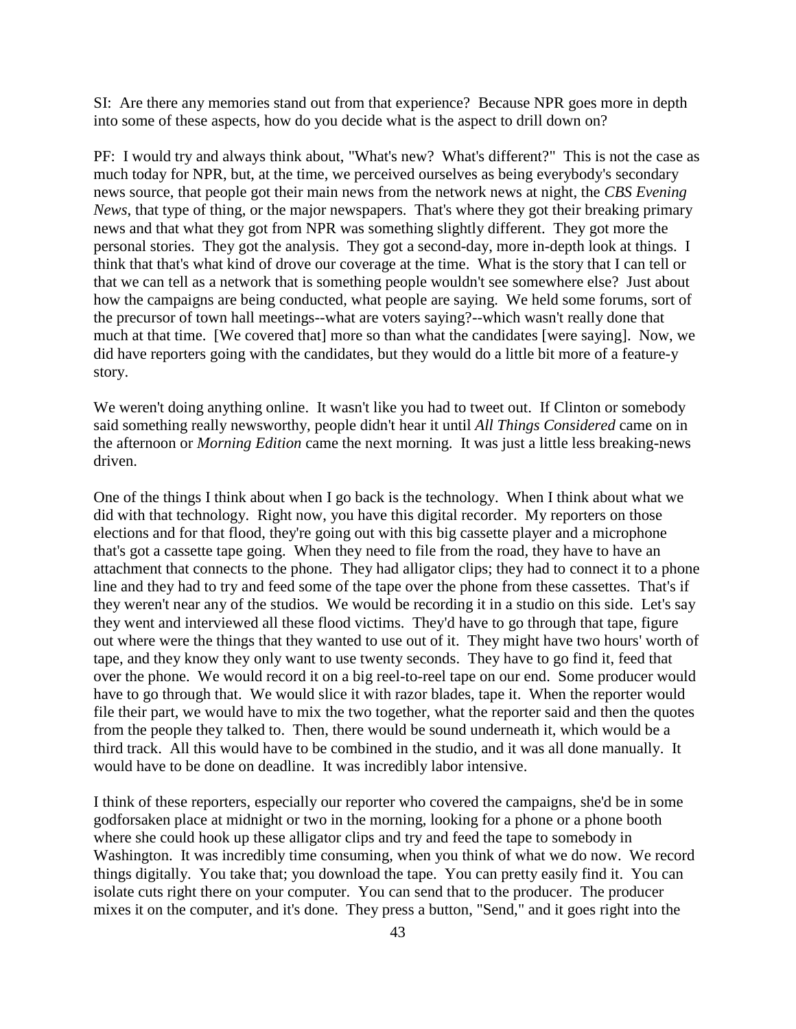SI: Are there any memories stand out from that experience? Because NPR goes more in depth into some of these aspects, how do you decide what is the aspect to drill down on?

PF: I would try and always think about, "What's new? What's different?" This is not the case as much today for NPR, but, at the time, we perceived ourselves as being everybody's secondary news source, that people got their main news from the network news at night, the *CBS Evening News*, that type of thing, or the major newspapers. That's where they got their breaking primary news and that what they got from NPR was something slightly different. They got more the personal stories. They got the analysis. They got a second-day, more in-depth look at things. I think that that's what kind of drove our coverage at the time. What is the story that I can tell or that we can tell as a network that is something people wouldn't see somewhere else? Just about how the campaigns are being conducted, what people are saying. We held some forums, sort of the precursor of town hall meetings--what are voters saying?--which wasn't really done that much at that time. [We covered that] more so than what the candidates [were saying]. Now, we did have reporters going with the candidates, but they would do a little bit more of a feature-y story.

We weren't doing anything online. It wasn't like you had to tweet out. If Clinton or somebody said something really newsworthy, people didn't hear it until *All Things Considered* came on in the afternoon or *Morning Edition* came the next morning. It was just a little less breaking-news driven.

One of the things I think about when I go back is the technology. When I think about what we did with that technology. Right now, you have this digital recorder. My reporters on those elections and for that flood, they're going out with this big cassette player and a microphone that's got a cassette tape going. When they need to file from the road, they have to have an attachment that connects to the phone. They had alligator clips; they had to connect it to a phone line and they had to try and feed some of the tape over the phone from these cassettes. That's if they weren't near any of the studios. We would be recording it in a studio on this side. Let's say they went and interviewed all these flood victims. They'd have to go through that tape, figure out where were the things that they wanted to use out of it. They might have two hours' worth of tape, and they know they only want to use twenty seconds. They have to go find it, feed that over the phone. We would record it on a big reel-to-reel tape on our end. Some producer would have to go through that. We would slice it with razor blades, tape it. When the reporter would file their part, we would have to mix the two together, what the reporter said and then the quotes from the people they talked to. Then, there would be sound underneath it, which would be a third track. All this would have to be combined in the studio, and it was all done manually. It would have to be done on deadline. It was incredibly labor intensive.

I think of these reporters, especially our reporter who covered the campaigns, she'd be in some godforsaken place at midnight or two in the morning, looking for a phone or a phone booth where she could hook up these alligator clips and try and feed the tape to somebody in Washington. It was incredibly time consuming, when you think of what we do now. We record things digitally. You take that; you download the tape. You can pretty easily find it. You can isolate cuts right there on your computer. You can send that to the producer. The producer mixes it on the computer, and it's done. They press a button, "Send," and it goes right into the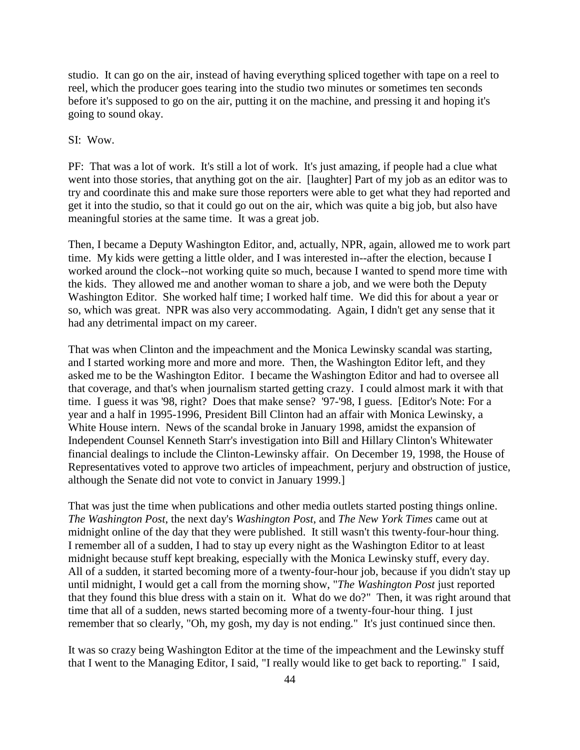studio. It can go on the air, instead of having everything spliced together with tape on a reel to reel, which the producer goes tearing into the studio two minutes or sometimes ten seconds before it's supposed to go on the air, putting it on the machine, and pressing it and hoping it's going to sound okay.

SI: Wow.

PF: That was a lot of work. It's still a lot of work. It's just amazing, if people had a clue what went into those stories, that anything got on the air. [laughter] Part of my job as an editor was to try and coordinate this and make sure those reporters were able to get what they had reported and get it into the studio, so that it could go out on the air, which was quite a big job, but also have meaningful stories at the same time. It was a great job.

Then, I became a Deputy Washington Editor, and, actually, NPR, again, allowed me to work part time. My kids were getting a little older, and I was interested in--after the election, because I worked around the clock--not working quite so much, because I wanted to spend more time with the kids. They allowed me and another woman to share a job, and we were both the Deputy Washington Editor. She worked half time; I worked half time. We did this for about a year or so, which was great. NPR was also very accommodating. Again, I didn't get any sense that it had any detrimental impact on my career.

That was when Clinton and the impeachment and the Monica Lewinsky scandal was starting, and I started working more and more and more. Then, the Washington Editor left, and they asked me to be the Washington Editor. I became the Washington Editor and had to oversee all that coverage, and that's when journalism started getting crazy. I could almost mark it with that time. I guess it was '98, right? Does that make sense? '97-'98, I guess. [Editor's Note: For a year and a half in 1995-1996, President Bill Clinton had an affair with Monica Lewinsky, a White House intern. News of the scandal broke in January 1998, amidst the expansion of Independent Counsel Kenneth Starr's investigation into Bill and Hillary Clinton's Whitewater financial dealings to include the Clinton-Lewinsky affair. On December 19, 1998, the House of Representatives voted to approve two articles of impeachment, perjury and obstruction of justice, although the Senate did not vote to convict in January 1999.]

That was just the time when publications and other media outlets started posting things online. *The Washington Post*, the next day's *Washington Post*, and *The New York Times* came out at midnight online of the day that they were published. It still wasn't this twenty-four-hour thing. I remember all of a sudden, I had to stay up every night as the Washington Editor to at least midnight because stuff kept breaking, especially with the Monica Lewinsky stuff, every day. All of a sudden, it started becoming more of a twenty-four-hour job, because if you didn't stay up until midnight, I would get a call from the morning show, "*The Washington Post* just reported that they found this blue dress with a stain on it. What do we do?" Then, it was right around that time that all of a sudden, news started becoming more of a twenty-four-hour thing. I just remember that so clearly, "Oh, my gosh, my day is not ending." It's just continued since then.

It was so crazy being Washington Editor at the time of the impeachment and the Lewinsky stuff that I went to the Managing Editor, I said, "I really would like to get back to reporting." I said,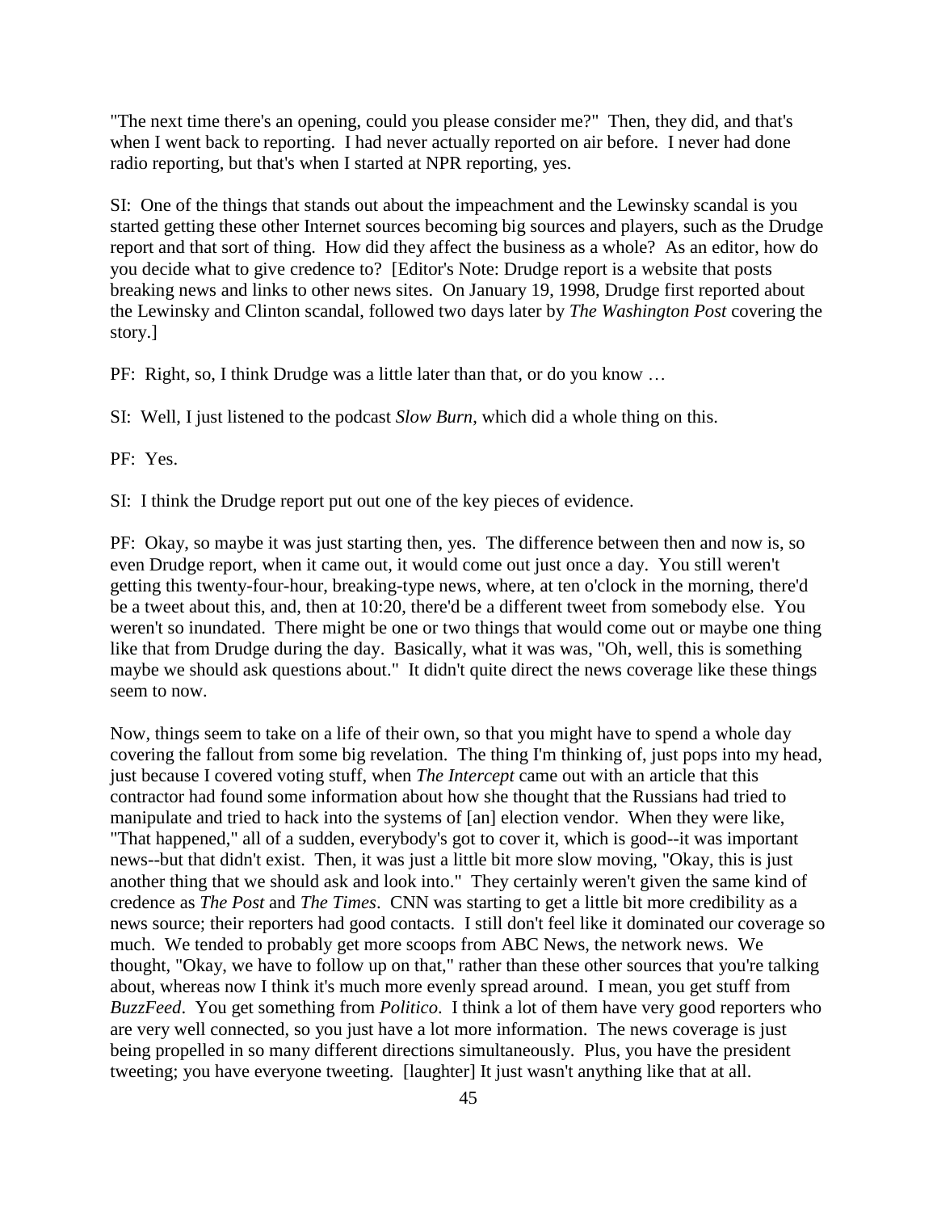"The next time there's an opening, could you please consider me?" Then, they did, and that's when I went back to reporting. I had never actually reported on air before. I never had done radio reporting, but that's when I started at NPR reporting, yes.

SI: One of the things that stands out about the impeachment and the Lewinsky scandal is you started getting these other Internet sources becoming big sources and players, such as the Drudge report and that sort of thing. How did they affect the business as a whole? As an editor, how do you decide what to give credence to? [Editor's Note: Drudge report is a website that posts breaking news and links to other news sites. On January 19, 1998, Drudge first reported about the Lewinsky and Clinton scandal, followed two days later by *The Washington Post* covering the story.]

PF: Right, so, I think Drudge was a little later than that, or do you know …

SI: Well, I just listened to the podcast *Slow Burn*, which did a whole thing on this.

PF: Yes.

SI: I think the Drudge report put out one of the key pieces of evidence.

PF: Okay, so maybe it was just starting then, yes. The difference between then and now is, so even Drudge report, when it came out, it would come out just once a day. You still weren't getting this twenty-four-hour, breaking-type news, where, at ten o'clock in the morning, there'd be a tweet about this, and, then at 10:20, there'd be a different tweet from somebody else. You weren't so inundated. There might be one or two things that would come out or maybe one thing like that from Drudge during the day. Basically, what it was was, "Oh, well, this is something maybe we should ask questions about." It didn't quite direct the news coverage like these things seem to now.

Now, things seem to take on a life of their own, so that you might have to spend a whole day covering the fallout from some big revelation. The thing I'm thinking of, just pops into my head, just because I covered voting stuff, when *The Intercept* came out with an article that this contractor had found some information about how she thought that the Russians had tried to manipulate and tried to hack into the systems of [an] election vendor. When they were like, "That happened," all of a sudden, everybody's got to cover it, which is good--it was important news--but that didn't exist. Then, it was just a little bit more slow moving, "Okay, this is just another thing that we should ask and look into." They certainly weren't given the same kind of credence as *The Post* and *The Times*. CNN was starting to get a little bit more credibility as a news source; their reporters had good contacts. I still don't feel like it dominated our coverage so much. We tended to probably get more scoops from ABC News, the network news. We thought, "Okay, we have to follow up on that," rather than these other sources that you're talking about, whereas now I think it's much more evenly spread around. I mean, you get stuff from *BuzzFeed*. You get something from *Politico*. I think a lot of them have very good reporters who are very well connected, so you just have a lot more information. The news coverage is just being propelled in so many different directions simultaneously. Plus, you have the president tweeting; you have everyone tweeting. [laughter] It just wasn't anything like that at all.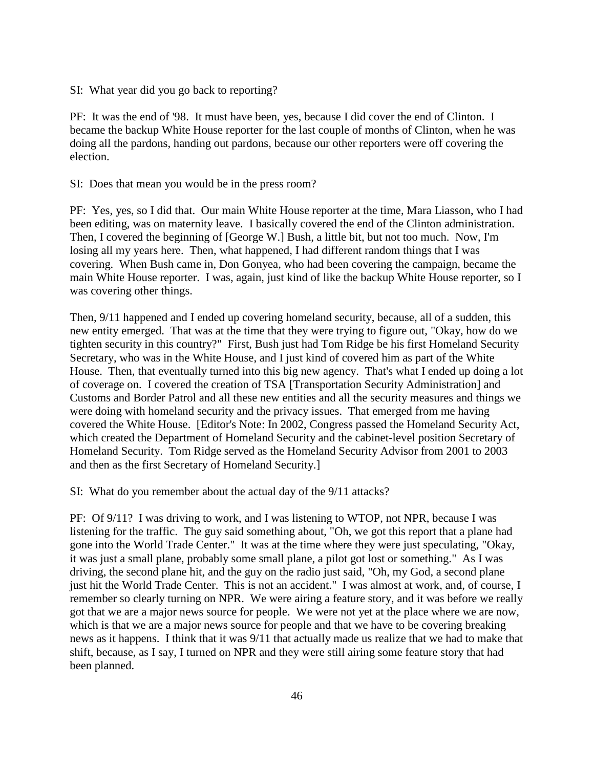SI: What year did you go back to reporting?

PF: It was the end of '98. It must have been, yes, because I did cover the end of Clinton. I became the backup White House reporter for the last couple of months of Clinton, when he was doing all the pardons, handing out pardons, because our other reporters were off covering the election.

SI: Does that mean you would be in the press room?

PF: Yes, yes, so I did that. Our main White House reporter at the time, Mara Liasson, who I had been editing, was on maternity leave. I basically covered the end of the Clinton administration. Then, I covered the beginning of [George W.] Bush, a little bit, but not too much. Now, I'm losing all my years here. Then, what happened, I had different random things that I was covering. When Bush came in, Don Gonyea, who had been covering the campaign, became the main White House reporter. I was, again, just kind of like the backup White House reporter, so I was covering other things.

Then, 9/11 happened and I ended up covering homeland security, because, all of a sudden, this new entity emerged. That was at the time that they were trying to figure out, "Okay, how do we tighten security in this country?" First, Bush just had Tom Ridge be his first Homeland Security Secretary, who was in the White House, and I just kind of covered him as part of the White House. Then, that eventually turned into this big new agency. That's what I ended up doing a lot of coverage on. I covered the creation of TSA [Transportation Security Administration] and Customs and Border Patrol and all these new entities and all the security measures and things we were doing with homeland security and the privacy issues. That emerged from me having covered the White House. [Editor's Note: In 2002, Congress passed the Homeland Security Act, which created the Department of Homeland Security and the cabinet-level position Secretary of Homeland Security. Tom Ridge served as the Homeland Security Advisor from 2001 to 2003 and then as the first Secretary of Homeland Security.]

SI: What do you remember about the actual day of the 9/11 attacks?

PF: Of 9/11? I was driving to work, and I was listening to WTOP, not NPR, because I was listening for the traffic. The guy said something about, "Oh, we got this report that a plane had gone into the World Trade Center." It was at the time where they were just speculating, "Okay, it was just a small plane, probably some small plane, a pilot got lost or something." As I was driving, the second plane hit, and the guy on the radio just said, "Oh, my God, a second plane just hit the World Trade Center. This is not an accident." I was almost at work, and, of course, I remember so clearly turning on NPR. We were airing a feature story, and it was before we really got that we are a major news source for people. We were not yet at the place where we are now, which is that we are a major news source for people and that we have to be covering breaking news as it happens. I think that it was 9/11 that actually made us realize that we had to make that shift, because, as I say, I turned on NPR and they were still airing some feature story that had been planned.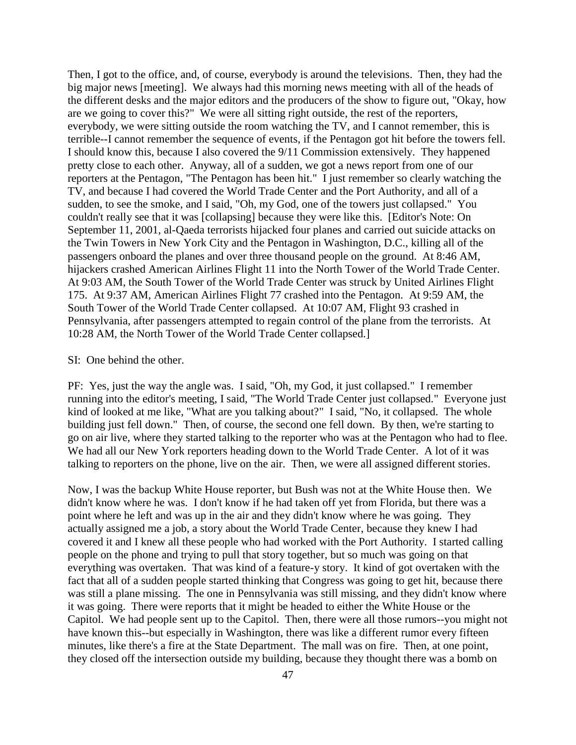Then, I got to the office, and, of course, everybody is around the televisions. Then, they had the big major news [meeting]. We always had this morning news meeting with all of the heads of the different desks and the major editors and the producers of the show to figure out, "Okay, how are we going to cover this?" We were all sitting right outside, the rest of the reporters, everybody, we were sitting outside the room watching the TV, and I cannot remember, this is terrible--I cannot remember the sequence of events, if the Pentagon got hit before the towers fell. I should know this, because I also covered the 9/11 Commission extensively. They happened pretty close to each other. Anyway, all of a sudden, we got a news report from one of our reporters at the Pentagon, "The Pentagon has been hit." I just remember so clearly watching the TV, and because I had covered the World Trade Center and the Port Authority, and all of a sudden, to see the smoke, and I said, "Oh, my God, one of the towers just collapsed." You couldn't really see that it was [collapsing] because they were like this. [Editor's Note: On September 11, 2001, al-Qaeda terrorists hijacked four planes and carried out suicide attacks on the Twin Towers in New York City and the Pentagon in Washington, D.C., killing all of the passengers onboard the planes and over three thousand people on the ground. At 8:46 AM, hijackers crashed American Airlines Flight 11 into the North Tower of the World Trade Center. At 9:03 AM, the South Tower of the World Trade Center was struck by United Airlines Flight 175. At 9:37 AM, American Airlines Flight 77 crashed into the Pentagon. At 9:59 AM, the South Tower of the World Trade Center collapsed. At 10:07 AM, Flight 93 crashed in Pennsylvania, after passengers attempted to regain control of the plane from the terrorists. At 10:28 AM, the North Tower of the World Trade Center collapsed.]

SI: One behind the other.

PF: Yes, just the way the angle was. I said, "Oh, my God, it just collapsed." I remember running into the editor's meeting, I said, "The World Trade Center just collapsed." Everyone just kind of looked at me like, "What are you talking about?" I said, "No, it collapsed. The whole building just fell down." Then, of course, the second one fell down. By then, we're starting to go on air live, where they started talking to the reporter who was at the Pentagon who had to flee. We had all our New York reporters heading down to the World Trade Center. A lot of it was talking to reporters on the phone, live on the air. Then, we were all assigned different stories.

Now, I was the backup White House reporter, but Bush was not at the White House then. We didn't know where he was. I don't know if he had taken off yet from Florida, but there was a point where he left and was up in the air and they didn't know where he was going. They actually assigned me a job, a story about the World Trade Center, because they knew I had covered it and I knew all these people who had worked with the Port Authority. I started calling people on the phone and trying to pull that story together, but so much was going on that everything was overtaken. That was kind of a feature-y story. It kind of got overtaken with the fact that all of a sudden people started thinking that Congress was going to get hit, because there was still a plane missing. The one in Pennsylvania was still missing, and they didn't know where it was going. There were reports that it might be headed to either the White House or the Capitol. We had people sent up to the Capitol. Then, there were all those rumors--you might not have known this--but especially in Washington, there was like a different rumor every fifteen minutes, like there's a fire at the State Department. The mall was on fire. Then, at one point, they closed off the intersection outside my building, because they thought there was a bomb on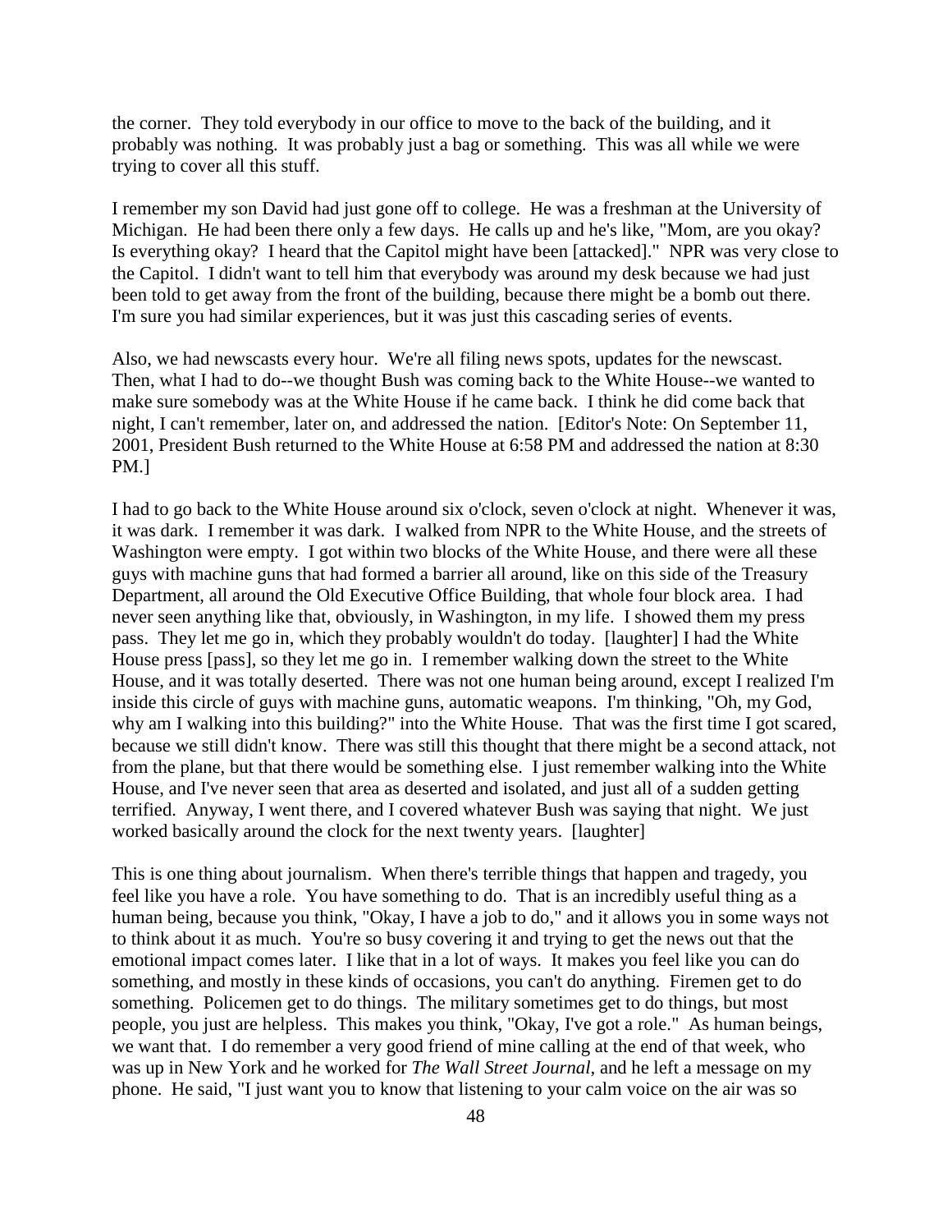the corner. They told everybody in our office to move to the back of the building, and it probably was nothing. It was probably just a bag or something. This was all while we were trying to cover all this stuff.

I remember my son David had just gone off to college. He was a freshman at the University of Michigan. He had been there only a few days. He calls up and he's like, "Mom, are you okay? Is everything okay? I heard that the Capitol might have been [attacked]." NPR was very close to the Capitol. I didn't want to tell him that everybody was around my desk because we had just been told to get away from the front of the building, because there might be a bomb out there. I'm sure you had similar experiences, but it was just this cascading series of events.

Also, we had newscasts every hour. We're all filing news spots, updates for the newscast. Then, what I had to do--we thought Bush was coming back to the White House--we wanted to make sure somebody was at the White House if he came back. I think he did come back that night, I can't remember, later on, and addressed the nation. [Editor's Note: On September 11, 2001, President Bush returned to the White House at 6:58 PM and addressed the nation at 8:30 PM.]

I had to go back to the White House around six o'clock, seven o'clock at night. Whenever it was, it was dark. I remember it was dark. I walked from NPR to the White House, and the streets of Washington were empty. I got within two blocks of the White House, and there were all these guys with machine guns that had formed a barrier all around, like on this side of the Treasury Department, all around the Old Executive Office Building, that whole four block area. I had never seen anything like that, obviously, in Washington, in my life. I showed them my press pass. They let me go in, which they probably wouldn't do today. [laughter] I had the White House press [pass], so they let me go in. I remember walking down the street to the White House, and it was totally deserted. There was not one human being around, except I realized I'm inside this circle of guys with machine guns, automatic weapons. I'm thinking, "Oh, my God, why am I walking into this building?" into the White House. That was the first time I got scared, because we still didn't know. There was still this thought that there might be a second attack, not from the plane, but that there would be something else. I just remember walking into the White House, and I've never seen that area as deserted and isolated, and just all of a sudden getting terrified. Anyway, I went there, and I covered whatever Bush was saying that night. We just worked basically around the clock for the next twenty years. [laughter]

This is one thing about journalism. When there's terrible things that happen and tragedy, you feel like you have a role. You have something to do. That is an incredibly useful thing as a human being, because you think, "Okay, I have a job to do," and it allows you in some ways not to think about it as much. You're so busy covering it and trying to get the news out that the emotional impact comes later. I like that in a lot of ways. It makes you feel like you can do something, and mostly in these kinds of occasions, you can't do anything. Firemen get to do something. Policemen get to do things. The military sometimes get to do things, but most people, you just are helpless. This makes you think, "Okay, I've got a role." As human beings, we want that. I do remember a very good friend of mine calling at the end of that week, who was up in New York and he worked for *The Wall Street Journal*, and he left a message on my phone. He said, "I just want you to know that listening to your calm voice on the air was so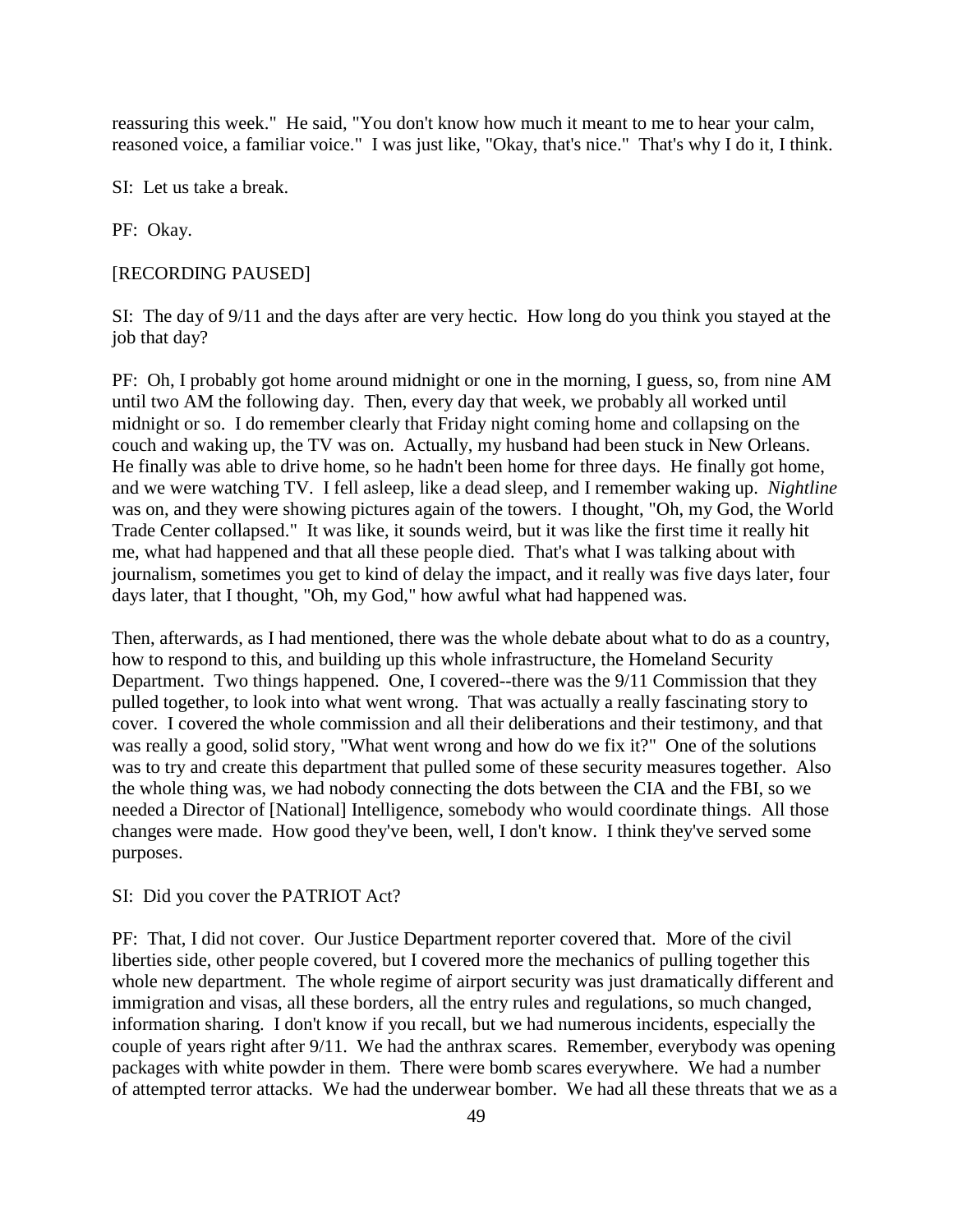reassuring this week." He said, "You don't know how much it meant to me to hear your calm, reasoned voice, a familiar voice." I was just like, "Okay, that's nice." That's why I do it, I think.

SI: Let us take a break.

PF: Okay.

[RECORDING PAUSED]

SI: The day of 9/11 and the days after are very hectic. How long do you think you stayed at the job that day?

PF: Oh, I probably got home around midnight or one in the morning, I guess, so, from nine AM until two AM the following day. Then, every day that week, we probably all worked until midnight or so. I do remember clearly that Friday night coming home and collapsing on the couch and waking up, the TV was on. Actually, my husband had been stuck in New Orleans. He finally was able to drive home, so he hadn't been home for three days. He finally got home, and we were watching TV. I fell asleep, like a dead sleep, and I remember waking up. *Nightline* was on, and they were showing pictures again of the towers. I thought, "Oh, my God, the World Trade Center collapsed." It was like, it sounds weird, but it was like the first time it really hit me, what had happened and that all these people died. That's what I was talking about with journalism, sometimes you get to kind of delay the impact, and it really was five days later, four days later, that I thought, "Oh, my God," how awful what had happened was.

Then, afterwards, as I had mentioned, there was the whole debate about what to do as a country, how to respond to this, and building up this whole infrastructure, the Homeland Security Department. Two things happened. One, I covered--there was the 9/11 Commission that they pulled together, to look into what went wrong. That was actually a really fascinating story to cover. I covered the whole commission and all their deliberations and their testimony, and that was really a good, solid story, "What went wrong and how do we fix it?" One of the solutions was to try and create this department that pulled some of these security measures together. Also the whole thing was, we had nobody connecting the dots between the CIA and the FBI, so we needed a Director of [National] Intelligence, somebody who would coordinate things. All those changes were made. How good they've been, well, I don't know. I think they've served some purposes.

SI: Did you cover the PATRIOT Act?

PF: That, I did not cover. Our Justice Department reporter covered that. More of the civil liberties side, other people covered, but I covered more the mechanics of pulling together this whole new department. The whole regime of airport security was just dramatically different and immigration and visas, all these borders, all the entry rules and regulations, so much changed, information sharing. I don't know if you recall, but we had numerous incidents, especially the couple of years right after 9/11. We had the anthrax scares. Remember, everybody was opening packages with white powder in them. There were bomb scares everywhere. We had a number of attempted terror attacks. We had the underwear bomber. We had all these threats that we as a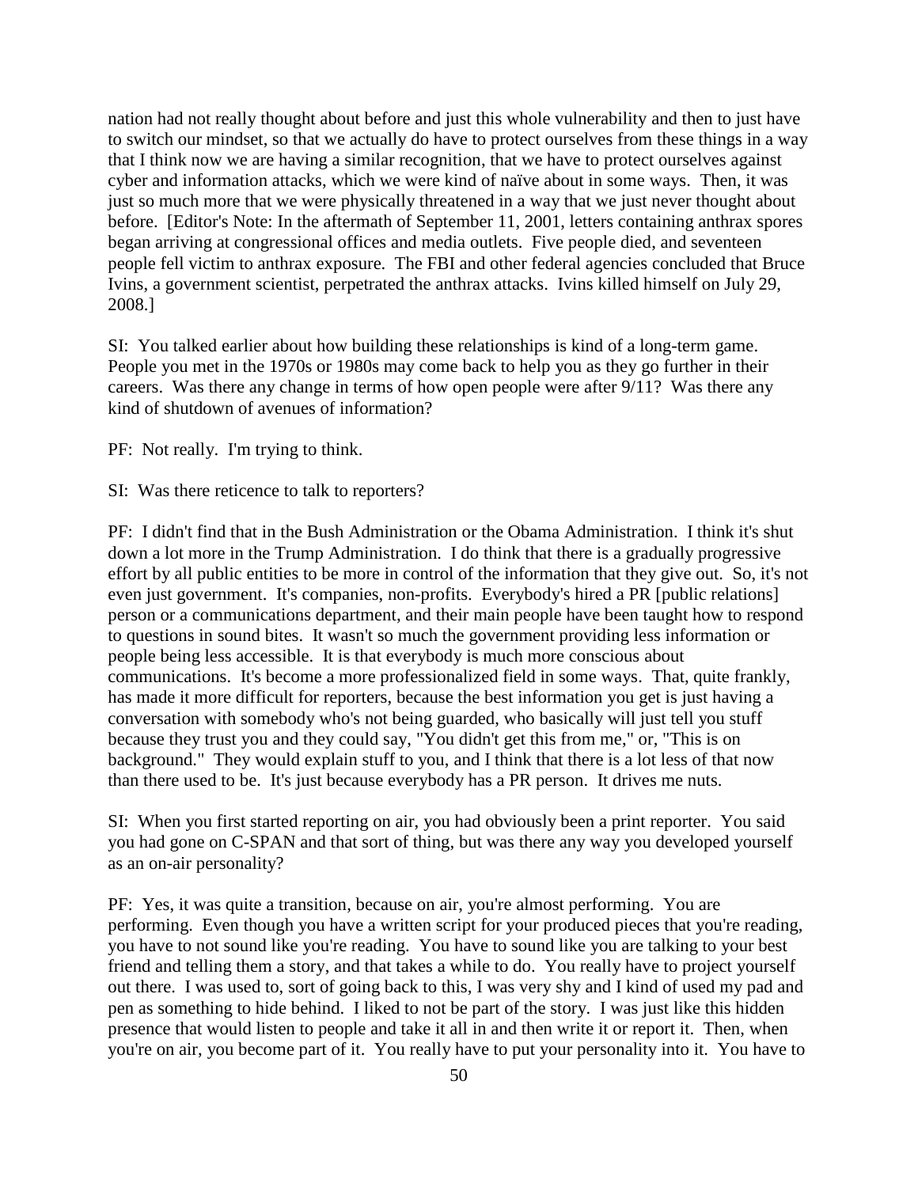nation had not really thought about before and just this whole vulnerability and then to just have to switch our mindset, so that we actually do have to protect ourselves from these things in a way that I think now we are having a similar recognition, that we have to protect ourselves against cyber and information attacks, which we were kind of naïve about in some ways. Then, it was just so much more that we were physically threatened in a way that we just never thought about before. [Editor's Note: In the aftermath of September 11, 2001, letters containing anthrax spores began arriving at congressional offices and media outlets. Five people died, and seventeen people fell victim to anthrax exposure. The FBI and other federal agencies concluded that Bruce Ivins, a government scientist, perpetrated the anthrax attacks. Ivins killed himself on July 29, 2008.]

SI: You talked earlier about how building these relationships is kind of a long-term game. People you met in the 1970s or 1980s may come back to help you as they go further in their careers. Was there any change in terms of how open people were after 9/11? Was there any kind of shutdown of avenues of information?

PF: Not really. I'm trying to think.

SI: Was there reticence to talk to reporters?

PF: I didn't find that in the Bush Administration or the Obama Administration. I think it's shut down a lot more in the Trump Administration. I do think that there is a gradually progressive effort by all public entities to be more in control of the information that they give out. So, it's not even just government. It's companies, non-profits. Everybody's hired a PR [public relations] person or a communications department, and their main people have been taught how to respond to questions in sound bites. It wasn't so much the government providing less information or people being less accessible. It is that everybody is much more conscious about communications. It's become a more professionalized field in some ways. That, quite frankly, has made it more difficult for reporters, because the best information you get is just having a conversation with somebody who's not being guarded, who basically will just tell you stuff because they trust you and they could say, "You didn't get this from me," or, "This is on background." They would explain stuff to you, and I think that there is a lot less of that now than there used to be. It's just because everybody has a PR person. It drives me nuts.

SI: When you first started reporting on air, you had obviously been a print reporter. You said you had gone on C-SPAN and that sort of thing, but was there any way you developed yourself as an on-air personality?

PF: Yes, it was quite a transition, because on air, you're almost performing. You are performing. Even though you have a written script for your produced pieces that you're reading, you have to not sound like you're reading. You have to sound like you are talking to your best friend and telling them a story, and that takes a while to do. You really have to project yourself out there. I was used to, sort of going back to this, I was very shy and I kind of used my pad and pen as something to hide behind. I liked to not be part of the story. I was just like this hidden presence that would listen to people and take it all in and then write it or report it. Then, when you're on air, you become part of it. You really have to put your personality into it. You have to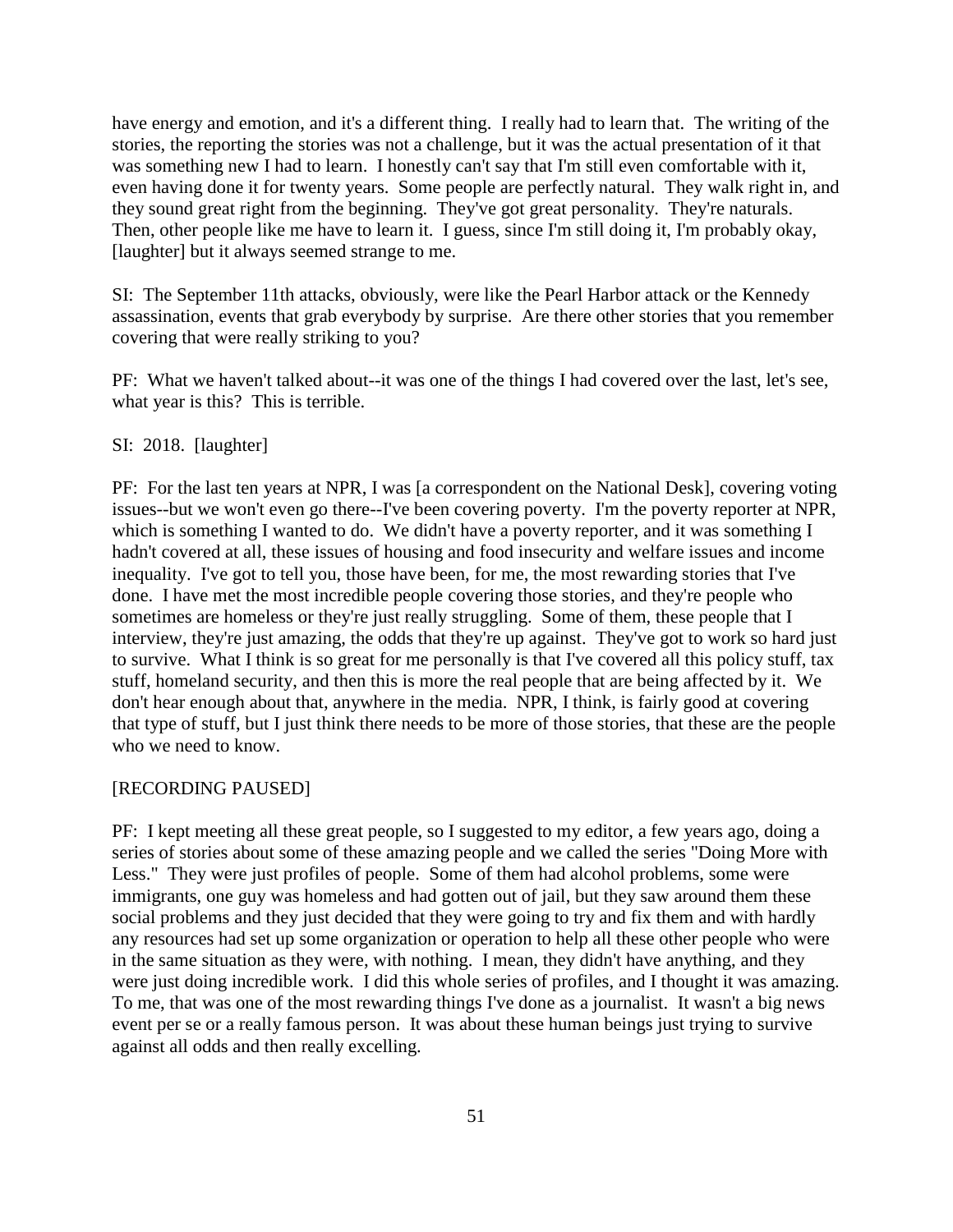have energy and emotion, and it's a different thing. I really had to learn that. The writing of the stories, the reporting the stories was not a challenge, but it was the actual presentation of it that was something new I had to learn. I honestly can't say that I'm still even comfortable with it, even having done it for twenty years. Some people are perfectly natural. They walk right in, and they sound great right from the beginning. They've got great personality. They're naturals. Then, other people like me have to learn it. I guess, since I'm still doing it, I'm probably okay, [laughter] but it always seemed strange to me.

SI: The September 11th attacks, obviously, were like the Pearl Harbor attack or the Kennedy assassination, events that grab everybody by surprise. Are there other stories that you remember covering that were really striking to you?

PF: What we haven't talked about--it was one of the things I had covered over the last, let's see, what year is this? This is terrible.

SI: 2018. [laughter]

PF: For the last ten years at NPR, I was [a correspondent on the National Desk], covering voting issues--but we won't even go there--I've been covering poverty. I'm the poverty reporter at NPR, which is something I wanted to do. We didn't have a poverty reporter, and it was something I hadn't covered at all, these issues of housing and food insecurity and welfare issues and income inequality. I've got to tell you, those have been, for me, the most rewarding stories that I've done. I have met the most incredible people covering those stories, and they're people who sometimes are homeless or they're just really struggling. Some of them, these people that I interview, they're just amazing, the odds that they're up against. They've got to work so hard just to survive. What I think is so great for me personally is that I've covered all this policy stuff, tax stuff, homeland security, and then this is more the real people that are being affected by it. We don't hear enough about that, anywhere in the media. NPR, I think, is fairly good at covering that type of stuff, but I just think there needs to be more of those stories, that these are the people who we need to know.

[RECORDING PAUSED]

PF: I kept meeting all these great people, so I suggested to my editor, a few years ago, doing a series of stories about some of these amazing people and we called the series "Doing More with Less." They were just profiles of people. Some of them had alcohol problems, some were immigrants, one guy was homeless and had gotten out of jail, but they saw around them these social problems and they just decided that they were going to try and fix them and with hardly any resources had set up some organization or operation to help all these other people who were in the same situation as they were, with nothing. I mean, they didn't have anything, and they were just doing incredible work. I did this whole series of profiles, and I thought it was amazing. To me, that was one of the most rewarding things I've done as a journalist. It wasn't a big news event per se or a really famous person. It was about these human beings just trying to survive against all odds and then really excelling.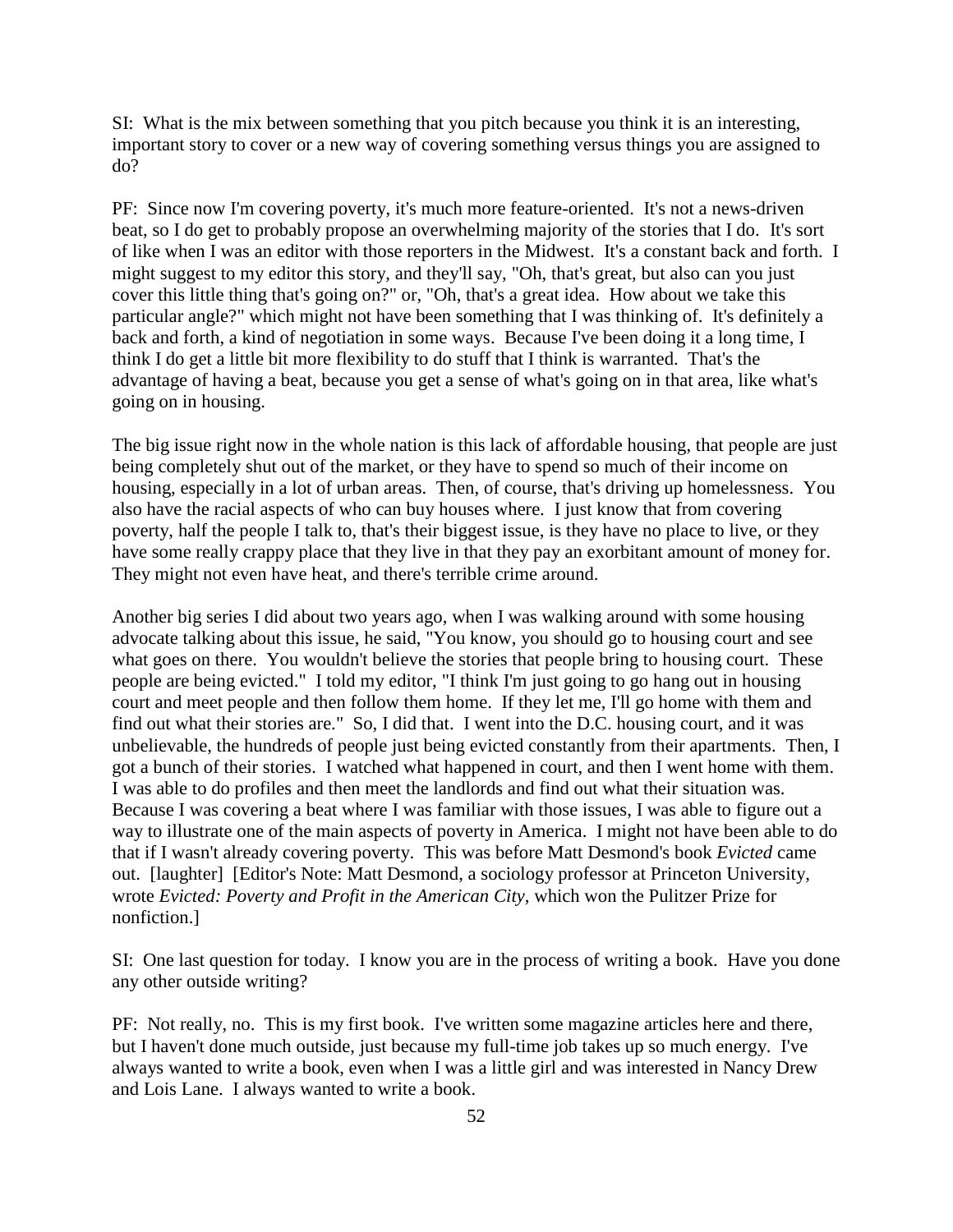SI: What is the mix between something that you pitch because you think it is an interesting, important story to cover or a new way of covering something versus things you are assigned to do?

PF: Since now I'm covering poverty, it's much more feature-oriented. It's not a news-driven beat, so I do get to probably propose an overwhelming majority of the stories that I do. It's sort of like when I was an editor with those reporters in the Midwest. It's a constant back and forth. I might suggest to my editor this story, and they'll say, "Oh, that's great, but also can you just cover this little thing that's going on?" or, "Oh, that's a great idea. How about we take this particular angle?" which might not have been something that I was thinking of. It's definitely a back and forth, a kind of negotiation in some ways. Because I've been doing it a long time, I think I do get a little bit more flexibility to do stuff that I think is warranted. That's the advantage of having a beat, because you get a sense of what's going on in that area, like what's going on in housing.

The big issue right now in the whole nation is this lack of affordable housing, that people are just being completely shut out of the market, or they have to spend so much of their income on housing, especially in a lot of urban areas. Then, of course, that's driving up homelessness. You also have the racial aspects of who can buy houses where. I just know that from covering poverty, half the people I talk to, that's their biggest issue, is they have no place to live, or they have some really crappy place that they live in that they pay an exorbitant amount of money for. They might not even have heat, and there's terrible crime around.

Another big series I did about two years ago, when I was walking around with some housing advocate talking about this issue, he said, "You know, you should go to housing court and see what goes on there. You wouldn't believe the stories that people bring to housing court. These people are being evicted." I told my editor, "I think I'm just going to go hang out in housing court and meet people and then follow them home. If they let me, I'll go home with them and find out what their stories are." So, I did that. I went into the D.C. housing court, and it was unbelievable, the hundreds of people just being evicted constantly from their apartments. Then, I got a bunch of their stories. I watched what happened in court, and then I went home with them. I was able to do profiles and then meet the landlords and find out what their situation was. Because I was covering a beat where I was familiar with those issues, I was able to figure out a way to illustrate one of the main aspects of poverty in America. I might not have been able to do that if I wasn't already covering poverty. This was before Matt Desmond's book *Evicted* came out. [laughter] [Editor's Note: Matt Desmond, a sociology professor at Princeton University, wrote *Evicted: Poverty and Profit in the American City*, which won the Pulitzer Prize for nonfiction.]

SI: One last question for today. I know you are in the process of writing a book. Have you done any other outside writing?

PF: Not really, no. This is my first book. I've written some magazine articles here and there, but I haven't done much outside, just because my full-time job takes up so much energy. I've always wanted to write a book, even when I was a little girl and was interested in Nancy Drew and Lois Lane. I always wanted to write a book.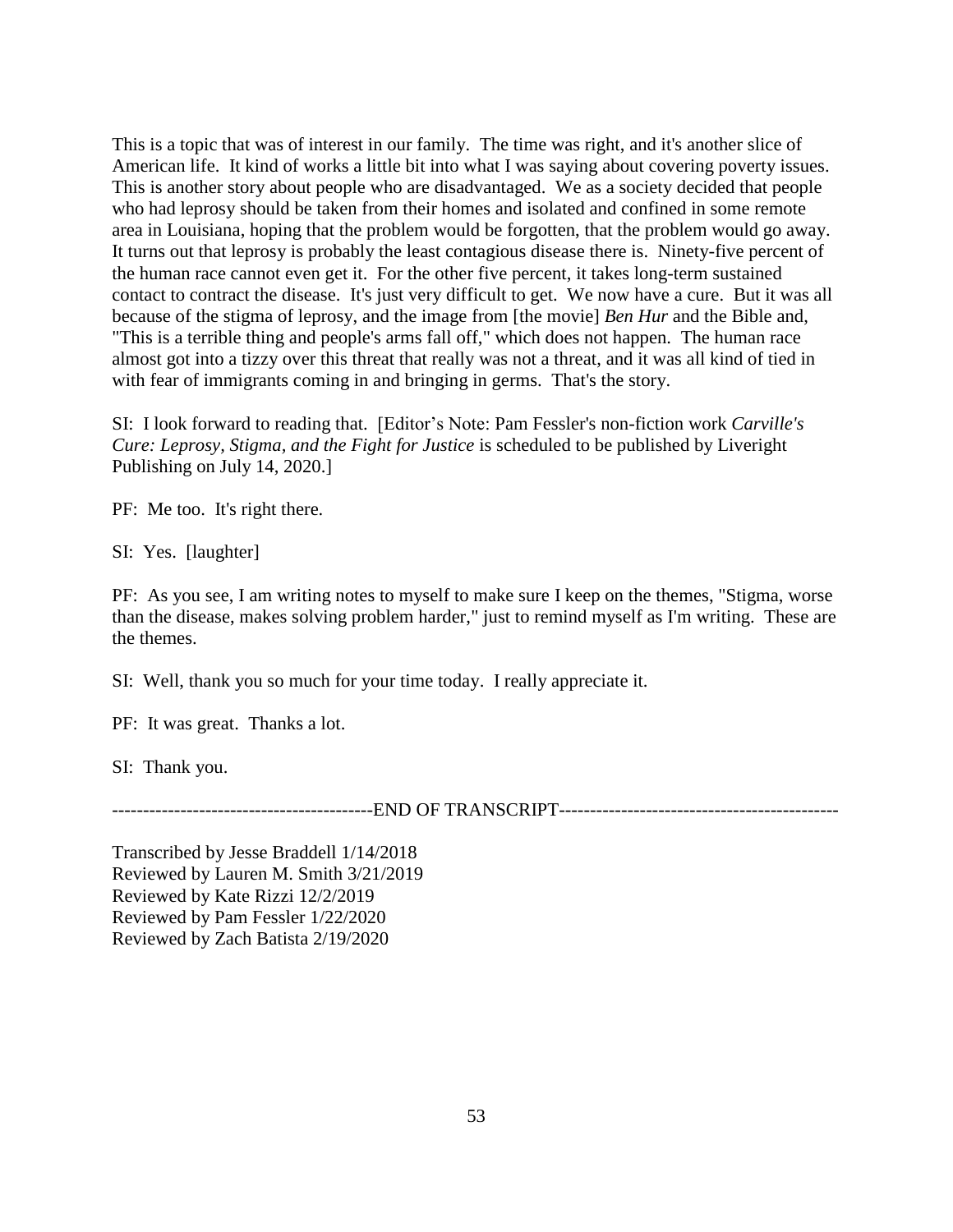This is a topic that was of interest in our family. The time was right, and it's another slice of American life. It kind of works a little bit into what I was saying about covering poverty issues. This is another story about people who are disadvantaged. We as a society decided that people who had leprosy should be taken from their homes and isolated and confined in some remote area in Louisiana, hoping that the problem would be forgotten, that the problem would go away. It turns out that leprosy is probably the least contagious disease there is. Ninety-five percent of the human race cannot even get it. For the other five percent, it takes long-term sustained contact to contract the disease. It's just very difficult to get. We now have a cure. But it was all because of the stigma of leprosy, and the image from [the movie] *Ben Hur* and the Bible and, "This is a terrible thing and people's arms fall off," which does not happen. The human race almost got into a tizzy over this threat that really was not a threat, and it was all kind of tied in with fear of immigrants coming in and bringing in germs. That's the story.

SI: I look forward to reading that. [Editor's Note: Pam Fessler's non-fiction work *Carville's Cure: Leprosy, Stigma, and the Fight for Justice* is scheduled to be published by Liveright Publishing on July 14, 2020.]

PF: Me too. It's right there.

SI: Yes. [laughter]

PF: As you see, I am writing notes to myself to make sure I keep on the themes, "Stigma, worse than the disease, makes solving problem harder," just to remind myself as I'm writing. These are the themes.

SI: Well, thank you so much for your time today. I really appreciate it.

PF: It was great. Thanks a lot.

SI: Thank you.

-----------------------------------------END OF TRANSCRIPT--------------------------------------------

Transcribed by Jesse Braddell 1/14/2018
Reviewed by Lauren M. Smith 3/21/2019
Reviewed by Kate Rizzi 12/2/2019
Reviewed by Pam Fessler 1/22/2020
Reviewed by Zach Batista 2/19/2020